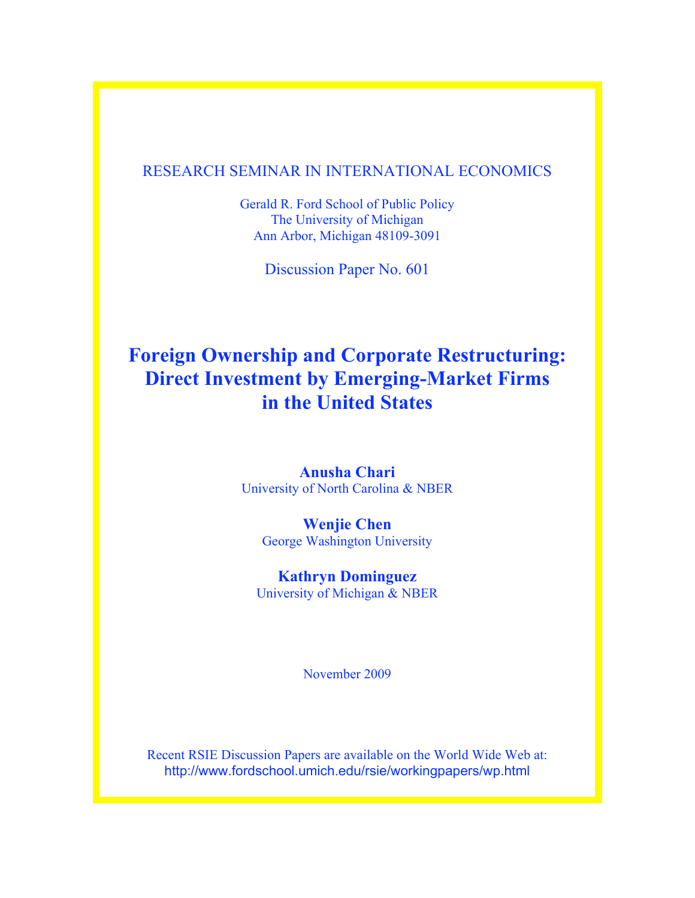RESEARCH SEMINAR IN INTERNATIONAL ECONOMICS

Gerald R. Ford School of Public Policy
The University of Michigan
Ann Arbor, Michigan 48109-3091

Discussion Paper No. 601

# Foreign Ownership and Corporate Restructuring: Direct Investment by Emerging-Market Firms in the United States

**Anusha Chari**
University of North Carolina & NBER

**Wenjie Chen**
George Washington University

**Kathryn Dominguez**
University of Michigan & NBER

November 2009

Recent RSIE Discussion Papers are available on the World Wide Web at:
http://www.fordschool.umich.edu/rsie/workingpapers/wp.html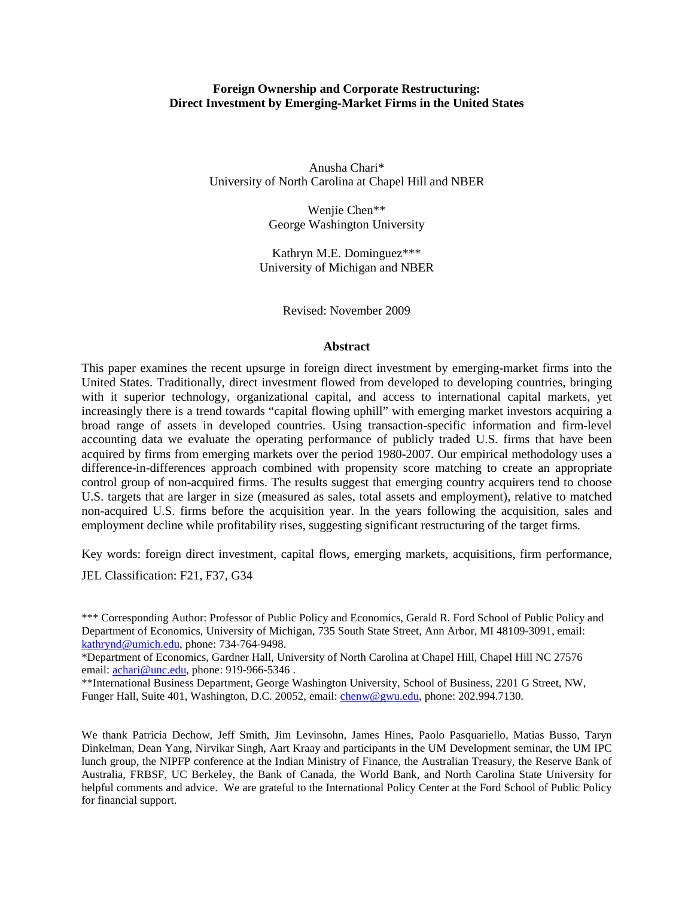**Foreign Ownership and Corporate Restructuring: Direct Investment by Emerging-Market Firms in the United States**

Anusha Chari*
University of North Carolina at Chapel Hill and NBER

Wenjie Chen**
George Washington University

Kathryn M.E. Dominguez***
University of Michigan and NBER

Revised: November 2009

**Abstract**

This paper examines the recent upsurge in foreign direct investment by emerging-market firms into the United States. Traditionally, direct investment flowed from developed to developing countries, bringing with it superior technology, organizational capital, and access to international capital markets, yet increasingly there is a trend towards "capital flowing uphill" with emerging market investors acquiring a broad range of assets in developed countries. Using transaction-specific information and firm-level accounting data we evaluate the operating performance of publicly traded U.S. firms that have been acquired by firms from emerging markets over the period 1980-2007. Our empirical methodology uses a difference-in-differences approach combined with propensity score matching to create an appropriate control group of non-acquired firms. The results suggest that emerging country acquirers tend to choose U.S. targets that are larger in size (measured as sales, total assets and employment), relative to matched non-acquired U.S. firms before the acquisition year. In the years following the acquisition, sales and employment decline while profitability rises, suggesting significant restructuring of the target firms.

Key words: foreign direct investment, capital flows, emerging markets, acquisitions, firm performance,

JEL Classification: F21, F37, G34

*** Corresponding Author: Professor of Public Policy and Economics, Gerald R. Ford School of Public Policy and Department of Economics, University of Michigan, 735 South State Street, Ann Arbor, MI 48109-3091, email: kathrynd@umich.edu, phone: 734-764-9498.

*Department of Economics, Gardner Hall, University of North Carolina at Chapel Hill, Chapel Hill NC 27576 email: achari@unc.edu, phone: 919-966-5346 .

**International Business Department, George Washington University, School of Business, 2201 G Street, NW, Funger Hall, Suite 401, Washington, D.C. 20052, email: chenw@gwu.edu, phone: 202.994.7130.

We thank Patricia Dechow, Jeff Smith, Jim Levinsohn, James Hines, Paolo Pasquariello, Matias Busso, Taryn Dinkelman, Dean Yang, Nirvikar Singh, Aart Kraay and participants in the UM Development seminar, the UM IPC lunch group, the NIPFP conference at the Indian Ministry of Finance, the Australian Treasury, the Reserve Bank of Australia, FRBSF, UC Berkeley, the Bank of Canada, the World Bank, and North Carolina State University for helpful comments and advice. We are grateful to the International Policy Center at the Ford School of Public Policy for financial support.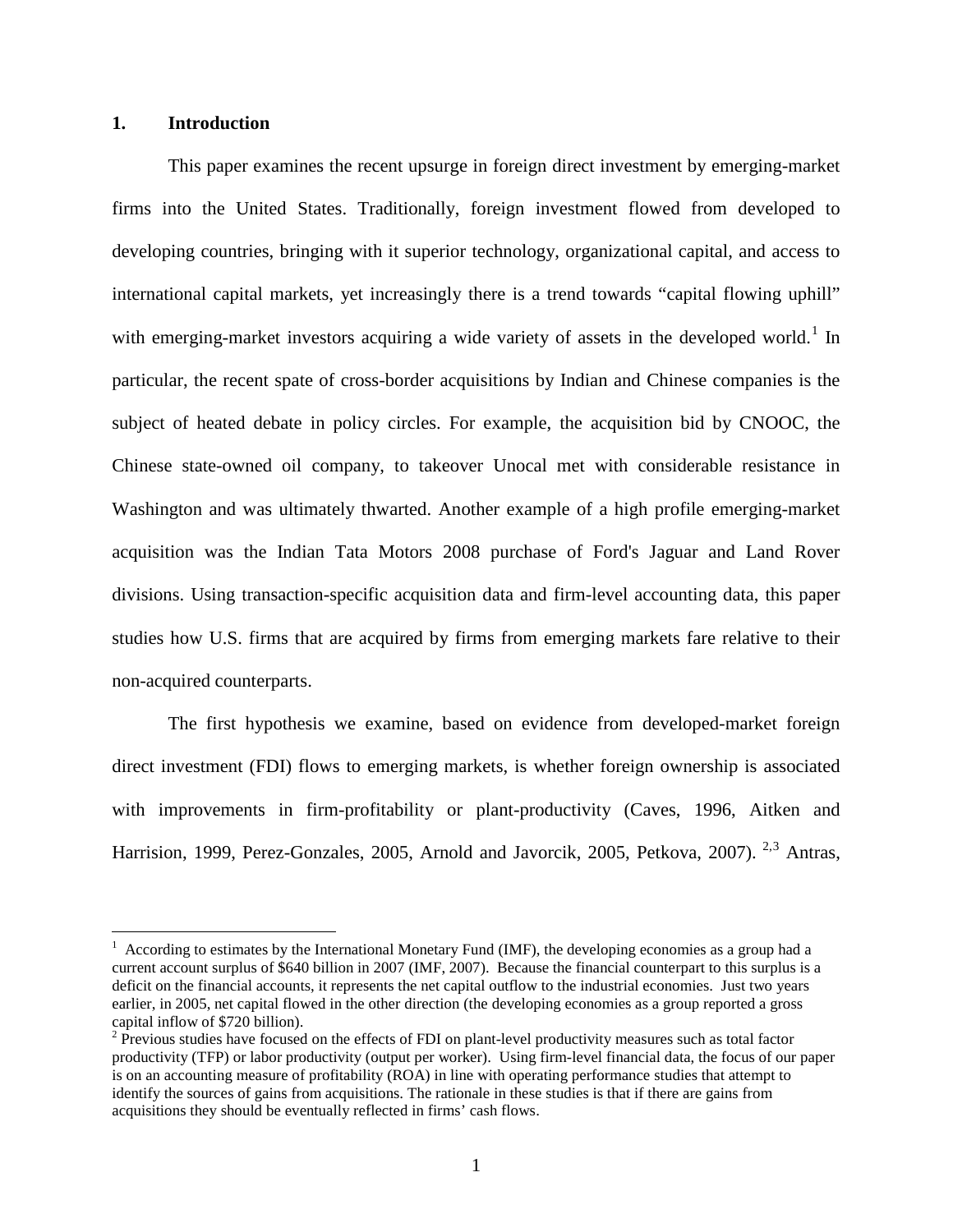## 1. Introduction

This paper examines the recent upsurge in foreign direct investment by emerging-market firms into the United States. Traditionally, foreign investment flowed from developed to developing countries, bringing with it superior technology, organizational capital, and access to international capital markets, yet increasingly there is a trend towards "capital flowing uphill" with emerging-market investors acquiring a wide variety of assets in the developed world.[1] In particular, the recent spate of cross-border acquisitions by Indian and Chinese companies is the subject of heated debate in policy circles. For example, the acquisition bid by CNOOC, the Chinese state-owned oil company, to takeover Unocal met with considerable resistance in Washington and was ultimately thwarted. Another example of a high profile emerging-market acquisition was the Indian Tata Motors 2008 purchase of Ford's Jaguar and Land Rover divisions. Using transaction-specific acquisition data and firm-level accounting data, this paper studies how U.S. firms that are acquired by firms from emerging markets fare relative to their non-acquired counterparts.

The first hypothesis we examine, based on evidence from developed-market foreign direct investment (FDI) flows to emerging markets, is whether foreign ownership is associated with improvements in firm-profitability or plant-productivity (Caves, 1996, Aitken and Harrision, 1999, Perez-Gonzales, 2005, Arnold and Javorcik, 2005, Petkova, 2007). [2,3] Antras,

[1] According to estimates by the International Monetary Fund (IMF), the developing economies as a group had a current account surplus of $640 billion in 2007 (IMF, 2007). Because the financial counterpart to this surplus is a deficit on the financial accounts, it represents the net capital outflow to the industrial economies. Just two years earlier, in 2005, net capital flowed in the other direction (the developing economies as a group reported a gross capital inflow of $720 billion).

[2] Previous studies have focused on the effects of FDI on plant-level productivity measures such as total factor productivity (TFP) or labor productivity (output per worker). Using firm-level financial data, the focus of our paper is on an accounting measure of profitability (ROA) in line with operating performance studies that attempt to identify the sources of gains from acquisitions. The rationale in these studies is that if there are gains from acquisitions they should be eventually reflected in firms' cash flows.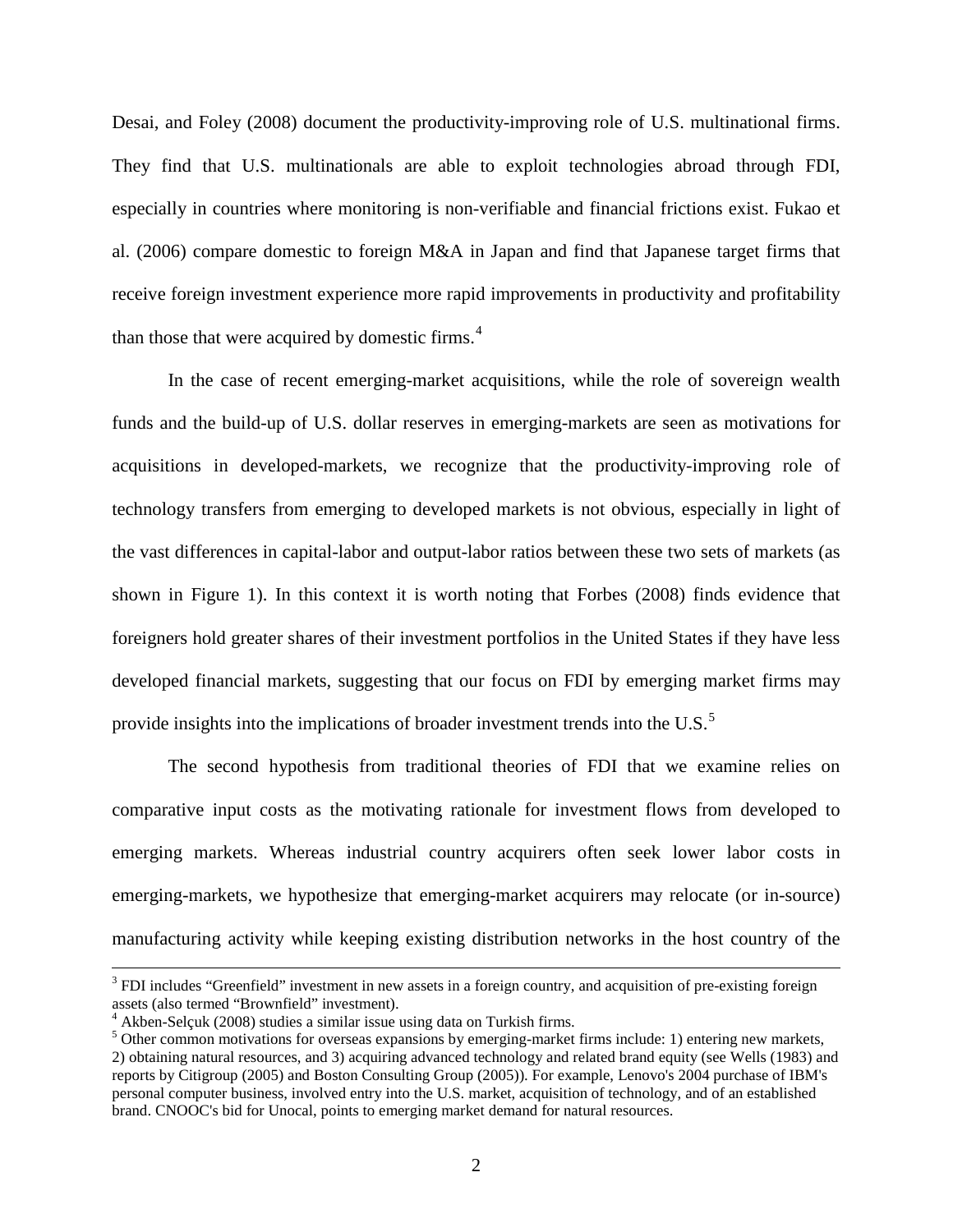Desai, and Foley (2008) document the productivity-improving role of U.S. multinational firms. They find that U.S. multinationals are able to exploit technologies abroad through FDI, especially in countries where monitoring is non-verifiable and financial frictions exist. Fukao et al. (2006) compare domestic to foreign M&A in Japan and find that Japanese target firms that receive foreign investment experience more rapid improvements in productivity and profitability than those that were acquired by domestic firms.[4]

In the case of recent emerging-market acquisitions, while the role of sovereign wealth funds and the build-up of U.S. dollar reserves in emerging-markets are seen as motivations for acquisitions in developed-markets, we recognize that the productivity-improving role of technology transfers from emerging to developed markets is not obvious, especially in light of the vast differences in capital-labor and output-labor ratios between these two sets of markets (as shown in Figure 1). In this context it is worth noting that Forbes (2008) finds evidence that foreigners hold greater shares of their investment portfolios in the United States if they have less developed financial markets, suggesting that our focus on FDI by emerging market firms may provide insights into the implications of broader investment trends into the U.S.[5]

The second hypothesis from traditional theories of FDI that we examine relies on comparative input costs as the motivating rationale for investment flows from developed to emerging markets. Whereas industrial country acquirers often seek lower labor costs in emerging-markets, we hypothesize that emerging-market acquirers may relocate (or in-source) manufacturing activity while keeping existing distribution networks in the host country of the

[3] FDI includes "Greenfield" investment in new assets in a foreign country, and acquisition of pre-existing foreign assets (also termed "Brownfield" investment).

[4] Akben-Selçuk (2008) studies a similar issue using data on Turkish firms.

[5] Other common motivations for overseas expansions by emerging-market firms include: 1) entering new markets, 2) obtaining natural resources, and 3) acquiring advanced technology and related brand equity (see Wells (1983) and reports by Citigroup (2005) and Boston Consulting Group (2005)). For example, Lenovo's 2004 purchase of IBM's personal computer business, involved entry into the U.S. market, acquisition of technology, and of an established brand. CNOOC's bid for Unocal, points to emerging market demand for natural resources.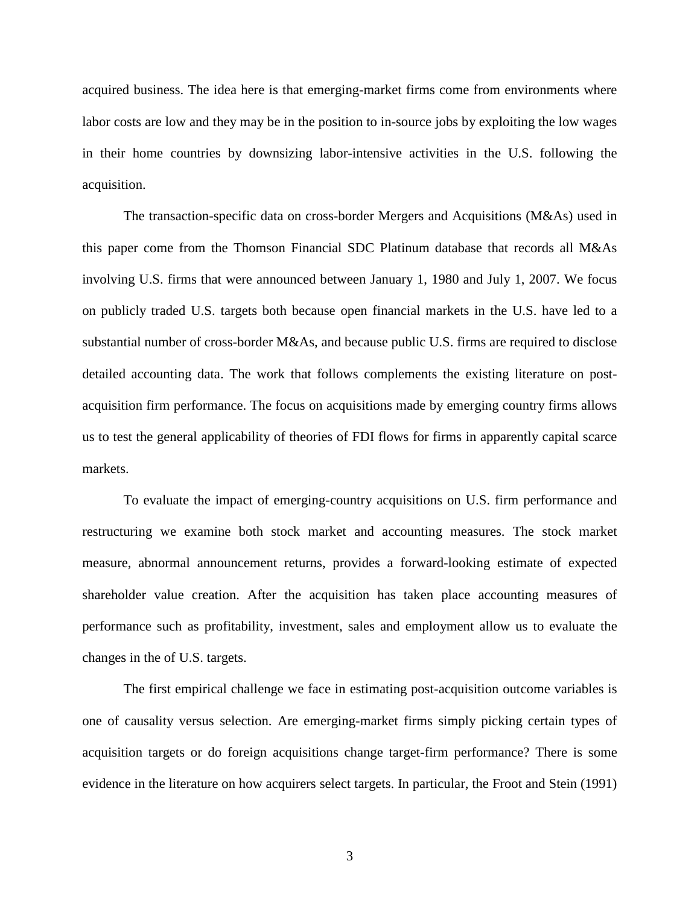acquired business. The idea here is that emerging-market firms come from environments where labor costs are low and they may be in the position to in-source jobs by exploiting the low wages in their home countries by downsizing labor-intensive activities in the U.S. following the acquisition.

The transaction-specific data on cross-border Mergers and Acquisitions (M&As) used in this paper come from the Thomson Financial SDC Platinum database that records all M&As involving U.S. firms that were announced between January 1, 1980 and July 1, 2007. We focus on publicly traded U.S. targets both because open financial markets in the U.S. have led to a substantial number of cross-border M&As, and because public U.S. firms are required to disclose detailed accounting data. The work that follows complements the existing literature on post-acquisition firm performance. The focus on acquisitions made by emerging country firms allows us to test the general applicability of theories of FDI flows for firms in apparently capital scarce markets.

To evaluate the impact of emerging-country acquisitions on U.S. firm performance and restructuring we examine both stock market and accounting measures. The stock market measure, abnormal announcement returns, provides a forward-looking estimate of expected shareholder value creation. After the acquisition has taken place accounting measures of performance such as profitability, investment, sales and employment allow us to evaluate the changes in the of U.S. targets.

The first empirical challenge we face in estimating post-acquisition outcome variables is one of causality versus selection. Are emerging-market firms simply picking certain types of acquisition targets or do foreign acquisitions change target-firm performance? There is some evidence in the literature on how acquirers select targets. In particular, the Froot and Stein (1991)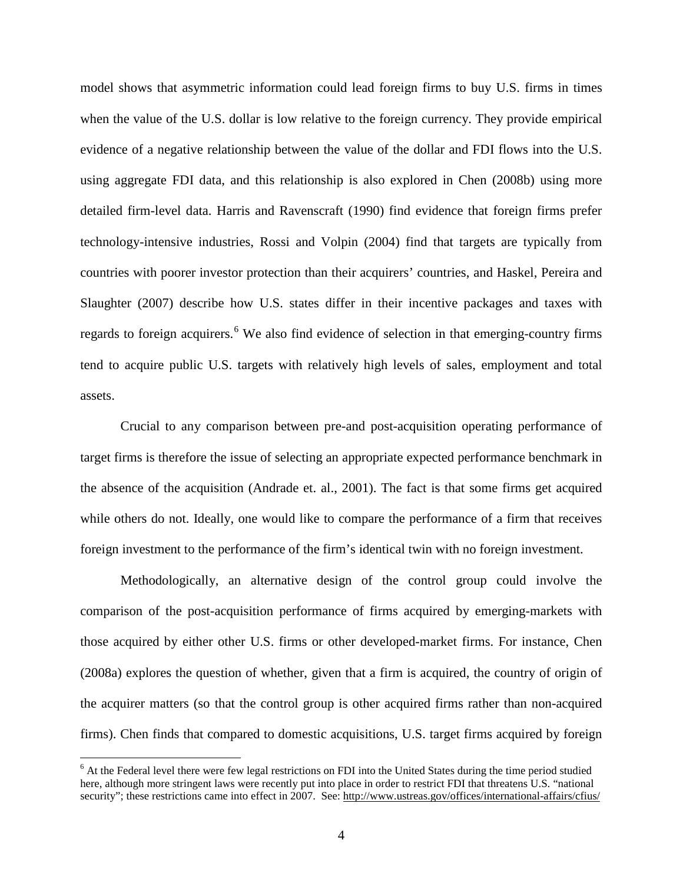model shows that asymmetric information could lead foreign firms to buy U.S. firms in times when the value of the U.S. dollar is low relative to the foreign currency. They provide empirical evidence of a negative relationship between the value of the dollar and FDI flows into the U.S. using aggregate FDI data, and this relationship is also explored in Chen (2008b) using more detailed firm-level data. Harris and Ravenscraft (1990) find evidence that foreign firms prefer technology-intensive industries, Rossi and Volpin (2004) find that targets are typically from countries with poorer investor protection than their acquirers' countries, and Haskel, Pereira and Slaughter (2007) describe how U.S. states differ in their incentive packages and taxes with regards to foreign acquirers.[6] We also find evidence of selection in that emerging-country firms tend to acquire public U.S. targets with relatively high levels of sales, employment and total assets.

Crucial to any comparison between pre-and post-acquisition operating performance of target firms is therefore the issue of selecting an appropriate expected performance benchmark in the absence of the acquisition (Andrade et. al., 2001). The fact is that some firms get acquired while others do not. Ideally, one would like to compare the performance of a firm that receives foreign investment to the performance of the firm's identical twin with no foreign investment.

Methodologically, an alternative design of the control group could involve the comparison of the post-acquisition performance of firms acquired by emerging-markets with those acquired by either other U.S. firms or other developed-market firms. For instance, Chen (2008a) explores the question of whether, given that a firm is acquired, the country of origin of the acquirer matters (so that the control group is other acquired firms rather than non-acquired firms). Chen finds that compared to domestic acquisitions, U.S. target firms acquired by foreign

[6] At the Federal level there were few legal restrictions on FDI into the United States during the time period studied here, although more stringent laws were recently put into place in order to restrict FDI that threatens U.S. "national security"; these restrictions came into effect in 2007. See: http://www.ustreas.gov/offices/international-affairs/cfius/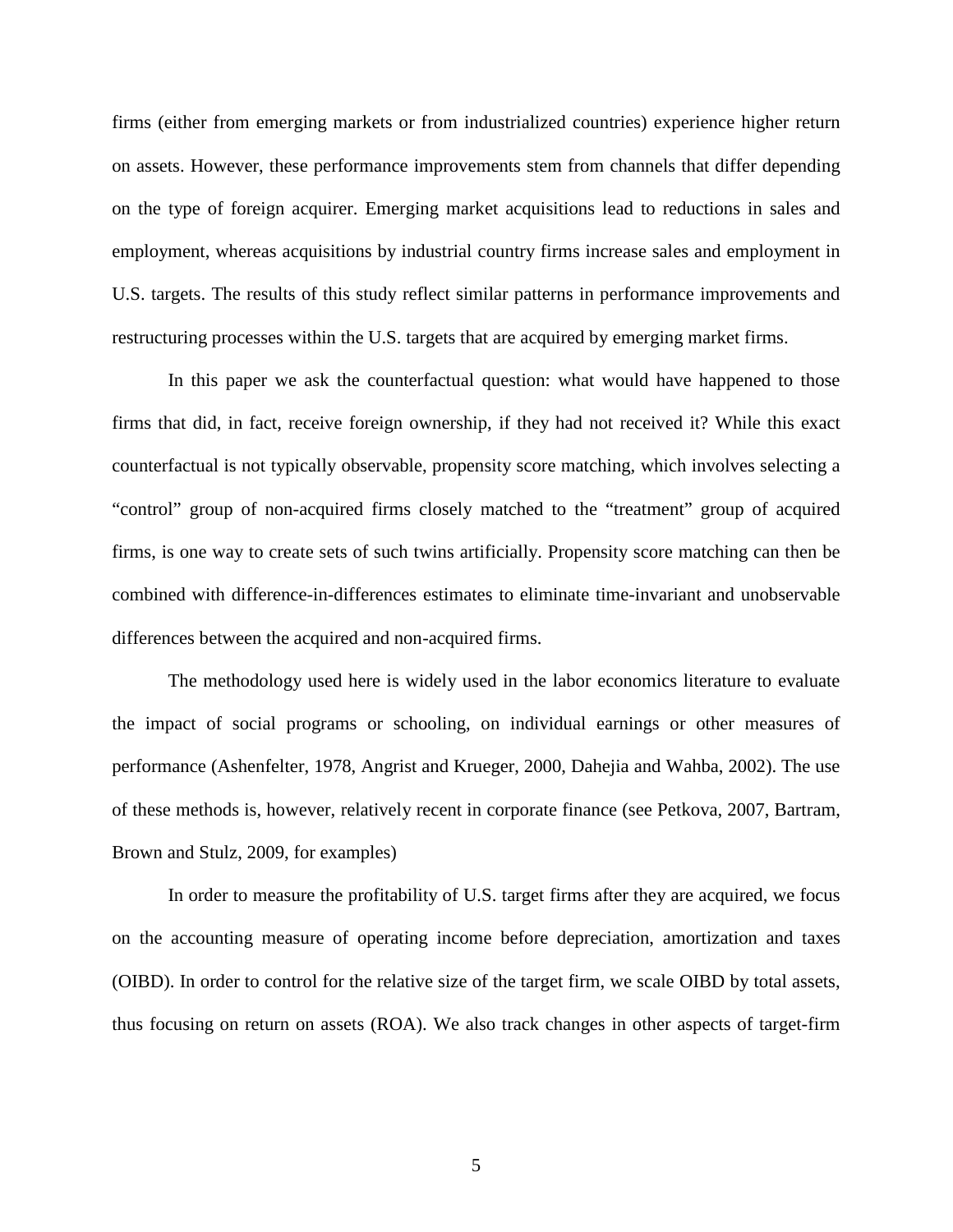firms (either from emerging markets or from industrialized countries) experience higher return on assets. However, these performance improvements stem from channels that differ depending on the type of foreign acquirer. Emerging market acquisitions lead to reductions in sales and employment, whereas acquisitions by industrial country firms increase sales and employment in U.S. targets. The results of this study reflect similar patterns in performance improvements and restructuring processes within the U.S. targets that are acquired by emerging market firms.

In this paper we ask the counterfactual question: what would have happened to those firms that did, in fact, receive foreign ownership, if they had not received it? While this exact counterfactual is not typically observable, propensity score matching, which involves selecting a "control" group of non-acquired firms closely matched to the "treatment" group of acquired firms, is one way to create sets of such twins artificially. Propensity score matching can then be combined with difference-in-differences estimates to eliminate time-invariant and unobservable differences between the acquired and non-acquired firms.

The methodology used here is widely used in the labor economics literature to evaluate the impact of social programs or schooling, on individual earnings or other measures of performance (Ashenfelter, 1978, Angrist and Krueger, 2000, Dahejia and Wahba, 2002). The use of these methods is, however, relatively recent in corporate finance (see Petkova, 2007, Bartram, Brown and Stulz, 2009, for examples)

In order to measure the profitability of U.S. target firms after they are acquired, we focus on the accounting measure of operating income before depreciation, amortization and taxes (OIBD). In order to control for the relative size of the target firm, we scale OIBD by total assets, thus focusing on return on assets (ROA). We also track changes in other aspects of target-firm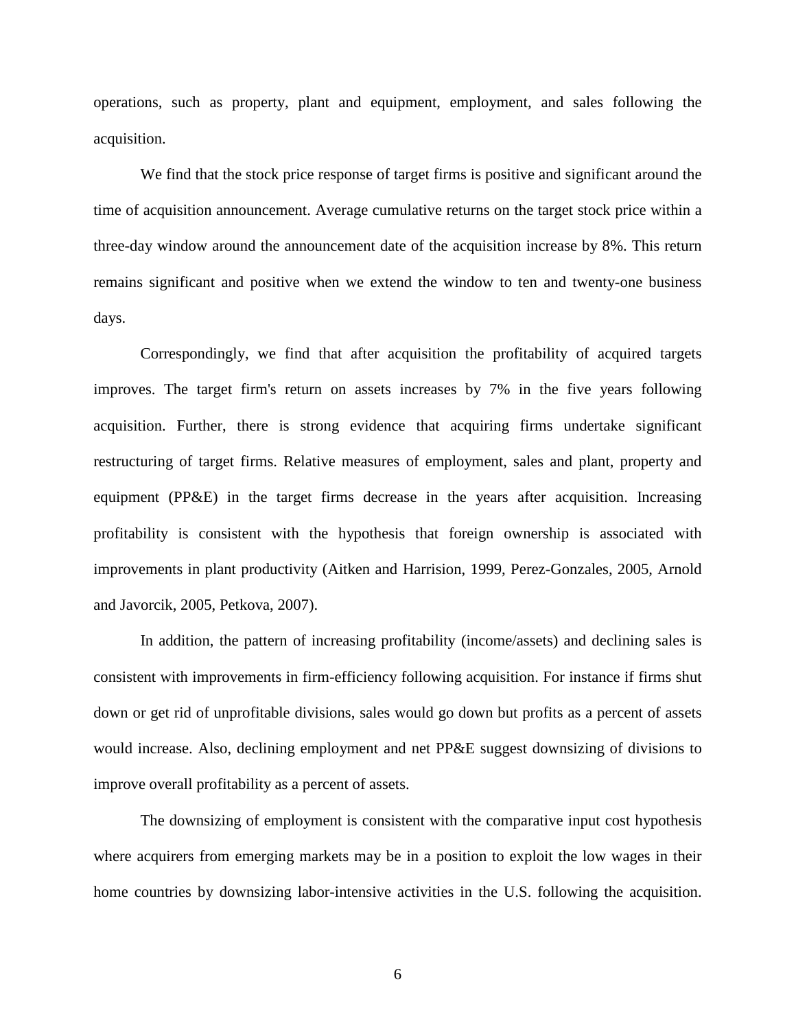operations, such as property, plant and equipment, employment, and sales following the acquisition.

We find that the stock price response of target firms is positive and significant around the time of acquisition announcement. Average cumulative returns on the target stock price within a three-day window around the announcement date of the acquisition increase by 8%. This return remains significant and positive when we extend the window to ten and twenty-one business days.

Correspondingly, we find that after acquisition the profitability of acquired targets improves. The target firm's return on assets increases by 7% in the five years following acquisition. Further, there is strong evidence that acquiring firms undertake significant restructuring of target firms. Relative measures of employment, sales and plant, property and equipment (PP&E) in the target firms decrease in the years after acquisition. Increasing profitability is consistent with the hypothesis that foreign ownership is associated with improvements in plant productivity (Aitken and Harrision, 1999, Perez-Gonzales, 2005, Arnold and Javorcik, 2005, Petkova, 2007).

In addition, the pattern of increasing profitability (income/assets) and declining sales is consistent with improvements in firm-efficiency following acquisition. For instance if firms shut down or get rid of unprofitable divisions, sales would go down but profits as a percent of assets would increase. Also, declining employment and net PP&E suggest downsizing of divisions to improve overall profitability as a percent of assets.

The downsizing of employment is consistent with the comparative input cost hypothesis where acquirers from emerging markets may be in a position to exploit the low wages in their home countries by downsizing labor-intensive activities in the U.S. following the acquisition.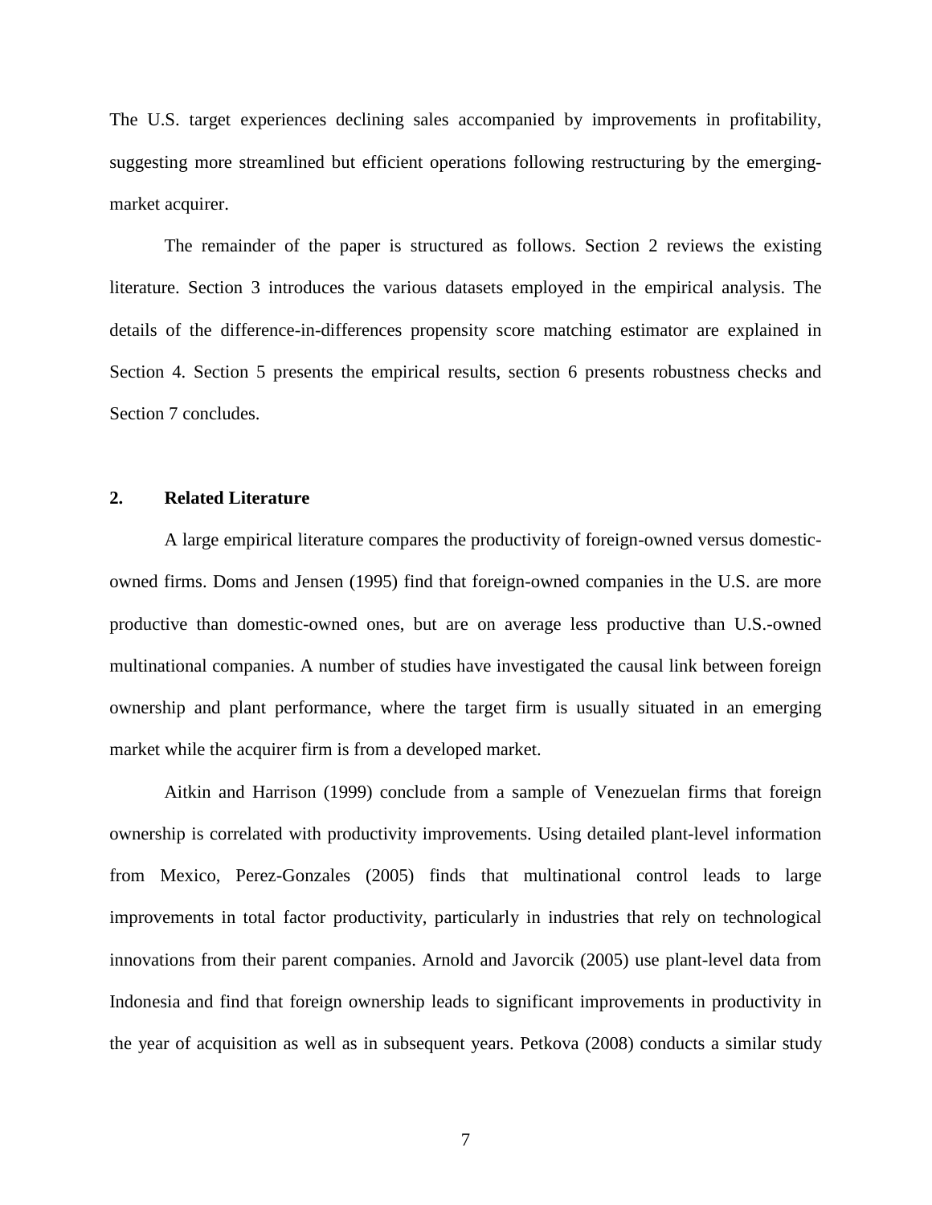The U.S. target experiences declining sales accompanied by improvements in profitability, suggesting more streamlined but efficient operations following restructuring by the emerging-market acquirer.

The remainder of the paper is structured as follows. Section 2 reviews the existing literature. Section 3 introduces the various datasets employed in the empirical analysis. The details of the difference-in-differences propensity score matching estimator are explained in Section 4. Section 5 presents the empirical results, section 6 presents robustness checks and Section 7 concludes.

## 2. Related Literature

A large empirical literature compares the productivity of foreign-owned versus domestic-owned firms. Doms and Jensen (1995) find that foreign-owned companies in the U.S. are more productive than domestic-owned ones, but are on average less productive than U.S.-owned multinational companies. A number of studies have investigated the causal link between foreign ownership and plant performance, where the target firm is usually situated in an emerging market while the acquirer firm is from a developed market.

Aitkin and Harrison (1999) conclude from a sample of Venezuelan firms that foreign ownership is correlated with productivity improvements. Using detailed plant-level information from Mexico, Perez-Gonzales (2005) finds that multinational control leads to large improvements in total factor productivity, particularly in industries that rely on technological innovations from their parent companies. Arnold and Javorcik (2005) use plant-level data from Indonesia and find that foreign ownership leads to significant improvements in productivity in the year of acquisition as well as in subsequent years. Petkova (2008) conducts a similar study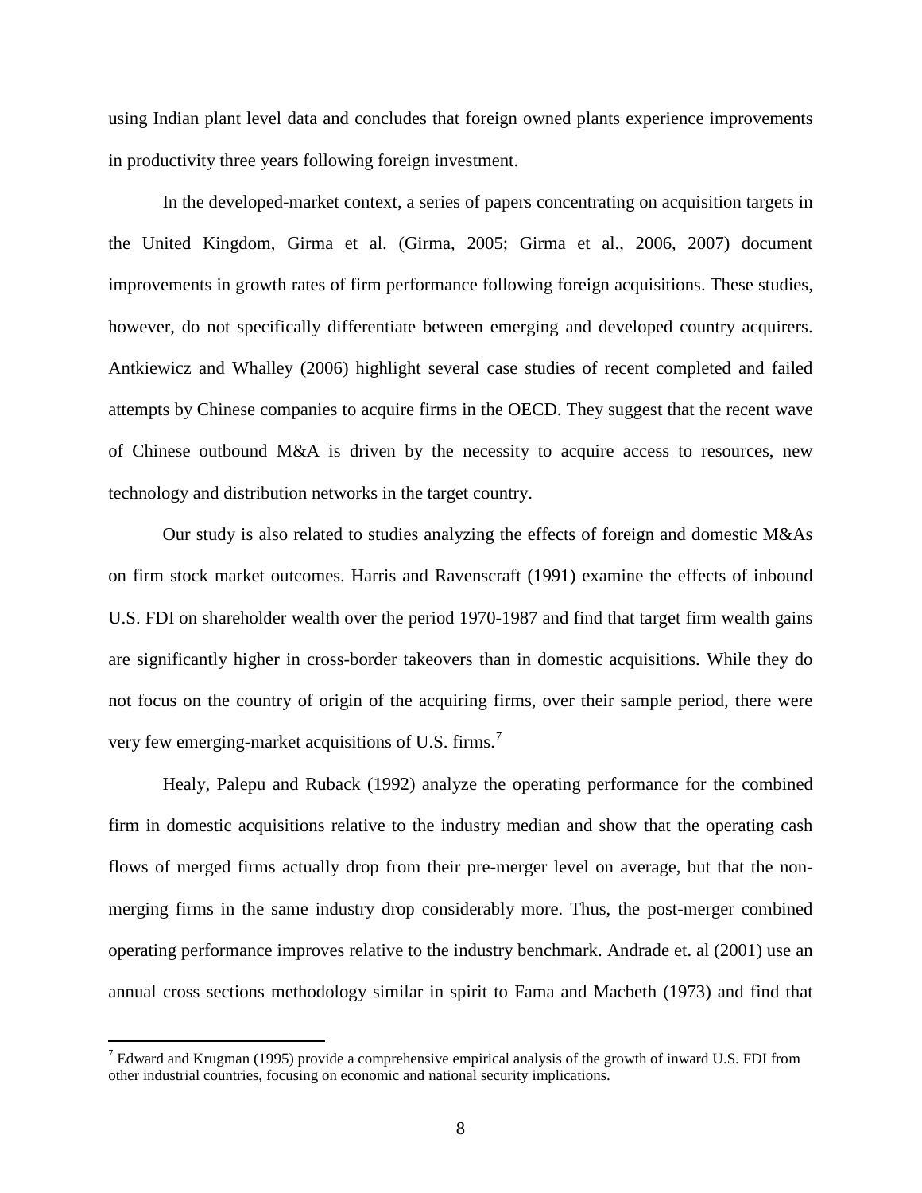using Indian plant level data and concludes that foreign owned plants experience improvements in productivity three years following foreign investment.

In the developed-market context, a series of papers concentrating on acquisition targets in the United Kingdom, Girma et al. (Girma, 2005; Girma et al., 2006, 2007) document improvements in growth rates of firm performance following foreign acquisitions. These studies, however, do not specifically differentiate between emerging and developed country acquirers. Antkiewicz and Whalley (2006) highlight several case studies of recent completed and failed attempts by Chinese companies to acquire firms in the OECD. They suggest that the recent wave of Chinese outbound M&A is driven by the necessity to acquire access to resources, new technology and distribution networks in the target country.

Our study is also related to studies analyzing the effects of foreign and domestic M&As on firm stock market outcomes. Harris and Ravenscraft (1991) examine the effects of inbound U.S. FDI on shareholder wealth over the period 1970-1987 and find that target firm wealth gains are significantly higher in cross-border takeovers than in domestic acquisitions. While they do not focus on the country of origin of the acquiring firms, over their sample period, there were very few emerging-market acquisitions of U.S. firms.[7]

Healy, Palepu and Ruback (1992) analyze the operating performance for the combined firm in domestic acquisitions relative to the industry median and show that the operating cash flows of merged firms actually drop from their pre-merger level on average, but that the non-merging firms in the same industry drop considerably more. Thus, the post-merger combined operating performance improves relative to the industry benchmark. Andrade et. al (2001) use an annual cross sections methodology similar in spirit to Fama and Macbeth (1973) and find that

[7] Edward and Krugman (1995) provide a comprehensive empirical analysis of the growth of inward U.S. FDI from other industrial countries, focusing on economic and national security implications.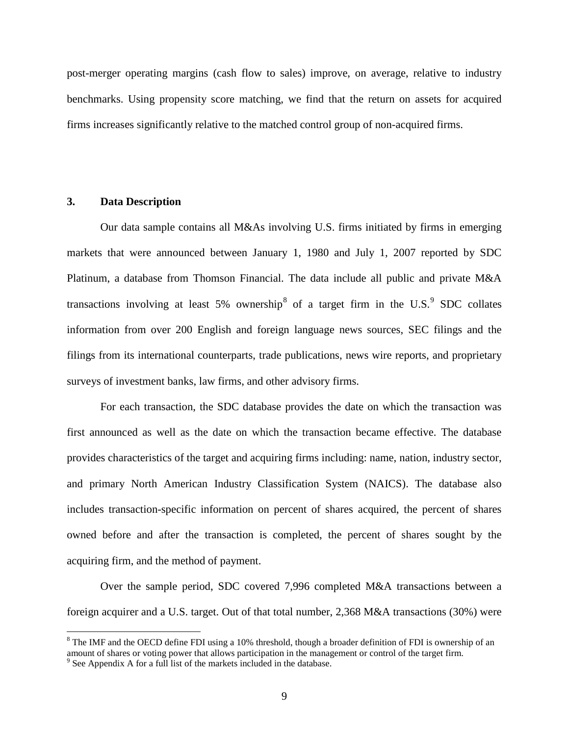post-merger operating margins (cash flow to sales) improve, on average, relative to industry benchmarks. Using propensity score matching, we find that the return on assets for acquired firms increases significantly relative to the matched control group of non-acquired firms.

## 3. Data Description

Our data sample contains all M&As involving U.S. firms initiated by firms in emerging markets that were announced between January 1, 1980 and July 1, 2007 reported by SDC Platinum, a database from Thomson Financial. The data include all public and private M&A transactions involving at least 5% ownership[8] of a target firm in the U.S.[9] SDC collates information from over 200 English and foreign language news sources, SEC filings and the filings from its international counterparts, trade publications, news wire reports, and proprietary surveys of investment banks, law firms, and other advisory firms.

For each transaction, the SDC database provides the date on which the transaction was first announced as well as the date on which the transaction became effective. The database provides characteristics of the target and acquiring firms including: name, nation, industry sector, and primary North American Industry Classification System (NAICS). The database also includes transaction-specific information on percent of shares acquired, the percent of shares owned before and after the transaction is completed, the percent of shares sought by the acquiring firm, and the method of payment.

Over the sample period, SDC covered 7,996 completed M&A transactions between a foreign acquirer and a U.S. target. Out of that total number, 2,368 M&A transactions (30%) were

---

[8] The IMF and the OECD define FDI using a 10% threshold, though a broader definition of FDI is ownership of an amount of shares or voting power that allows participation in the management or control of the target firm.

[9] See Appendix A for a full list of the markets included in the database.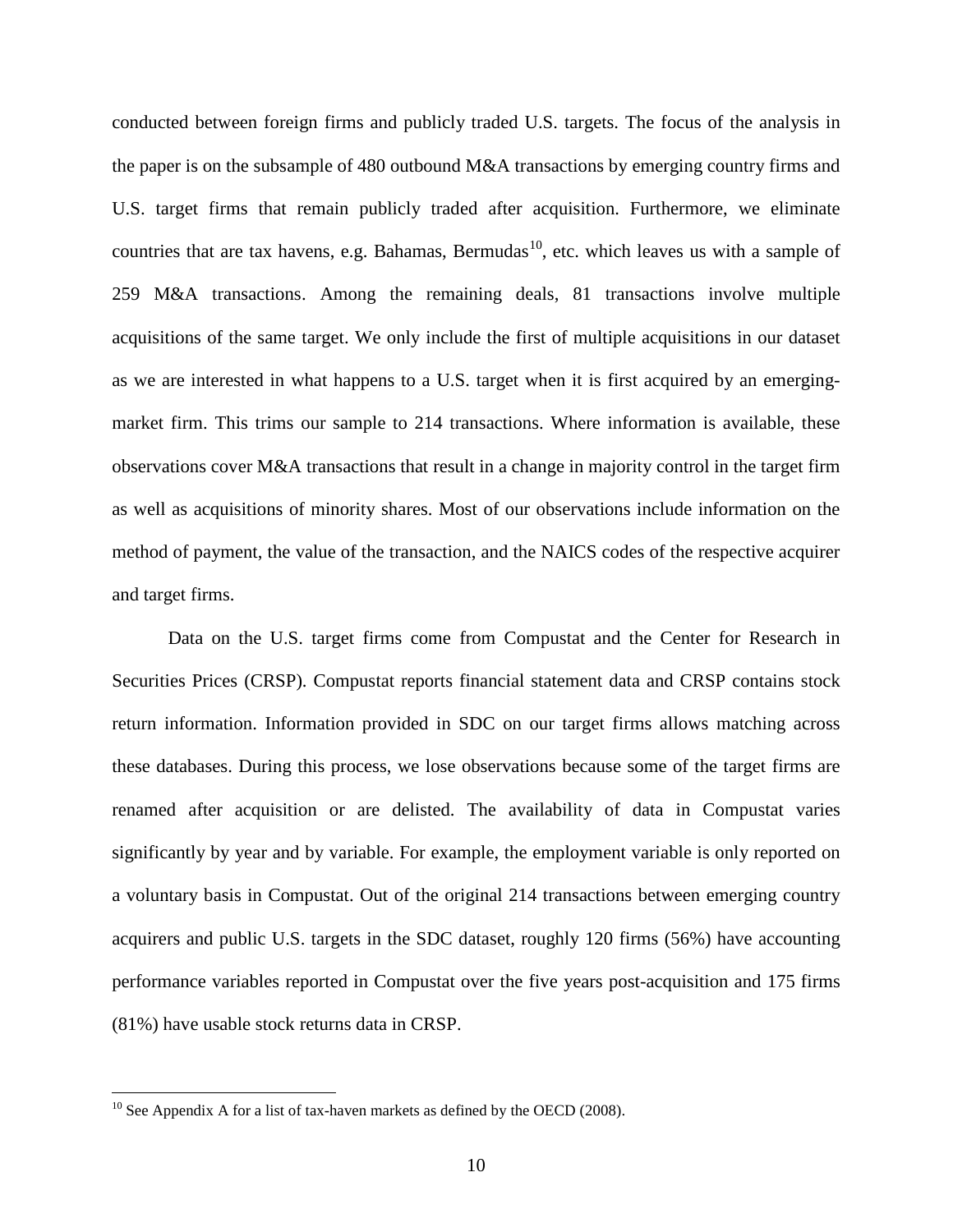conducted between foreign firms and publicly traded U.S. targets. The focus of the analysis in the paper is on the subsample of 480 outbound M&A transactions by emerging country firms and U.S. target firms that remain publicly traded after acquisition. Furthermore, we eliminate countries that are tax havens, e.g. Bahamas, Bermudas[10], etc. which leaves us with a sample of 259 M&A transactions. Among the remaining deals, 81 transactions involve multiple acquisitions of the same target. We only include the first of multiple acquisitions in our dataset as we are interested in what happens to a U.S. target when it is first acquired by an emerging-market firm. This trims our sample to 214 transactions. Where information is available, these observations cover M&A transactions that result in a change in majority control in the target firm as well as acquisitions of minority shares. Most of our observations include information on the method of payment, the value of the transaction, and the NAICS codes of the respective acquirer and target firms.

Data on the U.S. target firms come from Compustat and the Center for Research in Securities Prices (CRSP). Compustat reports financial statement data and CRSP contains stock return information. Information provided in SDC on our target firms allows matching across these databases. During this process, we lose observations because some of the target firms are renamed after acquisition or are delisted. The availability of data in Compustat varies significantly by year and by variable. For example, the employment variable is only reported on a voluntary basis in Compustat. Out of the original 214 transactions between emerging country acquirers and public U.S. targets in the SDC dataset, roughly 120 firms (56%) have accounting performance variables reported in Compustat over the five years post-acquisition and 175 firms (81%) have usable stock returns data in CRSP.

---

[10] See Appendix A for a list of tax-haven markets as defined by the OECD (2008).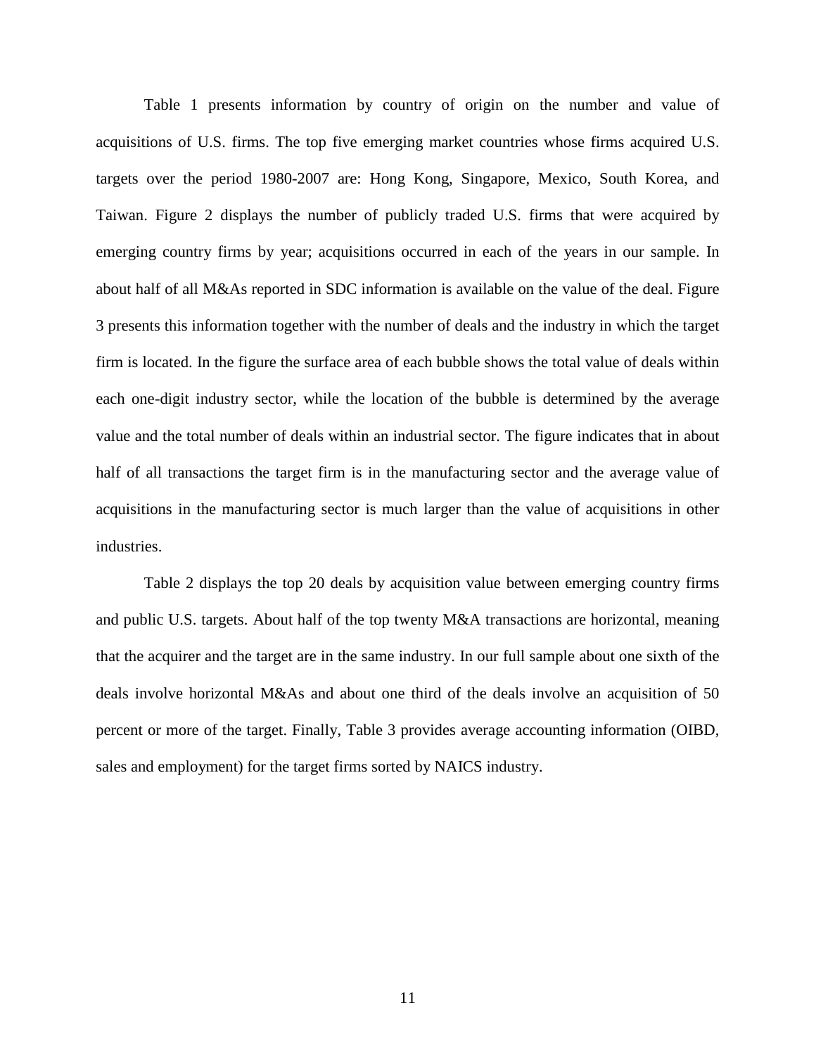Table 1 presents information by country of origin on the number and value of acquisitions of U.S. firms. The top five emerging market countries whose firms acquired U.S. targets over the period 1980-2007 are: Hong Kong, Singapore, Mexico, South Korea, and Taiwan. Figure 2 displays the number of publicly traded U.S. firms that were acquired by emerging country firms by year; acquisitions occurred in each of the years in our sample. In about half of all M&As reported in SDC information is available on the value of the deal. Figure 3 presents this information together with the number of deals and the industry in which the target firm is located. In the figure the surface area of each bubble shows the total value of deals within each one-digit industry sector, while the location of the bubble is determined by the average value and the total number of deals within an industrial sector. The figure indicates that in about half of all transactions the target firm is in the manufacturing sector and the average value of acquisitions in the manufacturing sector is much larger than the value of acquisitions in other industries.

Table 2 displays the top 20 deals by acquisition value between emerging country firms and public U.S. targets. About half of the top twenty M&A transactions are horizontal, meaning that the acquirer and the target are in the same industry. In our full sample about one sixth of the deals involve horizontal M&As and about one third of the deals involve an acquisition of 50 percent or more of the target. Finally, Table 3 provides average accounting information (OIBD, sales and employment) for the target firms sorted by NAICS industry.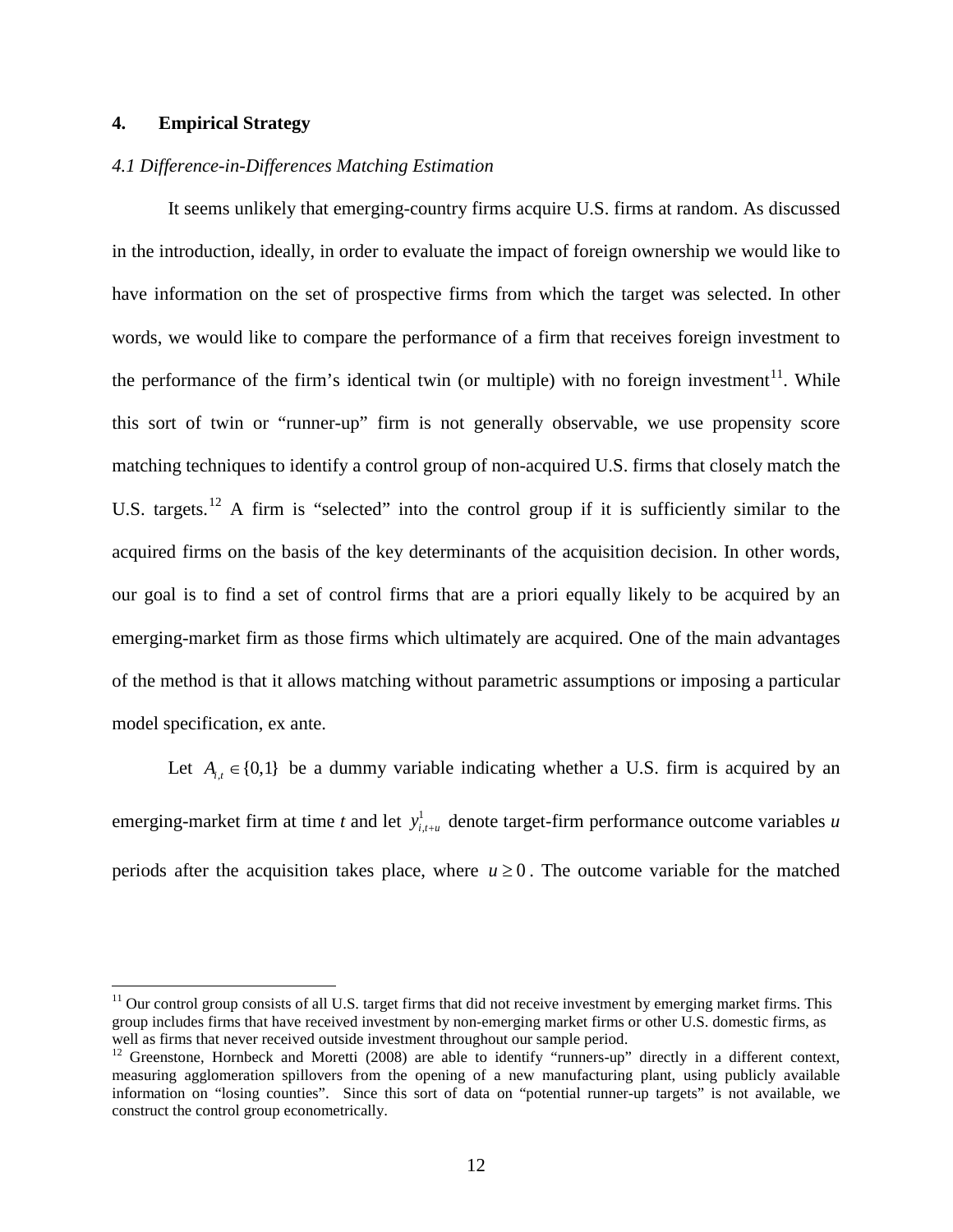## 4. Empirical Strategy

### *4.1 Difference-in-Differences Matching Estimation*

It seems unlikely that emerging-country firms acquire U.S. firms at random. As discussed in the introduction, ideally, in order to evaluate the impact of foreign ownership we would like to have information on the set of prospective firms from which the target was selected. In other words, we would like to compare the performance of a firm that receives foreign investment to the performance of the firm's identical twin (or multiple) with no foreign investment[11]. While this sort of twin or "runner-up" firm is not generally observable, we use propensity score matching techniques to identify a control group of non-acquired U.S. firms that closely match the U.S. targets.[12] A firm is "selected" into the control group if it is sufficiently similar to the acquired firms on the basis of the key determinants of the acquisition decision. In other words, our goal is to find a set of control firms that are a priori equally likely to be acquired by an emerging-market firm as those firms which ultimately are acquired. One of the main advantages of the method is that it allows matching without parametric assumptions or imposing a particular model specification, ex ante.

Let $A_{i,t} \in \{0,1\}$ be a dummy variable indicating whether a U.S. firm is acquired by an emerging-market firm at time *t* and let $y^1_{i,t+u}$ denote target-firm performance outcome variables *u* periods after the acquisition takes place, where $u \geq 0$. The outcome variable for the matched

[11] Our control group consists of all U.S. target firms that did not receive investment by emerging market firms. This group includes firms that have received investment by non-emerging market firms or other U.S. domestic firms, as well as firms that never received outside investment throughout our sample period.

[12] Greenstone, Hornbeck and Moretti (2008) are able to identify "runners-up" directly in a different context, measuring agglomeration spillovers from the opening of a new manufacturing plant, using publicly available information on "losing counties". Since this sort of data on "potential runner-up targets" is not available, we construct the control group econometrically.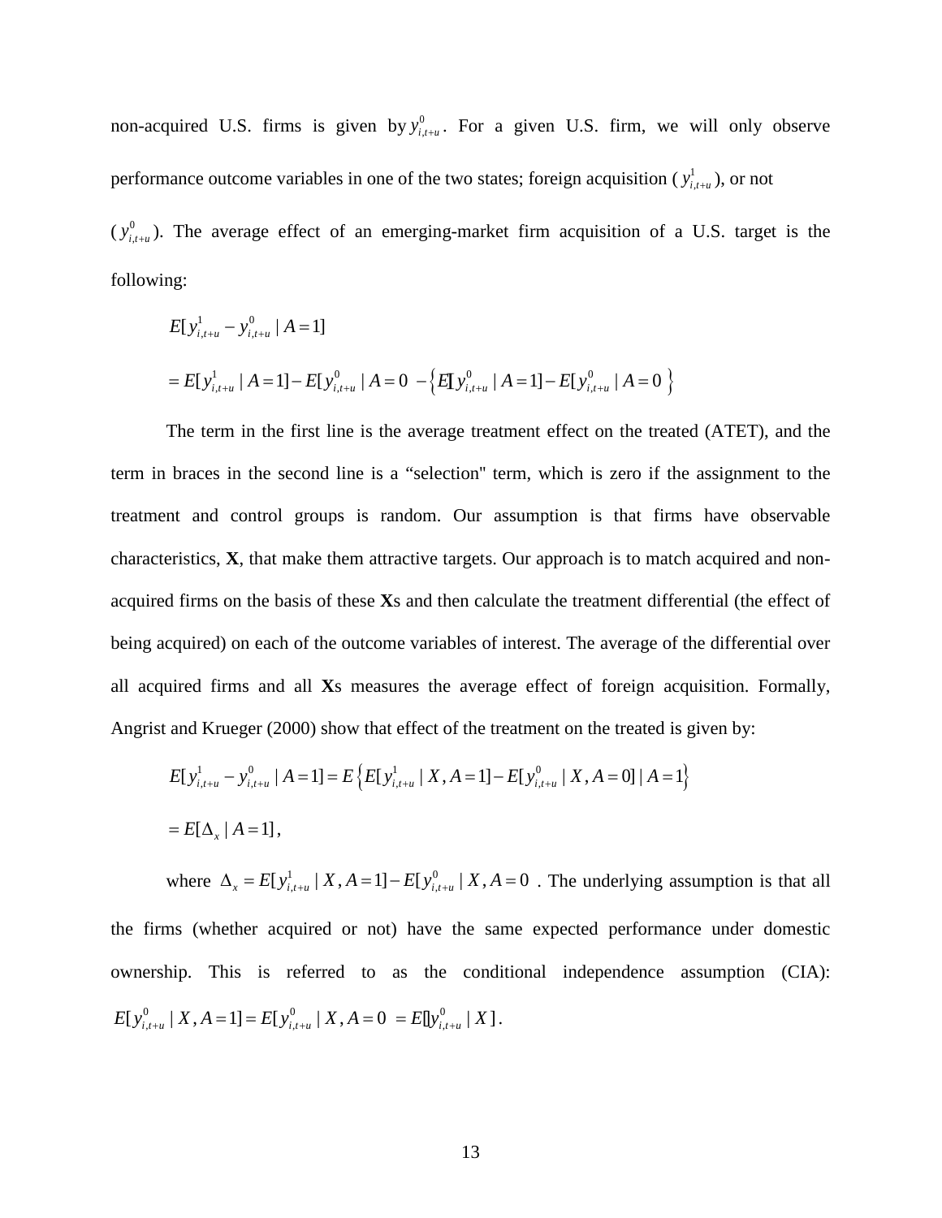non-acquired U.S. firms is given by $y^0_{i,t+u}$. For a given U.S. firm, we will only observe performance outcome variables in one of the two states; foreign acquisition ($y^1_{i,t+u}$), or not ($y^0_{i,t+u}$). The average effect of an emerging-market firm acquisition of a U.S. target is the following:

$$E[y^1_{i,t+u} - y^0_{i,t+u} \mid A=1]$$

$$= E[y^1_{i,t+u} \mid A=1] - E[y^0_{i,t+u} \mid A=0] - \left\{ E[y^0_{i,t+u} \mid A=1] - E[y^0_{i,t+u} \mid A=0] \right\}$$

The term in the first line is the average treatment effect on the treated (ATET), and the term in braces in the second line is a "selection" term, which is zero if the assignment to the treatment and control groups is random. Our assumption is that firms have observable characteristics, **X**, that make them attractive targets. Our approach is to match acquired and non-acquired firms on the basis of these **X**s and then calculate the treatment differential (the effect of being acquired) on each of the outcome variables of interest. The average of the differential over all acquired firms and all **X**s measures the average effect of foreign acquisition. Formally, Angrist and Krueger (2000) show that effect of the treatment on the treated is given by:

$$E[y^1_{i,t+u} - y^0_{i,t+u} \mid A=1] = E\left\{ E[y^1_{i,t+u} \mid X, A=1] - E[y^0_{i,t+u} \mid X, A=0] \mid A=1 \right\}$$

$$= E[\Delta_x \mid A=1],$$

where $\Delta_x = E[y^1_{i,t+u} \mid X, A=1] - E[y^0_{i,t+u} \mid X, A=0]$. The underlying assumption is that all the firms (whether acquired or not) have the same expected performance under domestic ownership. This is referred to as the conditional independence assumption (CIA): $E[y^0_{i,t+u} \mid X, A=1] = E[y^0_{i,t+u} \mid X, A=0] = E[y^0_{i,t+u} \mid X]$.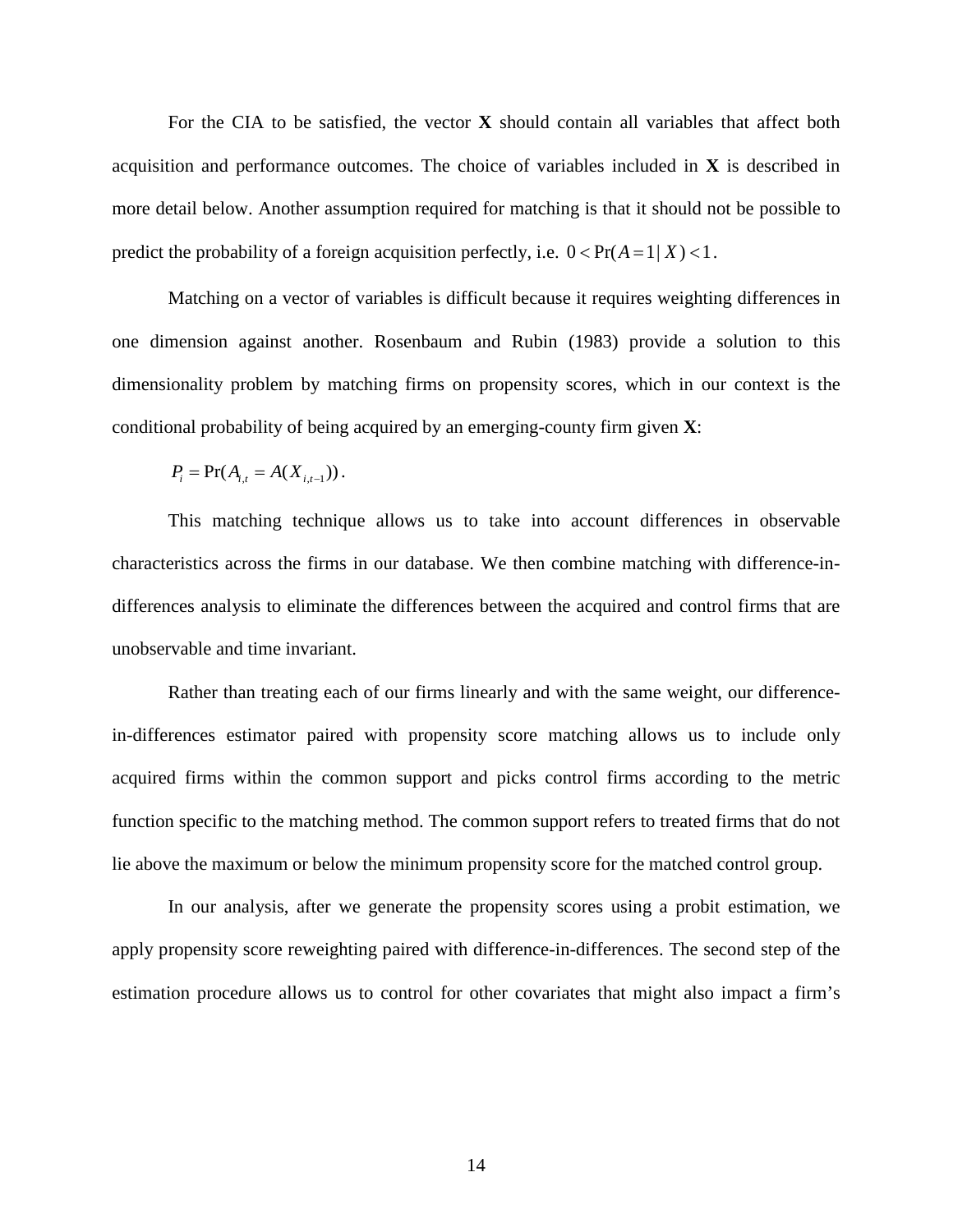For the CIA to be satisfied, the vector **X** should contain all variables that affect both acquisition and performance outcomes. The choice of variables included in **X** is described in more detail below. Another assumption required for matching is that it should not be possible to predict the probability of a foreign acquisition perfectly, i.e. $0 < \Pr(A = 1 | X) < 1$.

Matching on a vector of variables is difficult because it requires weighting differences in one dimension against another. Rosenbaum and Rubin (1983) provide a solution to this dimensionality problem by matching firms on propensity scores, which in our context is the conditional probability of being acquired by an emerging-county firm given **X**:

$$P_i = \Pr(A_{i,t} = A(X_{i,t-1})).$$

This matching technique allows us to take into account differences in observable characteristics across the firms in our database. We then combine matching with difference-in-differences analysis to eliminate the differences between the acquired and control firms that are unobservable and time invariant.

Rather than treating each of our firms linearly and with the same weight, our difference-in-differences estimator paired with propensity score matching allows us to include only acquired firms within the common support and picks control firms according to the metric function specific to the matching method. The common support refers to treated firms that do not lie above the maximum or below the minimum propensity score for the matched control group.

In our analysis, after we generate the propensity scores using a probit estimation, we apply propensity score reweighting paired with difference-in-differences. The second step of the estimation procedure allows us to control for other covariates that might also impact a firm's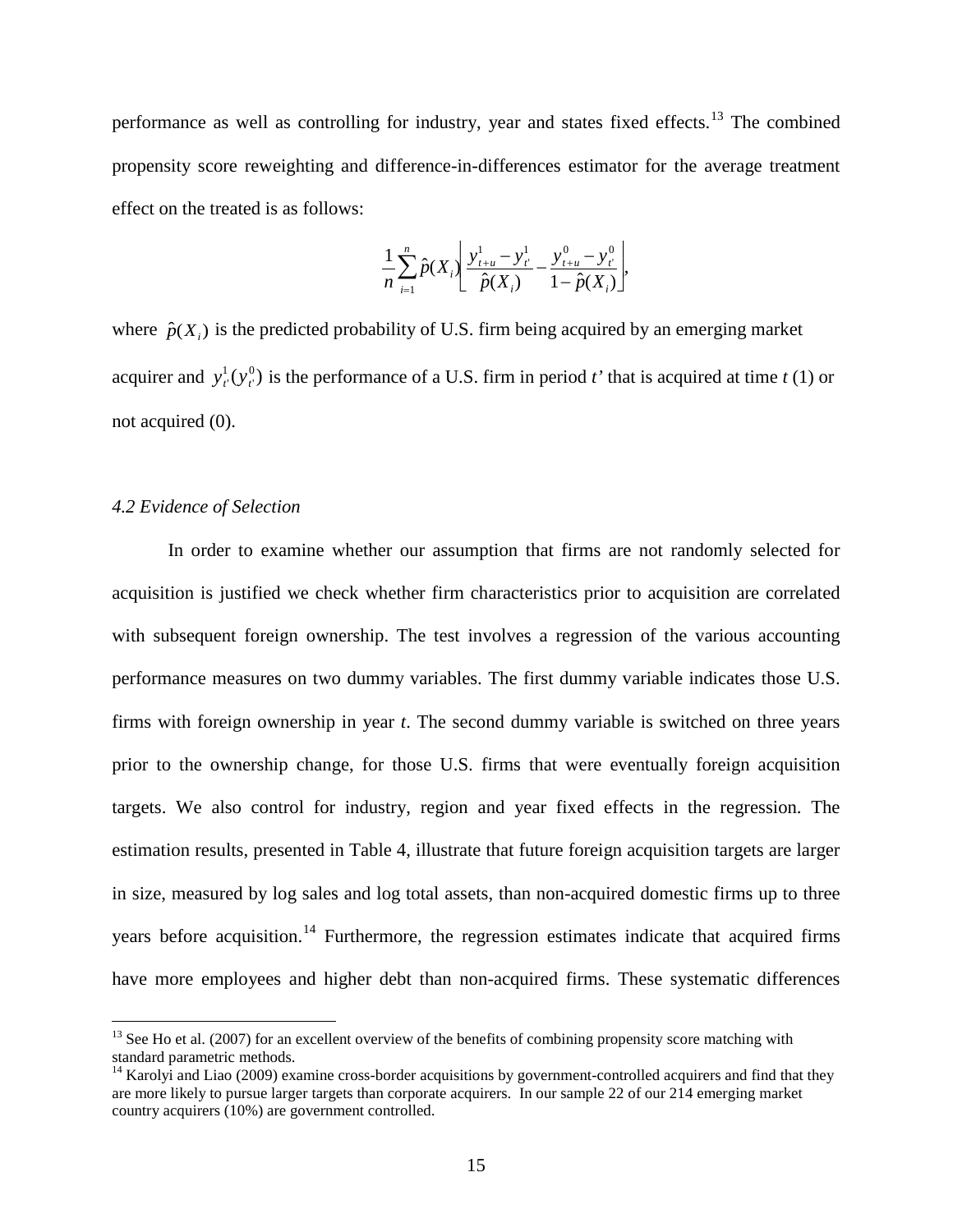performance as well as controlling for industry, year and states fixed effects.[13] The combined propensity score reweighting and difference-in-differences estimator for the average treatment effect on the treated is as follows:

$$\frac{1}{n}\sum_{i=1}^{n}\hat{p}(X_i)\left[\frac{y_{t+u}^{1}-y_{t'}^{1}}{\hat{p}(X_i)}-\frac{y_{t+u}^{0}-y_{t'}^{0}}{1-\hat{p}(X_i)}\right],$$

where $\hat{p}(X_i)$ is the predicted probability of U.S. firm being acquired by an emerging market acquirer and $y_{t'}^{1}(y_{t'}^{0})$ is the performance of a U.S. firm in period *t'* that is acquired at time *t* (1) or not acquired (0).

### *4.2 Evidence of Selection*

In order to examine whether our assumption that firms are not randomly selected for acquisition is justified we check whether firm characteristics prior to acquisition are correlated with subsequent foreign ownership. The test involves a regression of the various accounting performance measures on two dummy variables. The first dummy variable indicates those U.S. firms with foreign ownership in year *t*. The second dummy variable is switched on three years prior to the ownership change, for those U.S. firms that were eventually foreign acquisition targets. We also control for industry, region and year fixed effects in the regression. The estimation results, presented in Table 4, illustrate that future foreign acquisition targets are larger in size, measured by log sales and log total assets, than non-acquired domestic firms up to three years before acquisition.[14] Furthermore, the regression estimates indicate that acquired firms have more employees and higher debt than non-acquired firms. These systematic differences

---

[13] See Ho et al. (2007) for an excellent overview of the benefits of combining propensity score matching with standard parametric methods.

[14] Karolyi and Liao (2009) examine cross-border acquisitions by government-controlled acquirers and find that they are more likely to pursue larger targets than corporate acquirers. In our sample 22 of our 214 emerging market country acquirers (10%) are government controlled.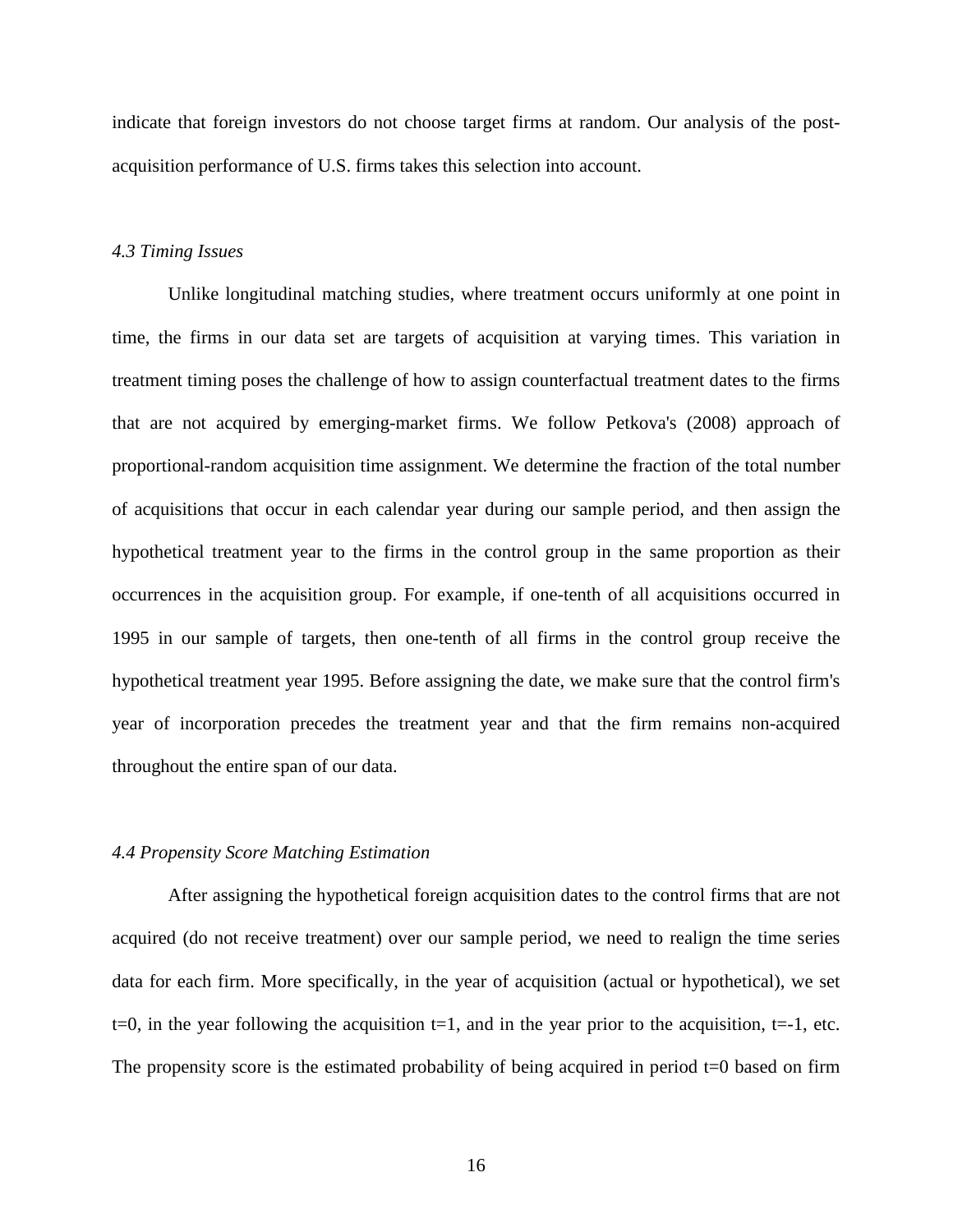indicate that foreign investors do not choose target firms at random. Our analysis of the post-acquisition performance of U.S. firms takes this selection into account.

### *4.3 Timing Issues*

Unlike longitudinal matching studies, where treatment occurs uniformly at one point in time, the firms in our data set are targets of acquisition at varying times. This variation in treatment timing poses the challenge of how to assign counterfactual treatment dates to the firms that are not acquired by emerging-market firms. We follow Petkova's (2008) approach of proportional-random acquisition time assignment. We determine the fraction of the total number of acquisitions that occur in each calendar year during our sample period, and then assign the hypothetical treatment year to the firms in the control group in the same proportion as their occurrences in the acquisition group. For example, if one-tenth of all acquisitions occurred in 1995 in our sample of targets, then one-tenth of all firms in the control group receive the hypothetical treatment year 1995. Before assigning the date, we make sure that the control firm's year of incorporation precedes the treatment year and that the firm remains non-acquired throughout the entire span of our data.

### *4.4 Propensity Score Matching Estimation*

After assigning the hypothetical foreign acquisition dates to the control firms that are not acquired (do not receive treatment) over our sample period, we need to realign the time series data for each firm. More specifically, in the year of acquisition (actual or hypothetical), we set $t=0$, in the year following the acquisition $t=1$, and in the year prior to the acquisition, $t=-1$, etc. The propensity score is the estimated probability of being acquired in period $t=0$ based on firm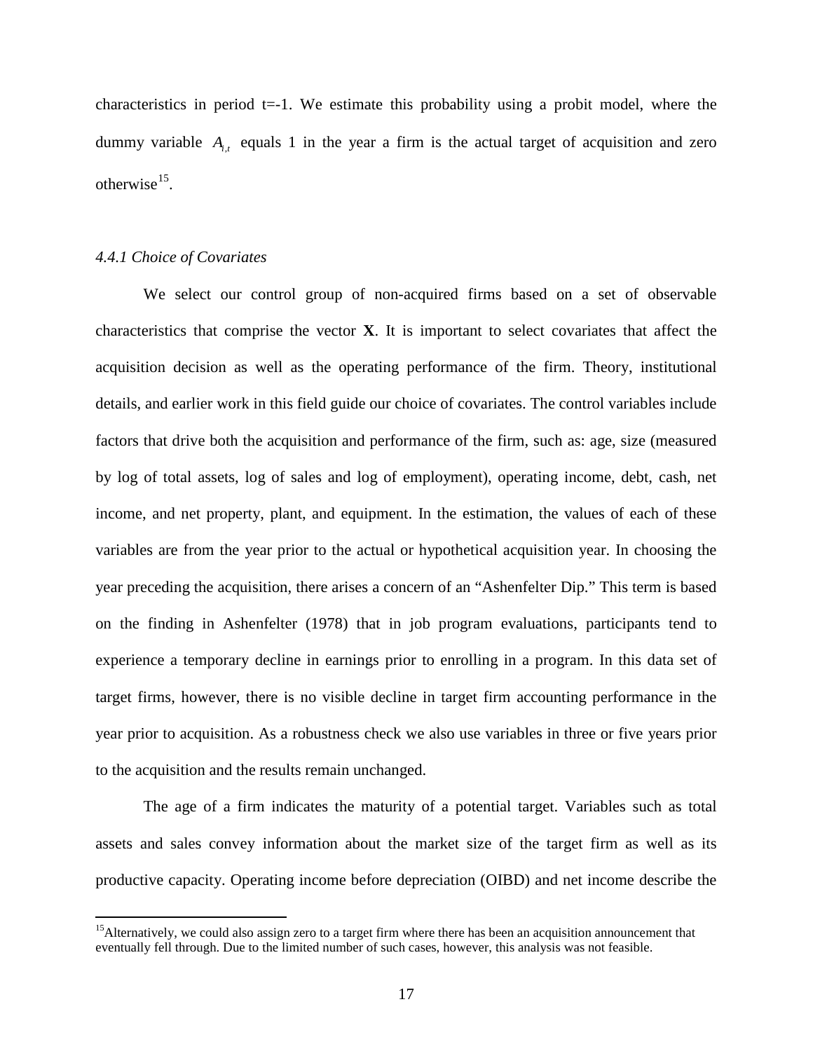characteristics in period t=-1. We estimate this probability using a probit model, where the dummy variable $A_{i,t}$ equals 1 in the year a firm is the actual target of acquisition and zero otherwise[15].

### *4.4.1 Choice of Covariates*

We select our control group of non-acquired firms based on a set of observable characteristics that comprise the vector **X**. It is important to select covariates that affect the acquisition decision as well as the operating performance of the firm. Theory, institutional details, and earlier work in this field guide our choice of covariates. The control variables include factors that drive both the acquisition and performance of the firm, such as: age, size (measured by log of total assets, log of sales and log of employment), operating income, debt, cash, net income, and net property, plant, and equipment. In the estimation, the values of each of these variables are from the year prior to the actual or hypothetical acquisition year. In choosing the year preceding the acquisition, there arises a concern of an "Ashenfelter Dip." This term is based on the finding in Ashenfelter (1978) that in job program evaluations, participants tend to experience a temporary decline in earnings prior to enrolling in a program. In this data set of target firms, however, there is no visible decline in target firm accounting performance in the year prior to acquisition. As a robustness check we also use variables in three or five years prior to the acquisition and the results remain unchanged.

The age of a firm indicates the maturity of a potential target. Variables such as total assets and sales convey information about the market size of the target firm as well as its productive capacity. Operating income before depreciation (OIBD) and net income describe the

[15] Alternatively, we could also assign zero to a target firm where there has been an acquisition announcement that eventually fell through. Due to the limited number of such cases, however, this analysis was not feasible.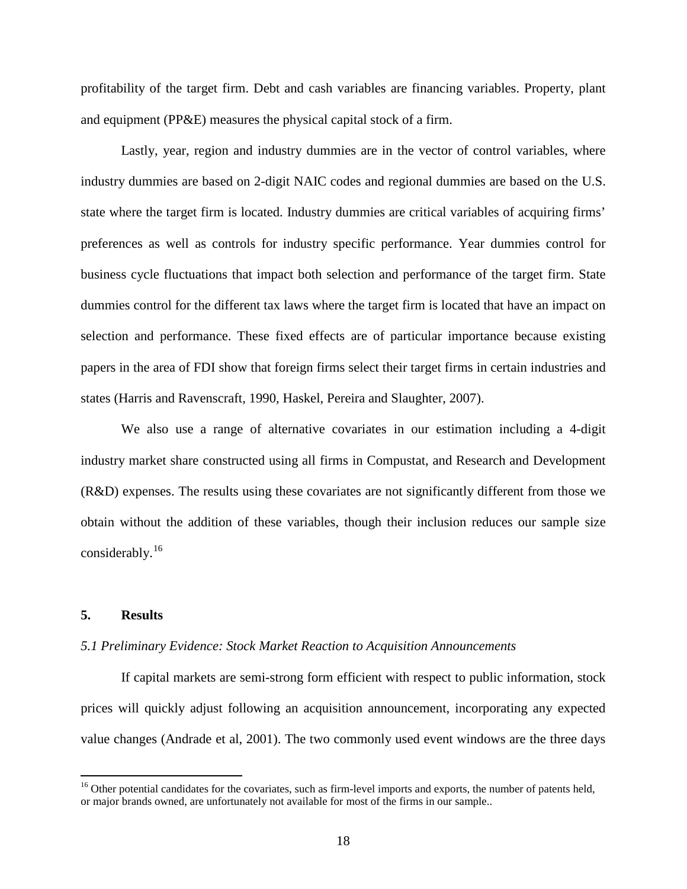profitability of the target firm. Debt and cash variables are financing variables. Property, plant and equipment (PP&E) measures the physical capital stock of a firm.

Lastly, year, region and industry dummies are in the vector of control variables, where industry dummies are based on 2-digit NAIC codes and regional dummies are based on the U.S. state where the target firm is located. Industry dummies are critical variables of acquiring firms' preferences as well as controls for industry specific performance. Year dummies control for business cycle fluctuations that impact both selection and performance of the target firm. State dummies control for the different tax laws where the target firm is located that have an impact on selection and performance. These fixed effects are of particular importance because existing papers in the area of FDI show that foreign firms select their target firms in certain industries and states (Harris and Ravenscraft, 1990, Haskel, Pereira and Slaughter, 2007).

We also use a range of alternative covariates in our estimation including a 4-digit industry market share constructed using all firms in Compustat, and Research and Development (R&D) expenses. The results using these covariates are not significantly different from those we obtain without the addition of these variables, though their inclusion reduces our sample size considerably.[16]

## 5. Results

### *5.1 Preliminary Evidence: Stock Market Reaction to Acquisition Announcements*

If capital markets are semi-strong form efficient with respect to public information, stock prices will quickly adjust following an acquisition announcement, incorporating any expected value changes (Andrade et al, 2001). The two commonly used event windows are the three days

[16] Other potential candidates for the covariates, such as firm-level imports and exports, the number of patents held, or major brands owned, are unfortunately not available for most of the firms in our sample..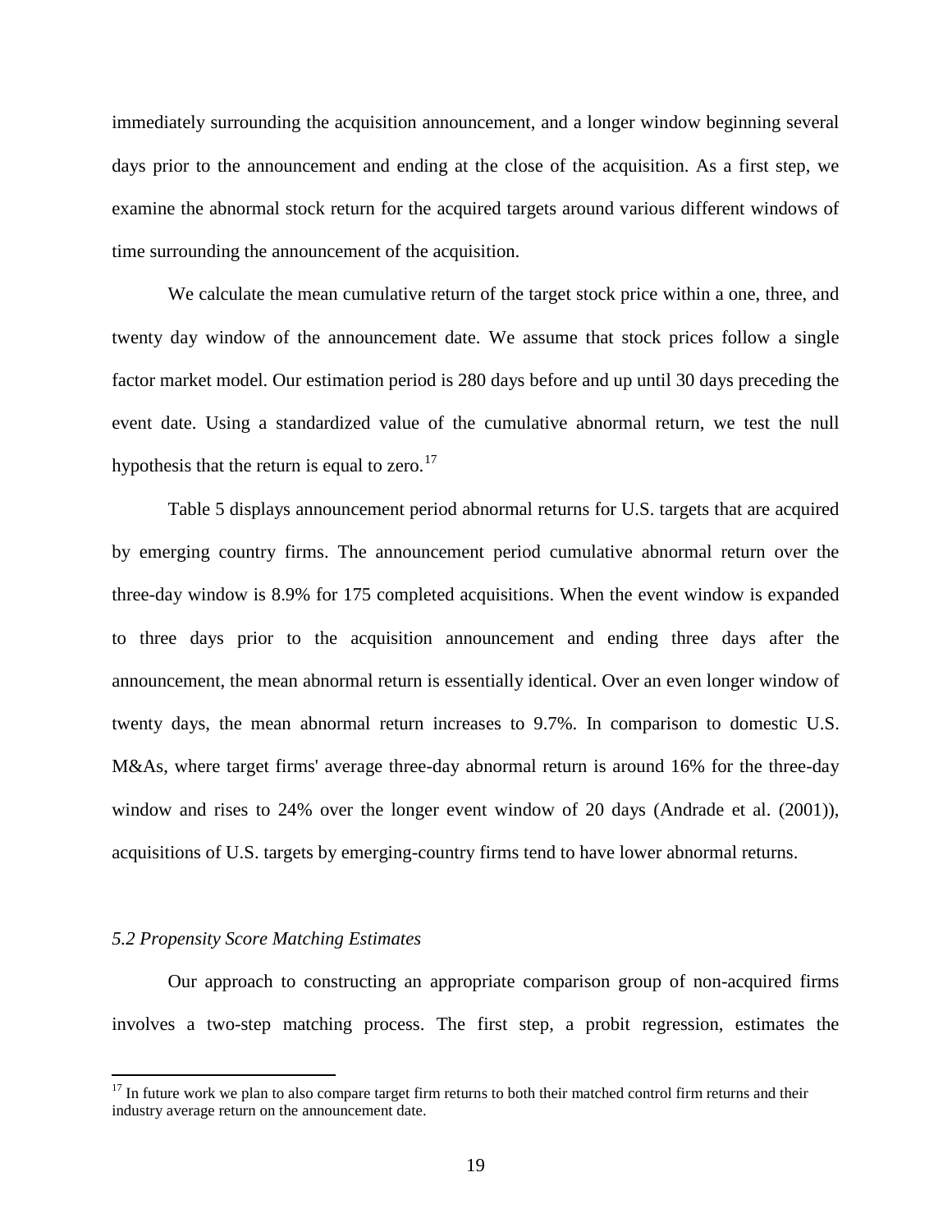immediately surrounding the acquisition announcement, and a longer window beginning several days prior to the announcement and ending at the close of the acquisition. As a first step, we examine the abnormal stock return for the acquired targets around various different windows of time surrounding the announcement of the acquisition.

We calculate the mean cumulative return of the target stock price within a one, three, and twenty day window of the announcement date. We assume that stock prices follow a single factor market model. Our estimation period is 280 days before and up until 30 days preceding the event date. Using a standardized value of the cumulative abnormal return, we test the null hypothesis that the return is equal to zero.[17]

Table 5 displays announcement period abnormal returns for U.S. targets that are acquired by emerging country firms. The announcement period cumulative abnormal return over the three-day window is 8.9% for 175 completed acquisitions. When the event window is expanded to three days prior to the acquisition announcement and ending three days after the announcement, the mean abnormal return is essentially identical. Over an even longer window of twenty days, the mean abnormal return increases to 9.7%. In comparison to domestic U.S. M&As, where target firms' average three-day abnormal return is around 16% for the three-day window and rises to 24% over the longer event window of 20 days (Andrade et al. (2001)), acquisitions of U.S. targets by emerging-country firms tend to have lower abnormal returns.

### *5.2 Propensity Score Matching Estimates*

Our approach to constructing an appropriate comparison group of non-acquired firms involves a two-step matching process. The first step, a probit regression, estimates the

---

[17] In future work we plan to also compare target firm returns to both their matched control firm returns and their industry average return on the announcement date.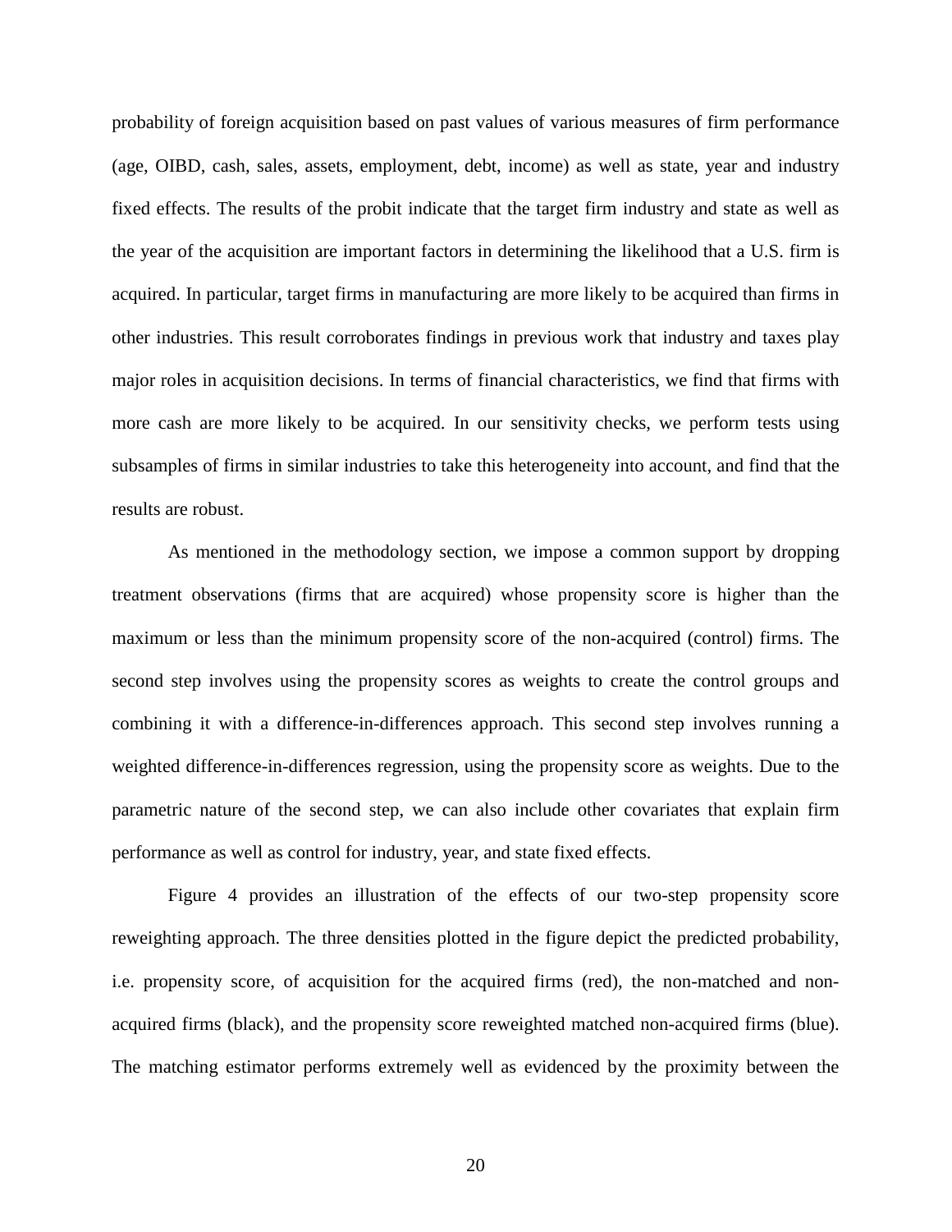probability of foreign acquisition based on past values of various measures of firm performance (age, OIBD, cash, sales, assets, employment, debt, income) as well as state, year and industry fixed effects. The results of the probit indicate that the target firm industry and state as well as the year of the acquisition are important factors in determining the likelihood that a U.S. firm is acquired. In particular, target firms in manufacturing are more likely to be acquired than firms in other industries. This result corroborates findings in previous work that industry and taxes play major roles in acquisition decisions. In terms of financial characteristics, we find that firms with more cash are more likely to be acquired. In our sensitivity checks, we perform tests using subsamples of firms in similar industries to take this heterogeneity into account, and find that the results are robust.

As mentioned in the methodology section, we impose a common support by dropping treatment observations (firms that are acquired) whose propensity score is higher than the maximum or less than the minimum propensity score of the non-acquired (control) firms. The second step involves using the propensity scores as weights to create the control groups and combining it with a difference-in-differences approach. This second step involves running a weighted difference-in-differences regression, using the propensity score as weights. Due to the parametric nature of the second step, we can also include other covariates that explain firm performance as well as control for industry, year, and state fixed effects.

Figure 4 provides an illustration of the effects of our two-step propensity score reweighting approach. The three densities plotted in the figure depict the predicted probability, i.e. propensity score, of acquisition for the acquired firms (red), the non-matched and non-acquired firms (black), and the propensity score reweighted matched non-acquired firms (blue). The matching estimator performs extremely well as evidenced by the proximity between the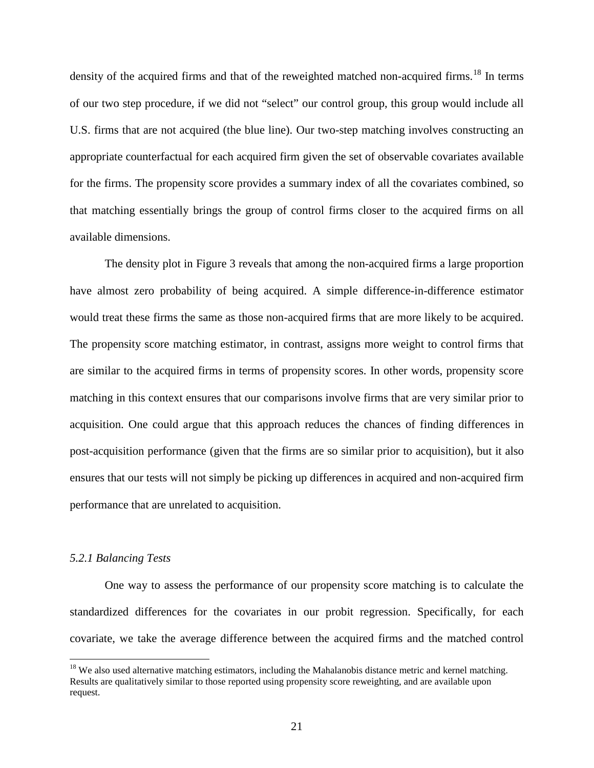density of the acquired firms and that of the reweighted matched non-acquired firms.[18] In terms of our two step procedure, if we did not "select" our control group, this group would include all U.S. firms that are not acquired (the blue line). Our two-step matching involves constructing an appropriate counterfactual for each acquired firm given the set of observable covariates available for the firms. The propensity score provides a summary index of all the covariates combined, so that matching essentially brings the group of control firms closer to the acquired firms on all available dimensions.

The density plot in Figure 3 reveals that among the non-acquired firms a large proportion have almost zero probability of being acquired. A simple difference-in-difference estimator would treat these firms the same as those non-acquired firms that are more likely to be acquired. The propensity score matching estimator, in contrast, assigns more weight to control firms that are similar to the acquired firms in terms of propensity scores. In other words, propensity score matching in this context ensures that our comparisons involve firms that are very similar prior to acquisition. One could argue that this approach reduces the chances of finding differences in post-acquisition performance (given that the firms are so similar prior to acquisition), but it also ensures that our tests will not simply be picking up differences in acquired and non-acquired firm performance that are unrelated to acquisition.

### *5.2.1 Balancing Tests*

One way to assess the performance of our propensity score matching is to calculate the standardized differences for the covariates in our probit regression. Specifically, for each covariate, we take the average difference between the acquired firms and the matched control

[18] We also used alternative matching estimators, including the Mahalanobis distance metric and kernel matching. Results are qualitatively similar to those reported using propensity score reweighting, and are available upon request.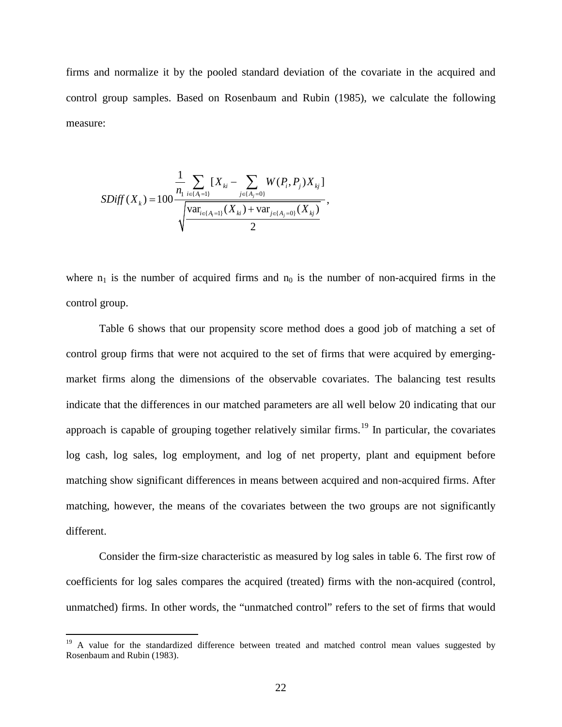firms and normalize it by the pooled standard deviation of the covariate in the acquired and control group samples. Based on Rosenbaum and Rubin (1985), we calculate the following measure:

$$SDiff(X_k) = 100 \frac{\frac{1}{n_1} \sum_{i \in \{A_i=1\}} [X_{ki} - \sum_{j \in \{A_j=0\}} W(P_i, P_j) X_{kj}]}{\sqrt{\frac{\text{var}_{i \in \{A_i=1\}}(X_{ki}) + \text{var}_{j \in \{A_j=0\}}(X_{kj})}{2}}},$$

where $n_1$ is the number of acquired firms and $n_0$ is the number of non-acquired firms in the control group.

Table 6 shows that our propensity score method does a good job of matching a set of control group firms that were not acquired to the set of firms that were acquired by emerging-market firms along the dimensions of the observable covariates. The balancing test results indicate that the differences in our matched parameters are all well below 20 indicating that our approach is capable of grouping together relatively similar firms.[19] In particular, the covariates log cash, log sales, log employment, and log of net property, plant and equipment before matching show significant differences in means between acquired and non-acquired firms. After matching, however, the means of the covariates between the two groups are not significantly different.

Consider the firm-size characteristic as measured by log sales in table 6. The first row of coefficients for log sales compares the acquired (treated) firms with the non-acquired (control, unmatched) firms. In other words, the "unmatched control" refers to the set of firms that would

[19] A value for the standardized difference between treated and matched control mean values suggested by Rosenbaum and Rubin (1983).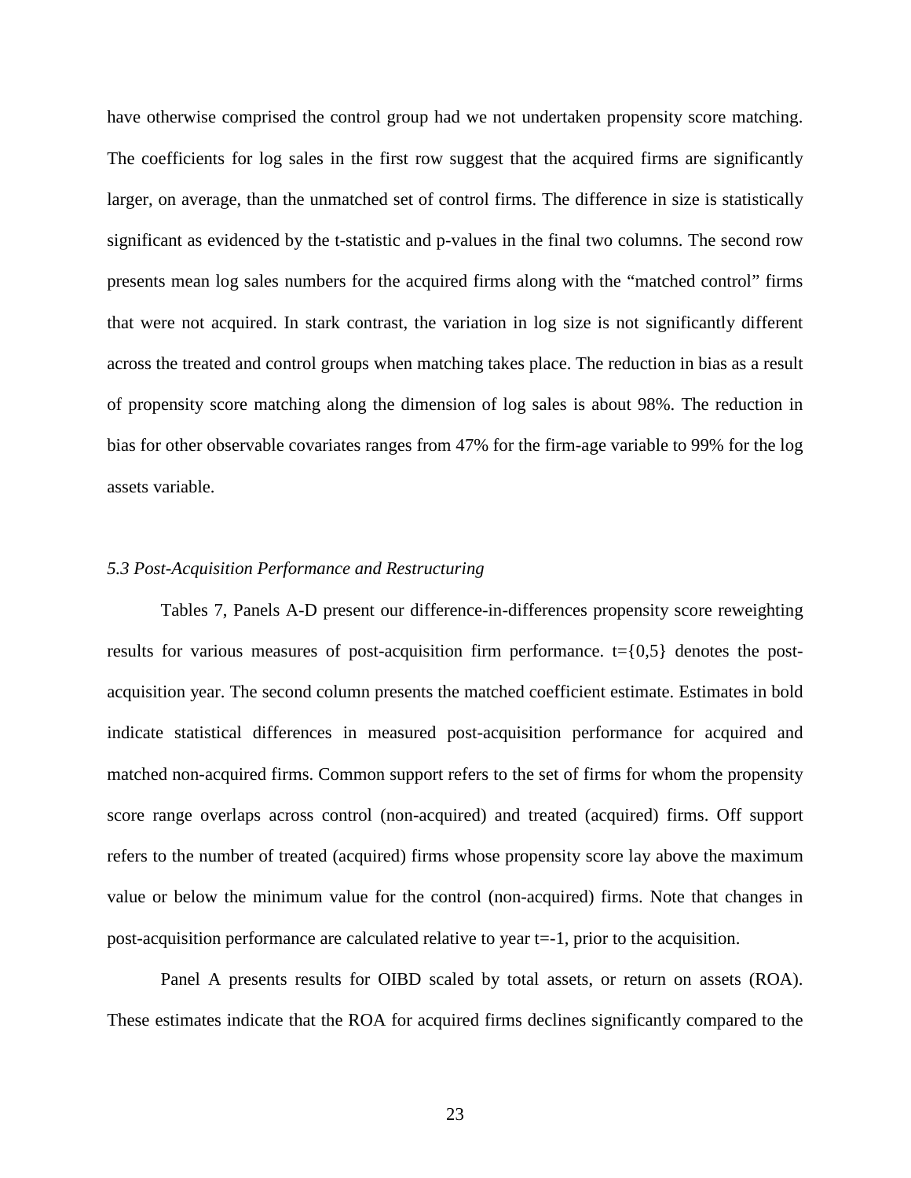have otherwise comprised the control group had we not undertaken propensity score matching. The coefficients for log sales in the first row suggest that the acquired firms are significantly larger, on average, than the unmatched set of control firms. The difference in size is statistically significant as evidenced by the t-statistic and p-values in the final two columns. The second row presents mean log sales numbers for the acquired firms along with the "matched control" firms that were not acquired. In stark contrast, the variation in log size is not significantly different across the treated and control groups when matching takes place. The reduction in bias as a result of propensity score matching along the dimension of log sales is about 98%. The reduction in bias for other observable covariates ranges from 47% for the firm-age variable to 99% for the log assets variable.

*5.3 Post-Acquisition Performance and Restructuring*

Tables 7, Panels A-D present our difference-in-differences propensity score reweighting results for various measures of post-acquisition firm performance. $t=\{0,5\}$ denotes the post-acquisition year. The second column presents the matched coefficient estimate. Estimates in bold indicate statistical differences in measured post-acquisition performance for acquired and matched non-acquired firms. Common support refers to the set of firms for whom the propensity score range overlaps across control (non-acquired) and treated (acquired) firms. Off support refers to the number of treated (acquired) firms whose propensity score lay above the maximum value or below the minimum value for the control (non-acquired) firms. Note that changes in post-acquisition performance are calculated relative to year $t=-1$, prior to the acquisition.

Panel A presents results for OIBD scaled by total assets, or return on assets (ROA). These estimates indicate that the ROA for acquired firms declines significantly compared to the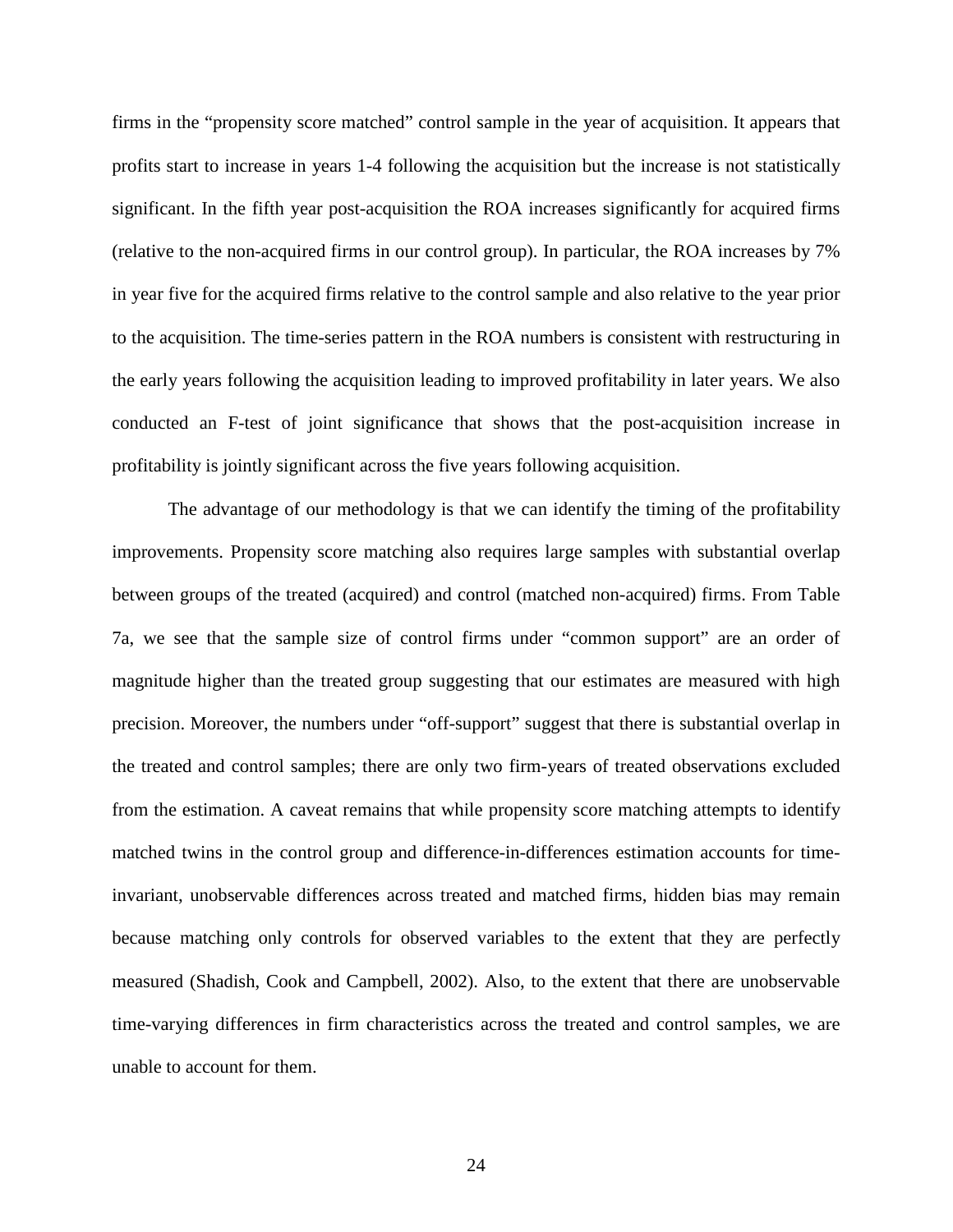firms in the "propensity score matched" control sample in the year of acquisition. It appears that profits start to increase in years 1-4 following the acquisition but the increase is not statistically significant. In the fifth year post-acquisition the ROA increases significantly for acquired firms (relative to the non-acquired firms in our control group). In particular, the ROA increases by 7% in year five for the acquired firms relative to the control sample and also relative to the year prior to the acquisition. The time-series pattern in the ROA numbers is consistent with restructuring in the early years following the acquisition leading to improved profitability in later years. We also conducted an F-test of joint significance that shows that the post-acquisition increase in profitability is jointly significant across the five years following acquisition.

The advantage of our methodology is that we can identify the timing of the profitability improvements. Propensity score matching also requires large samples with substantial overlap between groups of the treated (acquired) and control (matched non-acquired) firms. From Table 7a, we see that the sample size of control firms under "common support" are an order of magnitude higher than the treated group suggesting that our estimates are measured with high precision. Moreover, the numbers under "off-support" suggest that there is substantial overlap in the treated and control samples; there are only two firm-years of treated observations excluded from the estimation. A caveat remains that while propensity score matching attempts to identify matched twins in the control group and difference-in-differences estimation accounts for time-invariant, unobservable differences across treated and matched firms, hidden bias may remain because matching only controls for observed variables to the extent that they are perfectly measured (Shadish, Cook and Campbell, 2002). Also, to the extent that there are unobservable time-varying differences in firm characteristics across the treated and control samples, we are unable to account for them.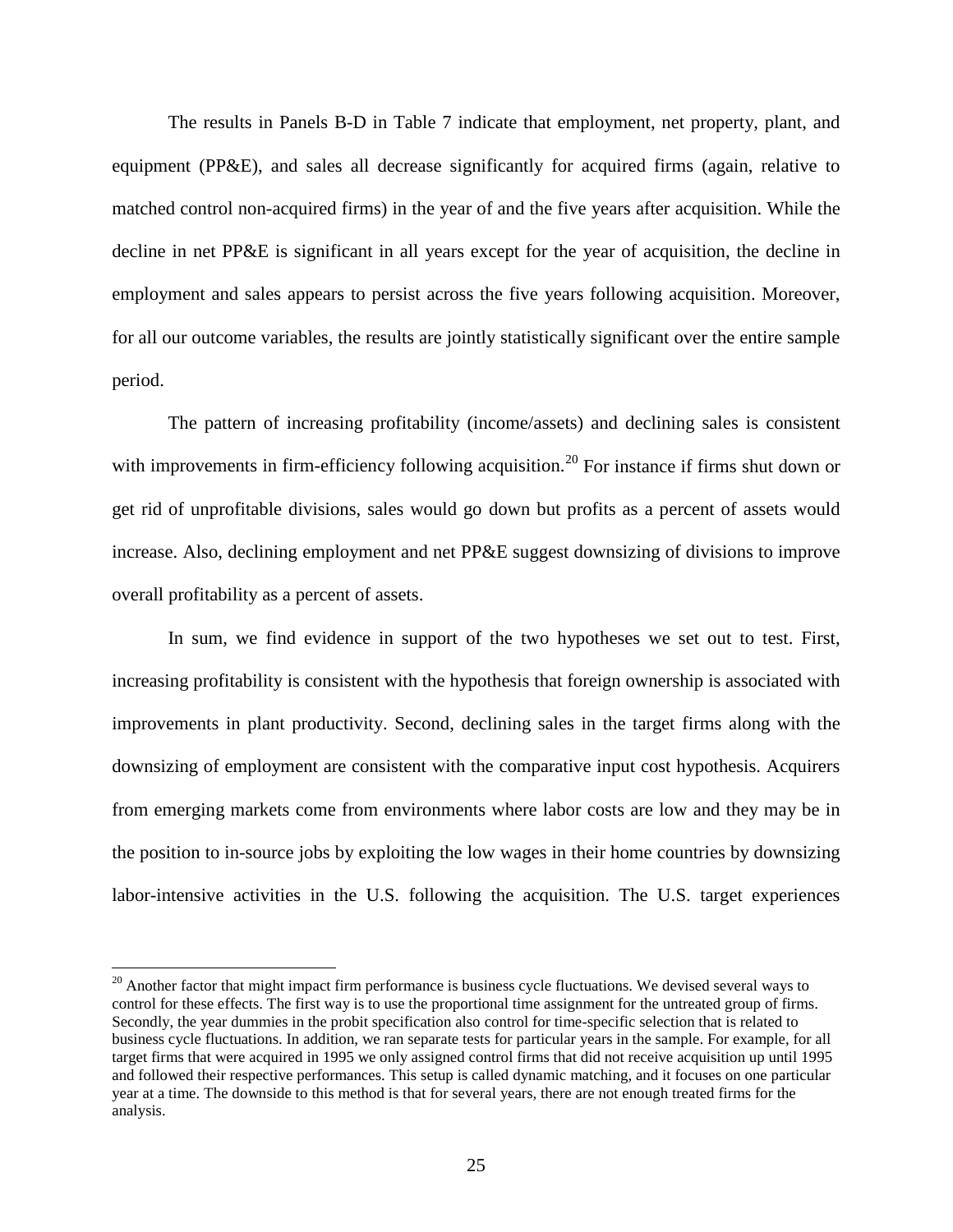The results in Panels B-D in Table 7 indicate that employment, net property, plant, and equipment (PP&E), and sales all decrease significantly for acquired firms (again, relative to matched control non-acquired firms) in the year of and the five years after acquisition. While the decline in net PP&E is significant in all years except for the year of acquisition, the decline in employment and sales appears to persist across the five years following acquisition. Moreover, for all our outcome variables, the results are jointly statistically significant over the entire sample period.

The pattern of increasing profitability (income/assets) and declining sales is consistent with improvements in firm-efficiency following acquisition.[20] For instance if firms shut down or get rid of unprofitable divisions, sales would go down but profits as a percent of assets would increase. Also, declining employment and net PP&E suggest downsizing of divisions to improve overall profitability as a percent of assets.

In sum, we find evidence in support of the two hypotheses we set out to test. First, increasing profitability is consistent with the hypothesis that foreign ownership is associated with improvements in plant productivity. Second, declining sales in the target firms along with the downsizing of employment are consistent with the comparative input cost hypothesis. Acquirers from emerging markets come from environments where labor costs are low and they may be in the position to in-source jobs by exploiting the low wages in their home countries by downsizing labor-intensive activities in the U.S. following the acquisition. The U.S. target experiences

---

[20] Another factor that might impact firm performance is business cycle fluctuations. We devised several ways to control for these effects. The first way is to use the proportional time assignment for the untreated group of firms. Secondly, the year dummies in the probit specification also control for time-specific selection that is related to business cycle fluctuations. In addition, we ran separate tests for particular years in the sample. For example, for all target firms that were acquired in 1995 we only assigned control firms that did not receive acquisition up until 1995 and followed their respective performances. This setup is called dynamic matching, and it focuses on one particular year at a time. The downside to this method is that for several years, there are not enough treated firms for the analysis.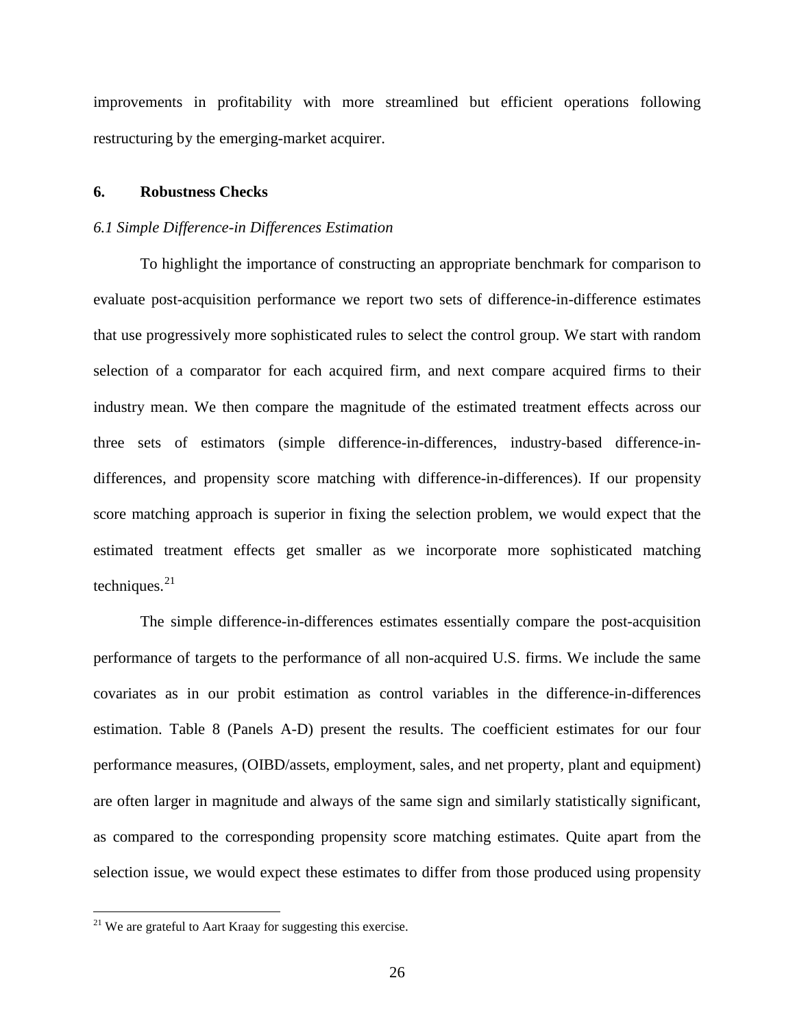improvements in profitability with more streamlined but efficient operations following restructuring by the emerging-market acquirer.

## 6. Robustness Checks

### *6.1 Simple Difference-in Differences Estimation*

To highlight the importance of constructing an appropriate benchmark for comparison to evaluate post-acquisition performance we report two sets of difference-in-difference estimates that use progressively more sophisticated rules to select the control group. We start with random selection of a comparator for each acquired firm, and next compare acquired firms to their industry mean. We then compare the magnitude of the estimated treatment effects across our three sets of estimators (simple difference-in-differences, industry-based difference-in-differences, and propensity score matching with difference-in-differences). If our propensity score matching approach is superior in fixing the selection problem, we would expect that the estimated treatment effects get smaller as we incorporate more sophisticated matching techniques.[21]

The simple difference-in-differences estimates essentially compare the post-acquisition performance of targets to the performance of all non-acquired U.S. firms. We include the same covariates as in our probit estimation as control variables in the difference-in-differences estimation. Table 8 (Panels A-D) present the results. The coefficient estimates for our four performance measures, (OIBD/assets, employment, sales, and net property, plant and equipment) are often larger in magnitude and always of the same sign and similarly statistically significant, as compared to the corresponding propensity score matching estimates. Quite apart from the selection issue, we would expect these estimates to differ from those produced using propensity

[21] We are grateful to Aart Kraay for suggesting this exercise.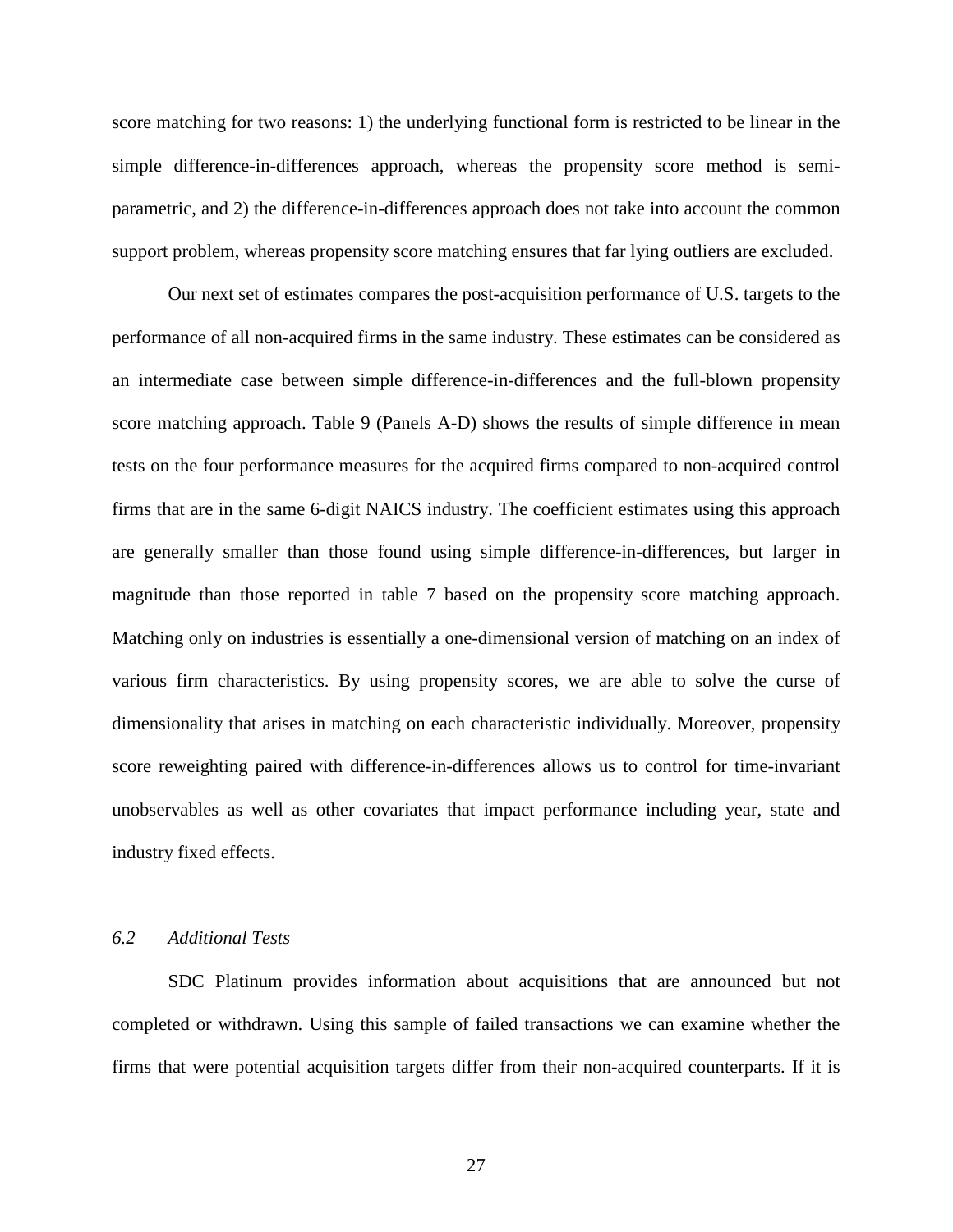score matching for two reasons: 1) the underlying functional form is restricted to be linear in the simple difference-in-differences approach, whereas the propensity score method is semi-parametric, and 2) the difference-in-differences approach does not take into account the common support problem, whereas propensity score matching ensures that far lying outliers are excluded.

Our next set of estimates compares the post-acquisition performance of U.S. targets to the performance of all non-acquired firms in the same industry. These estimates can be considered as an intermediate case between simple difference-in-differences and the full-blown propensity score matching approach. Table 9 (Panels A-D) shows the results of simple difference in mean tests on the four performance measures for the acquired firms compared to non-acquired control firms that are in the same 6-digit NAICS industry. The coefficient estimates using this approach are generally smaller than those found using simple difference-in-differences, but larger in magnitude than those reported in table 7 based on the propensity score matching approach. Matching only on industries is essentially a one-dimensional version of matching on an index of various firm characteristics. By using propensity scores, we are able to solve the curse of dimensionality that arises in matching on each characteristic individually. Moreover, propensity score reweighting paired with difference-in-differences allows us to control for time-invariant unobservables as well as other covariates that impact performance including year, state and industry fixed effects.

### *6.2 Additional Tests*

SDC Platinum provides information about acquisitions that are announced but not completed or withdrawn. Using this sample of failed transactions we can examine whether the firms that were potential acquisition targets differ from their non-acquired counterparts. If it is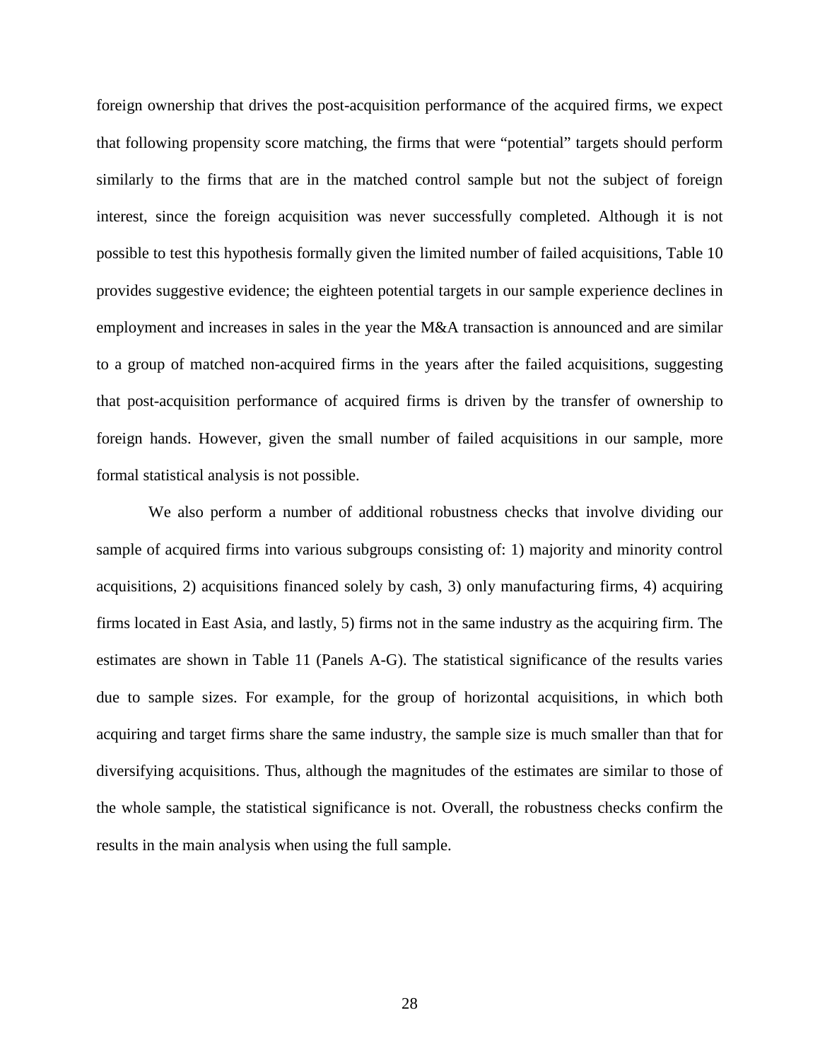foreign ownership that drives the post-acquisition performance of the acquired firms, we expect that following propensity score matching, the firms that were "potential" targets should perform similarly to the firms that are in the matched control sample but not the subject of foreign interest, since the foreign acquisition was never successfully completed. Although it is not possible to test this hypothesis formally given the limited number of failed acquisitions, Table 10 provides suggestive evidence; the eighteen potential targets in our sample experience declines in employment and increases in sales in the year the M&A transaction is announced and are similar to a group of matched non-acquired firms in the years after the failed acquisitions, suggesting that post-acquisition performance of acquired firms is driven by the transfer of ownership to foreign hands. However, given the small number of failed acquisitions in our sample, more formal statistical analysis is not possible.

We also perform a number of additional robustness checks that involve dividing our sample of acquired firms into various subgroups consisting of: 1) majority and minority control acquisitions, 2) acquisitions financed solely by cash, 3) only manufacturing firms, 4) acquiring firms located in East Asia, and lastly, 5) firms not in the same industry as the acquiring firm. The estimates are shown in Table 11 (Panels A-G). The statistical significance of the results varies due to sample sizes. For example, for the group of horizontal acquisitions, in which both acquiring and target firms share the same industry, the sample size is much smaller than that for diversifying acquisitions. Thus, although the magnitudes of the estimates are similar to those of the whole sample, the statistical significance is not. Overall, the robustness checks confirm the results in the main analysis when using the full sample.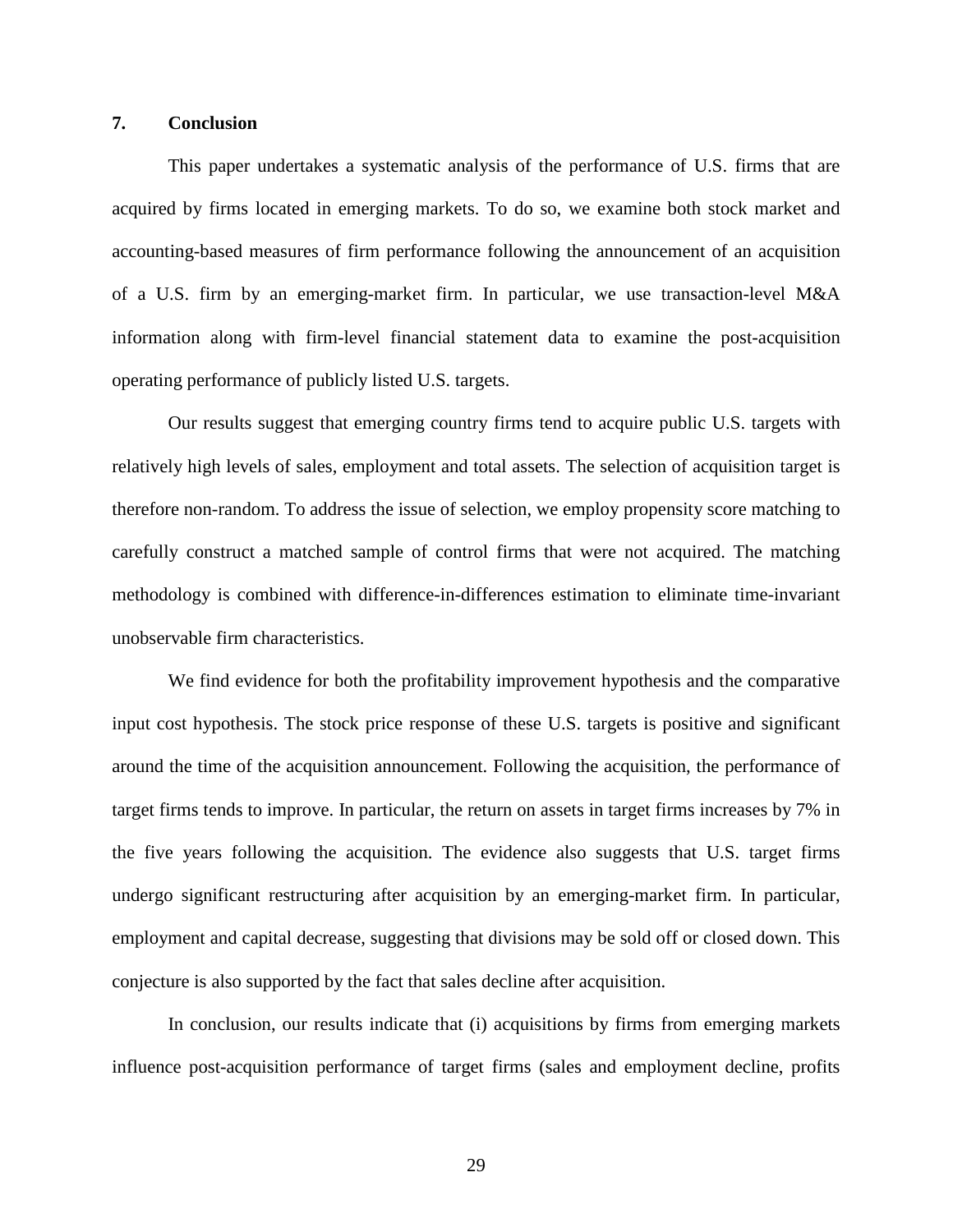## 7. Conclusion

This paper undertakes a systematic analysis of the performance of U.S. firms that are acquired by firms located in emerging markets. To do so, we examine both stock market and accounting-based measures of firm performance following the announcement of an acquisition of a U.S. firm by an emerging-market firm. In particular, we use transaction-level M&A information along with firm-level financial statement data to examine the post-acquisition operating performance of publicly listed U.S. targets.

Our results suggest that emerging country firms tend to acquire public U.S. targets with relatively high levels of sales, employment and total assets. The selection of acquisition target is therefore non-random. To address the issue of selection, we employ propensity score matching to carefully construct a matched sample of control firms that were not acquired. The matching methodology is combined with difference-in-differences estimation to eliminate time-invariant unobservable firm characteristics.

We find evidence for both the profitability improvement hypothesis and the comparative input cost hypothesis. The stock price response of these U.S. targets is positive and significant around the time of the acquisition announcement. Following the acquisition, the performance of target firms tends to improve. In particular, the return on assets in target firms increases by 7% in the five years following the acquisition. The evidence also suggests that U.S. target firms undergo significant restructuring after acquisition by an emerging-market firm. In particular, employment and capital decrease, suggesting that divisions may be sold off or closed down. This conjecture is also supported by the fact that sales decline after acquisition.

In conclusion, our results indicate that (i) acquisitions by firms from emerging markets influence post-acquisition performance of target firms (sales and employment decline, profits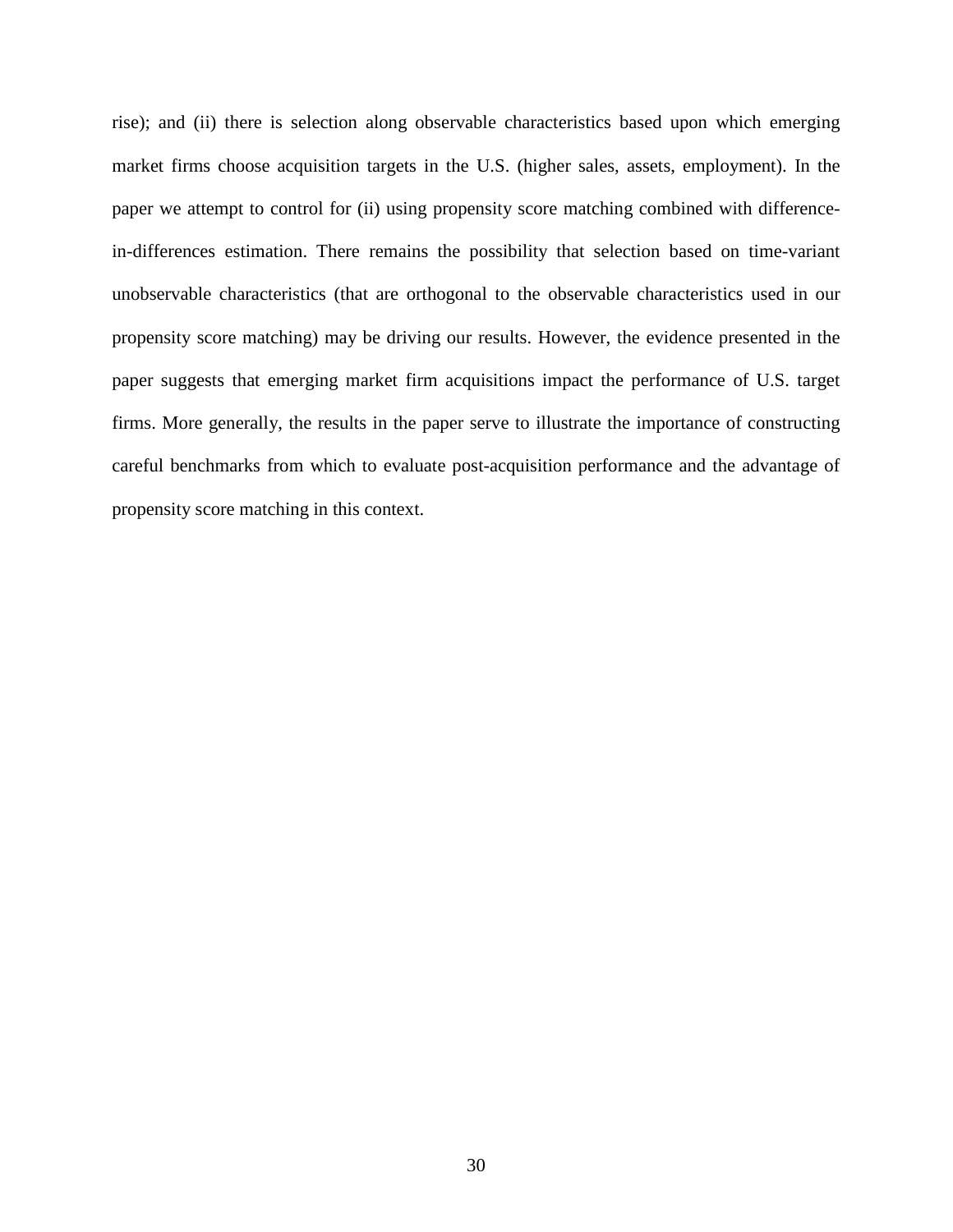rise); and (ii) there is selection along observable characteristics based upon which emerging market firms choose acquisition targets in the U.S. (higher sales, assets, employment). In the paper we attempt to control for (ii) using propensity score matching combined with difference-in-differences estimation. There remains the possibility that selection based on time-variant unobservable characteristics (that are orthogonal to the observable characteristics used in our propensity score matching) may be driving our results. However, the evidence presented in the paper suggests that emerging market firm acquisitions impact the performance of U.S. target firms. More generally, the results in the paper serve to illustrate the importance of constructing careful benchmarks from which to evaluate post-acquisition performance and the advantage of propensity score matching in this context.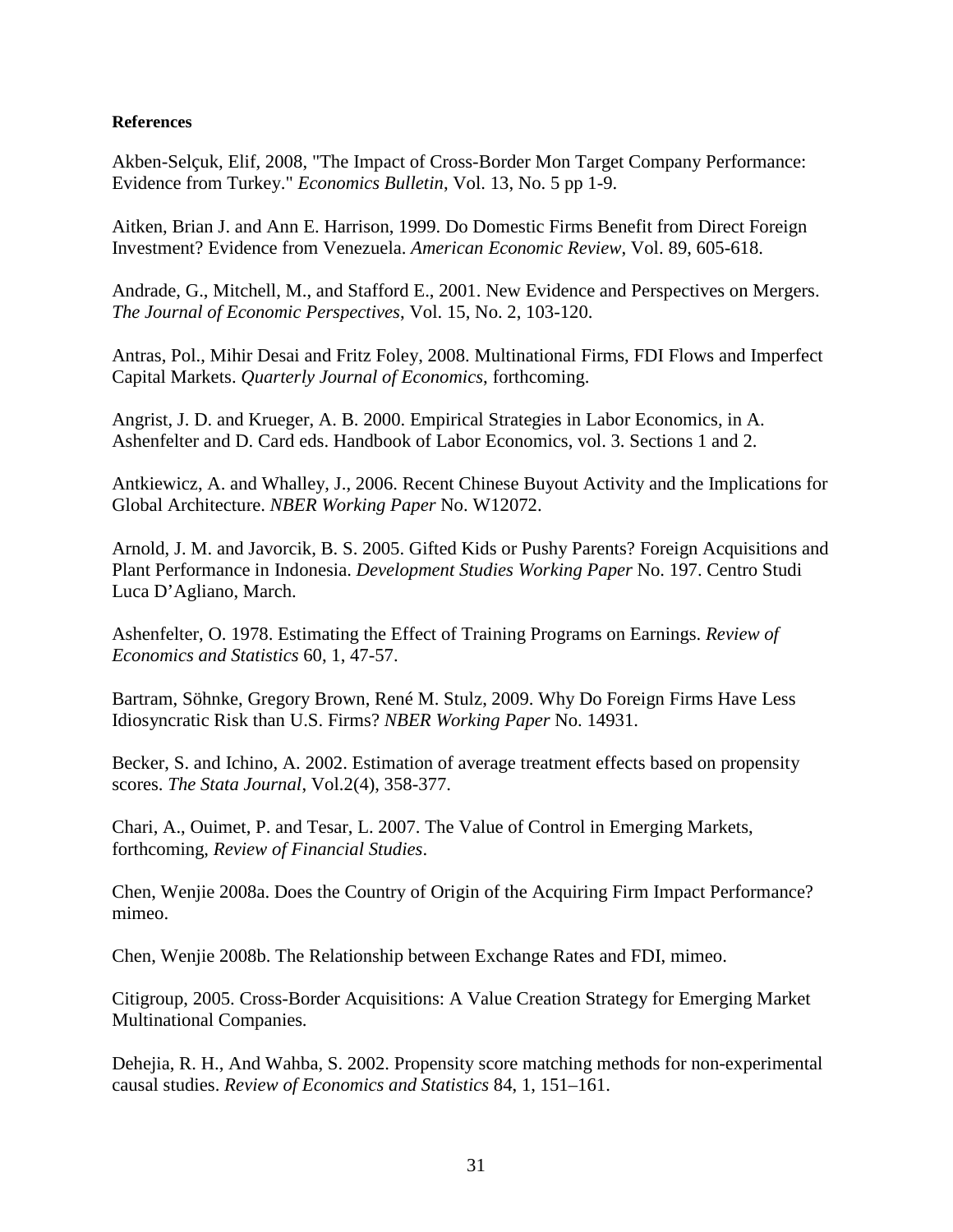**References**

Akben-Selçuk, Elif, 2008, "The Impact of Cross-Border Mon Target Company Performance: Evidence from Turkey." *Economics Bulletin*, Vol. 13, No. 5 pp 1-9.

Aitken, Brian J. and Ann E. Harrison, 1999. Do Domestic Firms Benefit from Direct Foreign Investment? Evidence from Venezuela. *American Economic Review*, Vol. 89, 605-618.

Andrade, G., Mitchell, M., and Stafford E., 2001. New Evidence and Perspectives on Mergers. *The Journal of Economic Perspectives*, Vol. 15, No. 2, 103-120.

Antras, Pol., Mihir Desai and Fritz Foley, 2008. Multinational Firms, FDI Flows and Imperfect Capital Markets. *Quarterly Journal of Economics*, forthcoming.

Angrist, J. D. and Krueger, A. B. 2000. Empirical Strategies in Labor Economics, in A. Ashenfelter and D. Card eds. Handbook of Labor Economics, vol. 3. Sections 1 and 2.

Antkiewicz, A. and Whalley, J., 2006. Recent Chinese Buyout Activity and the Implications for Global Architecture. *NBER Working Paper* No. W12072.

Arnold, J. M. and Javorcik, B. S. 2005. Gifted Kids or Pushy Parents? Foreign Acquisitions and Plant Performance in Indonesia. *Development Studies Working Paper* No. 197. Centro Studi Luca D'Agliano, March.

Ashenfelter, O. 1978. Estimating the Effect of Training Programs on Earnings. *Review of Economics and Statistics* 60, 1, 47-57.

Bartram, Söhnke, Gregory Brown, René M. Stulz, 2009. Why Do Foreign Firms Have Less Idiosyncratic Risk than U.S. Firms? *NBER Working Paper* No. 14931.

Becker, S. and Ichino, A. 2002. Estimation of average treatment effects based on propensity scores. *The Stata Journal*, Vol.2(4), 358-377.

Chari, A., Ouimet, P. and Tesar, L. 2007. The Value of Control in Emerging Markets, forthcoming, *Review of Financial Studies*.

Chen, Wenjie 2008a. Does the Country of Origin of the Acquiring Firm Impact Performance? mimeo.

Chen, Wenjie 2008b. The Relationship between Exchange Rates and FDI, mimeo.

Citigroup, 2005. Cross-Border Acquisitions: A Value Creation Strategy for Emerging Market Multinational Companies.

Dehejia, R. H., And Wahba, S. 2002. Propensity score matching methods for non-experimental causal studies. *Review of Economics and Statistics* 84, 1, 151–161.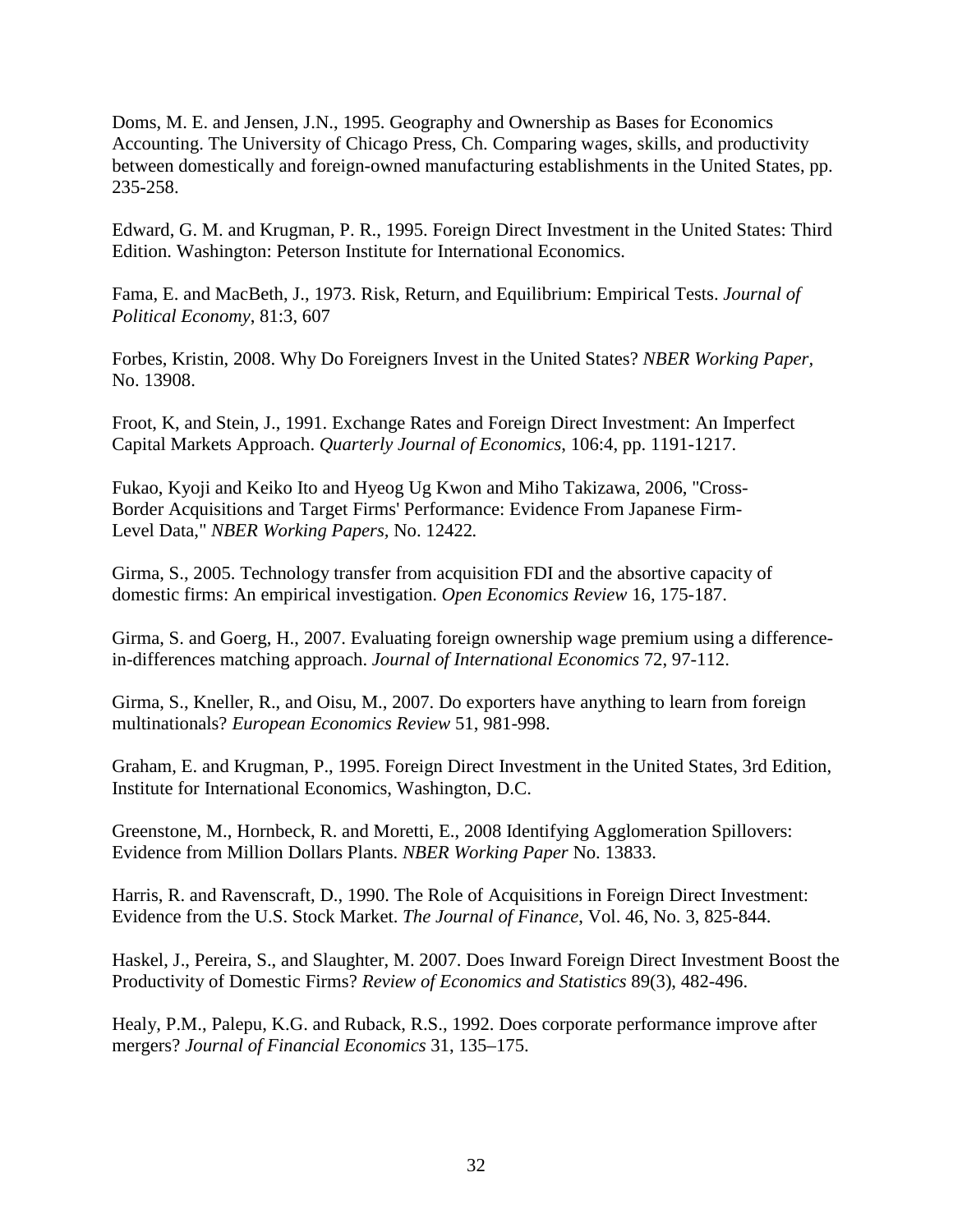Doms, M. E. and Jensen, J.N., 1995. Geography and Ownership as Bases for Economics Accounting. The University of Chicago Press, Ch. Comparing wages, skills, and productivity between domestically and foreign-owned manufacturing establishments in the United States, pp. 235-258.

Edward, G. M. and Krugman, P. R., 1995. Foreign Direct Investment in the United States: Third Edition. Washington: Peterson Institute for International Economics.

Fama, E. and MacBeth, J., 1973. Risk, Return, and Equilibrium: Empirical Tests. *Journal of Political Economy*, 81:3, 607

Forbes, Kristin, 2008. Why Do Foreigners Invest in the United States? *NBER Working Paper*, No. 13908.

Froot, K, and Stein, J., 1991. Exchange Rates and Foreign Direct Investment: An Imperfect Capital Markets Approach. *Quarterly Journal of Economics*, 106:4, pp. 1191-1217.

Fukao, Kyoji and Keiko Ito and Hyeog Ug Kwon and Miho Takizawa, 2006, "Cross-Border Acquisitions and Target Firms' Performance: Evidence From Japanese Firm-Level Data," *NBER Working Papers*, No. 12422.

Girma, S., 2005. Technology transfer from acquisition FDI and the absortive capacity of domestic firms: An empirical investigation. *Open Economics Review* 16, 175-187.

Girma, S. and Goerg, H., 2007. Evaluating foreign ownership wage premium using a difference-in-differences matching approach. *Journal of International Economics* 72, 97-112.

Girma, S., Kneller, R., and Oisu, M., 2007. Do exporters have anything to learn from foreign multinationals? *European Economics Review* 51, 981-998.

Graham, E. and Krugman, P., 1995. Foreign Direct Investment in the United States, 3rd Edition, Institute for International Economics, Washington, D.C.

Greenstone, M., Hornbeck, R. and Moretti, E., 2008 Identifying Agglomeration Spillovers: Evidence from Million Dollars Plants. *NBER Working Paper* No. 13833.

Harris, R. and Ravenscraft, D., 1990. The Role of Acquisitions in Foreign Direct Investment: Evidence from the U.S. Stock Market. *The Journal of Finance*, Vol. 46, No. 3, 825-844.

Haskel, J., Pereira, S., and Slaughter, M. 2007. Does Inward Foreign Direct Investment Boost the Productivity of Domestic Firms? *Review of Economics and Statistics* 89(3), 482-496.

Healy, P.M., Palepu, K.G. and Ruback, R.S., 1992. Does corporate performance improve after mergers? *Journal of Financial Economics* 31, 135–175.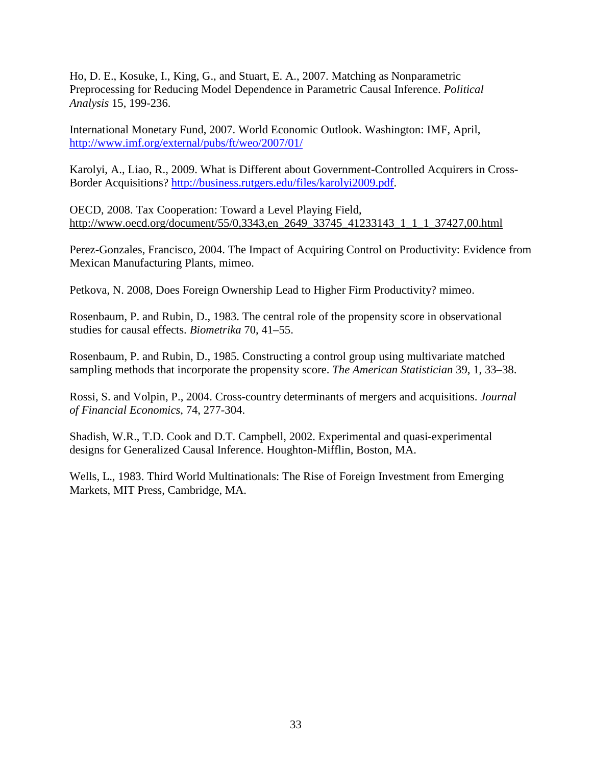Ho, D. E., Kosuke, I., King, G., and Stuart, E. A., 2007. Matching as Nonparametric Preprocessing for Reducing Model Dependence in Parametric Causal Inference. *Political Analysis* 15, 199-236.

International Monetary Fund, 2007. World Economic Outlook. Washington: IMF, April, http://www.imf.org/external/pubs/ft/weo/2007/01/

Karolyi, A., Liao, R., 2009. What is Different about Government-Controlled Acquirers in Cross-Border Acquisitions? http://business.rutgers.edu/files/karolyi2009.pdf.

OECD, 2008. Tax Cooperation: Toward a Level Playing Field, http://www.oecd.org/document/55/0,3343,en_2649_33745_41233143_1_1_1_37427,00.html

Perez-Gonzales, Francisco, 2004. The Impact of Acquiring Control on Productivity: Evidence from Mexican Manufacturing Plants, mimeo.

Petkova, N. 2008, Does Foreign Ownership Lead to Higher Firm Productivity? mimeo.

Rosenbaum, P. and Rubin, D., 1983. The central role of the propensity score in observational studies for causal effects. *Biometrika* 70, 41–55.

Rosenbaum, P. and Rubin, D., 1985. Constructing a control group using multivariate matched sampling methods that incorporate the propensity score. *The American Statistician* 39, 1, 33–38.

Rossi, S. and Volpin, P., 2004. Cross-country determinants of mergers and acquisitions. *Journal of Financial Economics*, 74, 277-304.

Shadish, W.R., T.D. Cook and D.T. Campbell, 2002. Experimental and quasi-experimental designs for Generalized Causal Inference. Houghton-Mifflin, Boston, MA.

Wells, L., 1983. Third World Multinationals: The Rise of Foreign Investment from Emerging Markets, MIT Press, Cambridge, MA.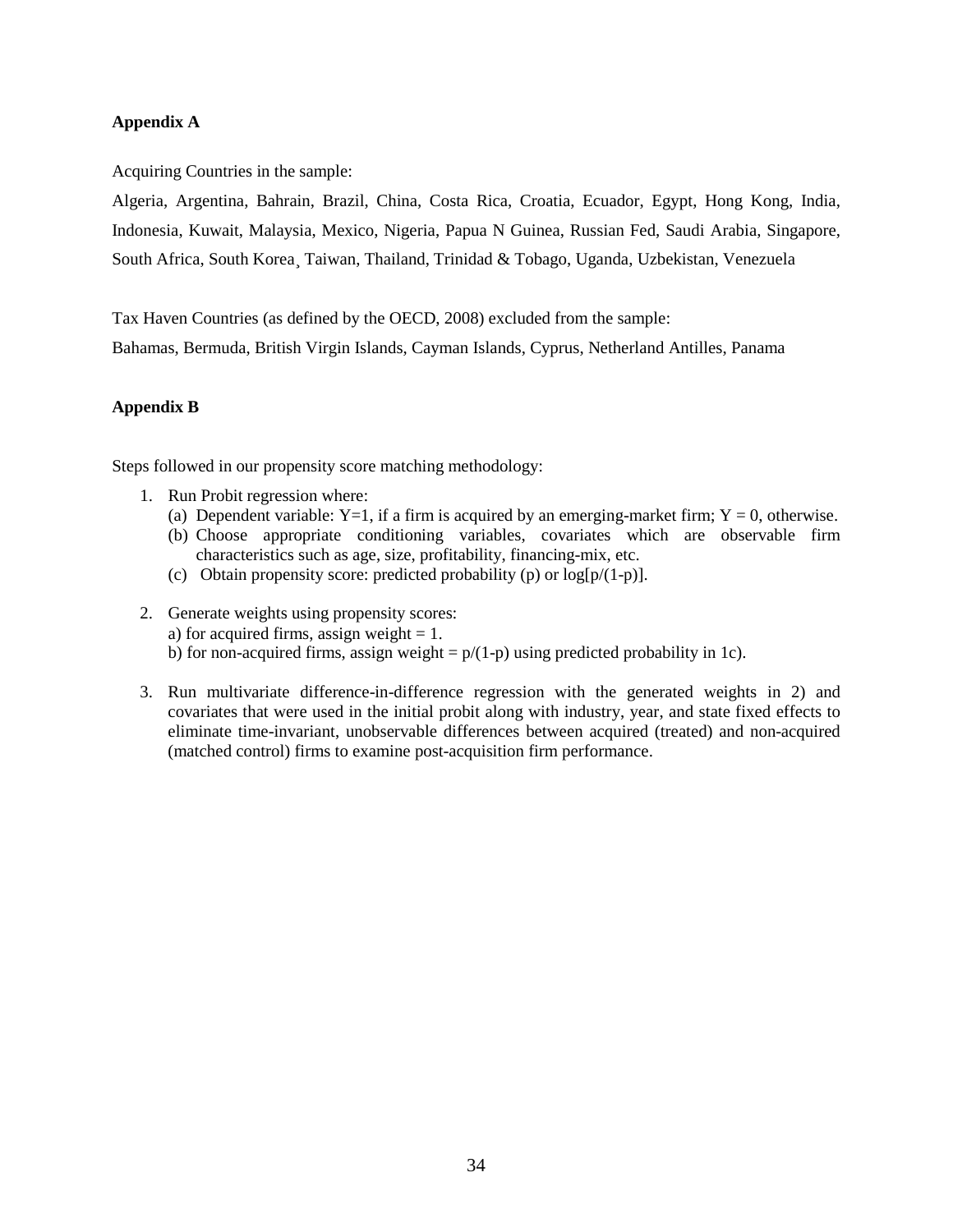**Appendix A**

Acquiring Countries in the sample:

Algeria, Argentina, Bahrain, Brazil, China, Costa Rica, Croatia, Ecuador, Egypt, Hong Kong, India, Indonesia, Kuwait, Malaysia, Mexico, Nigeria, Papua N Guinea, Russian Fed, Saudi Arabia, Singapore, South Africa, South Korea¸ Taiwan, Thailand, Trinidad & Tobago, Uganda, Uzbekistan, Venezuela

Tax Haven Countries (as defined by the OECD, 2008) excluded from the sample:

Bahamas, Bermuda, British Virgin Islands, Cayman Islands, Cyprus, Netherland Antilles, Panama

**Appendix B**

Steps followed in our propensity score matching methodology:

1. Run Probit regression where:
   (a) Dependent variable: Y=1, if a firm is acquired by an emerging-market firm; Y = 0, otherwise.
   (b) Choose appropriate conditioning variables, covariates which are observable firm characteristics such as age, size, profitability, financing-mix, etc.
   (c) Obtain propensity score: predicted probability (p) or $\log[p/(1-p)]$.

2. Generate weights using propensity scores:
   a) for acquired firms, assign weight = 1.
   b) for non-acquired firms, assign weight = $p/(1-p)$ using predicted probability in 1c).

3. Run multivariate difference-in-difference regression with the generated weights in 2) and covariates that were used in the initial probit along with industry, year, and state fixed effects to eliminate time-invariant, unobservable differences between acquired (treated) and non-acquired (matched control) firms to examine post-acquisition firm performance.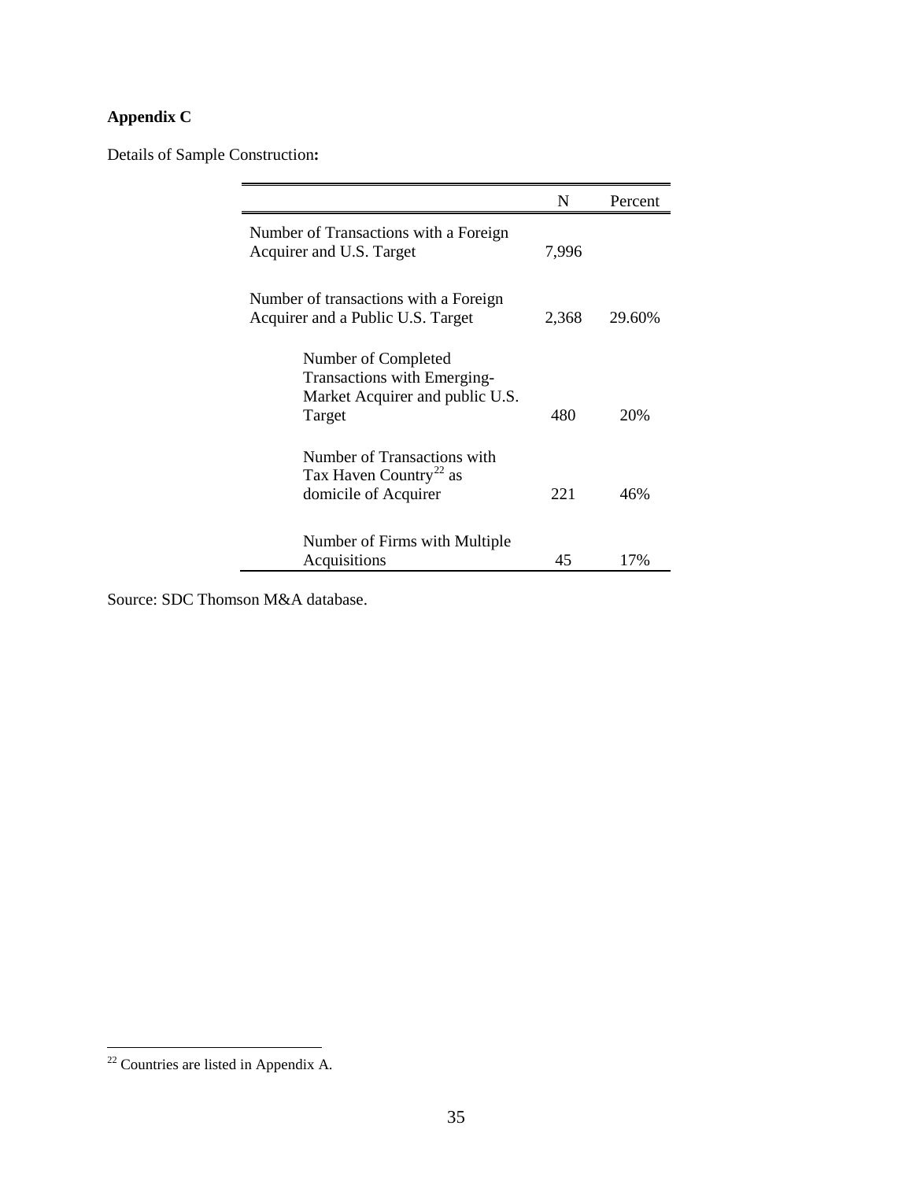**Appendix C**

Details of Sample Construction**:**

| | N | Percent |
|---|---|---|
| Number of Transactions with a Foreign Acquirer and U.S. Target | 7,996 | |
| Number of transactions with a Foreign Acquirer and a Public U.S. Target | 2,368 | 29.60% |
| Number of Completed Transactions with Emerging-Market Acquirer and public U.S. Target | 480 | 20% |
| Number of Transactions with Tax Haven Country[22] as domicile of Acquirer | 221 | 46% |
| Number of Firms with Multiple Acquisitions | 45 | 17% |

Source: SDC Thomson M&A database.

[22] Countries are listed in Appendix A.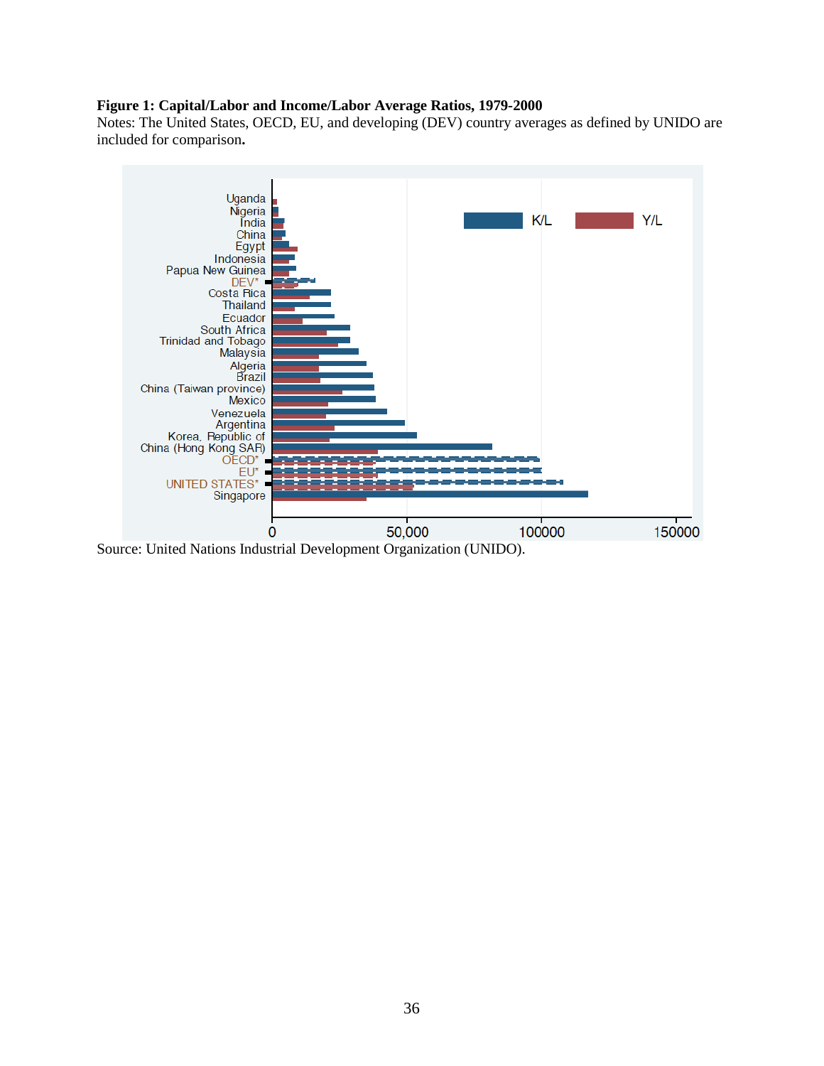**Figure 1: Capital/Labor and Income/Labor Average Ratios, 1979-2000**

Notes: The United States, OECD, EU, and developing (DEV) country averages as defined by UNIDO are included for comparison**.**

Source: United Nations Industrial Development Organization (UNIDO).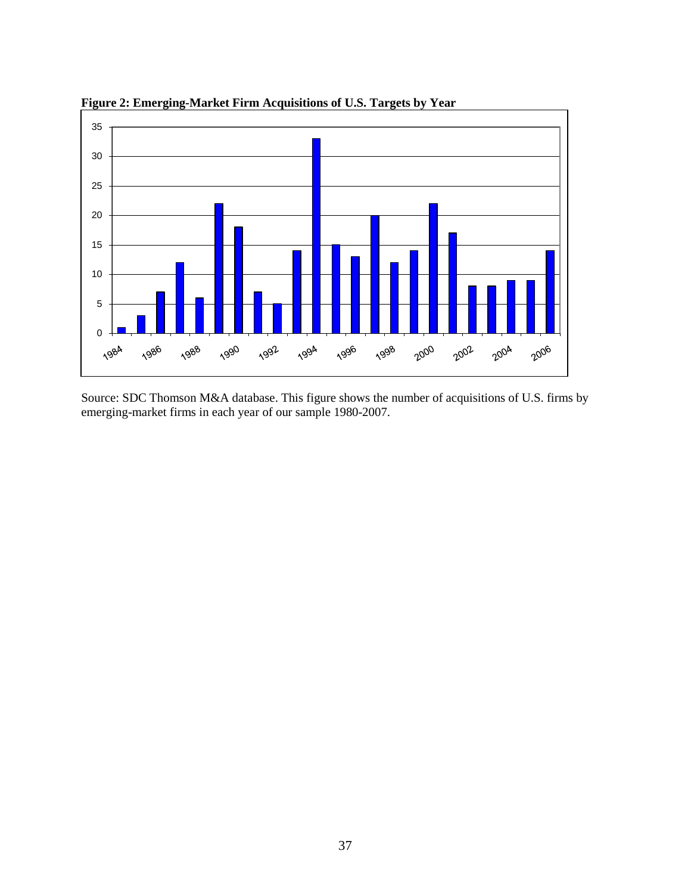**Figure 2: Emerging-Market Firm Acquisitions of U.S. Targets by Year**

Source: SDC Thomson M&A database. This figure shows the number of acquisitions of U.S. firms by emerging-market firms in each year of our sample 1980-2007.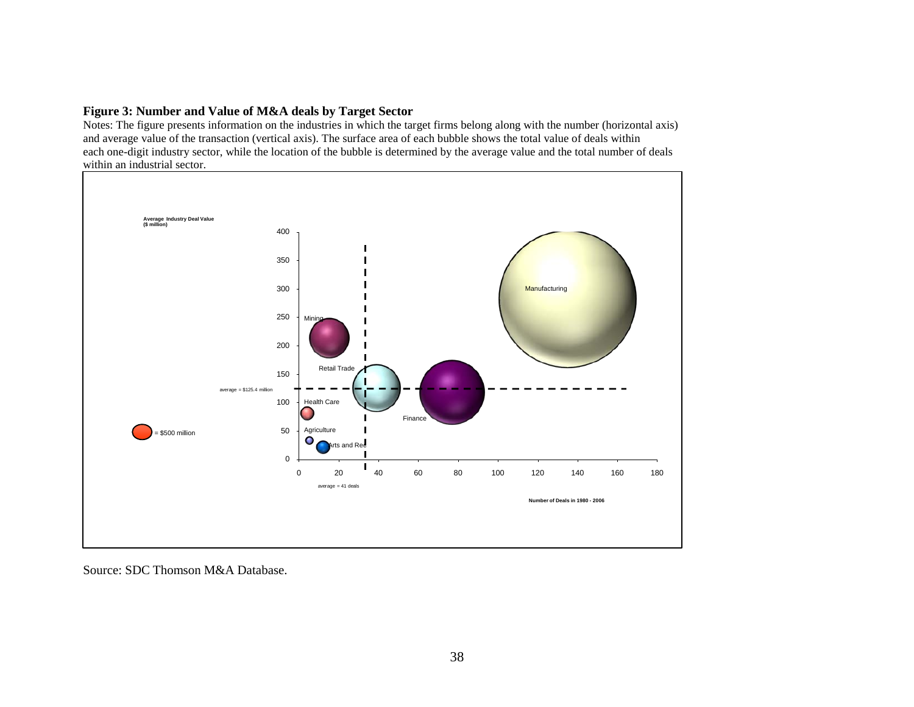**Figure 3: Number and Value of M&A deals by Target Sector**

Notes: The figure presents information on the industries in which the target firms belong along with the number (horizontal axis) and average value of the transaction (vertical axis). The surface area of each bubble shows the total value of deals within each one-digit industry sector, while the location of the bubble is determined by the average value and the total number of deals within an industrial sector.

Source: SDC Thomson M&A Database.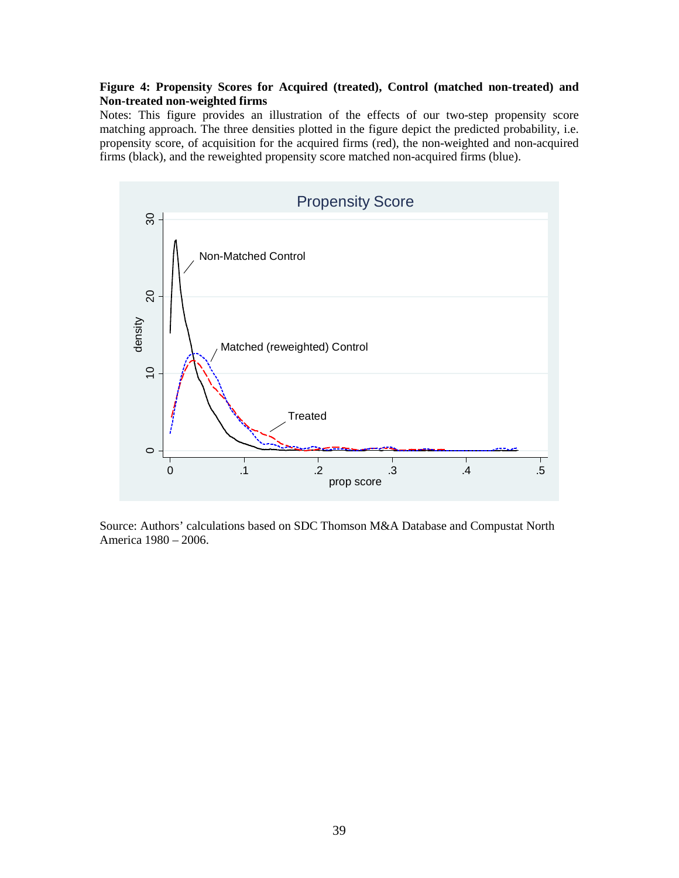**Figure 4: Propensity Scores for Acquired (treated), Control (matched non-treated) and Non-treated non-weighted firms**

Notes: This figure provides an illustration of the effects of our two-step propensity score matching approach. The three densities plotted in the figure depict the predicted probability, i.e. propensity score, of acquisition for the acquired firms (red), the non-weighted and non-acquired firms (black), and the reweighted propensity score matched non-acquired firms (blue).

Source: Authors' calculations based on SDC Thomson M&A Database and Compustat North America 1980 – 2006.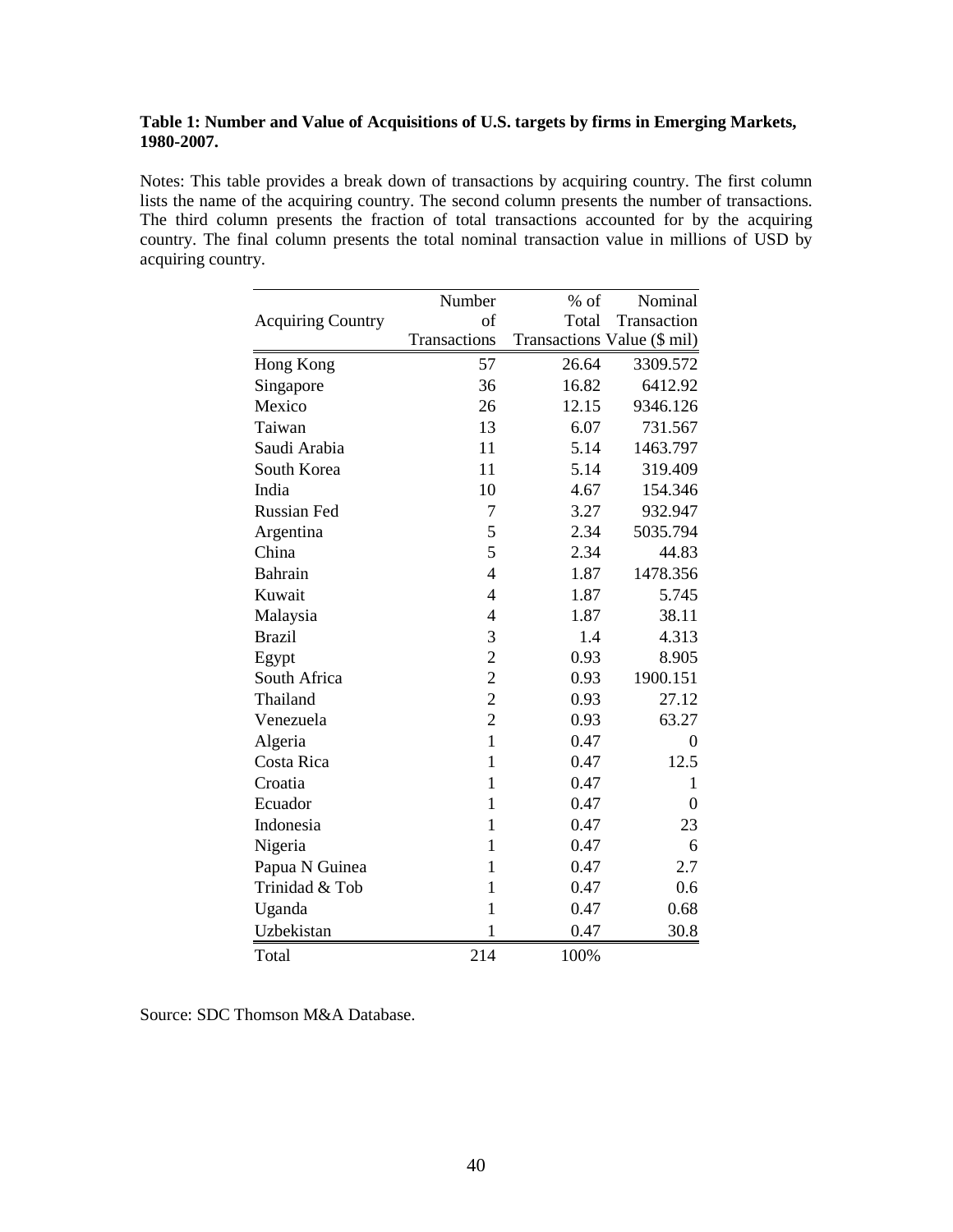**Table 1: Number and Value of Acquisitions of U.S. targets by firms in Emerging Markets, 1980-2007.**

Notes: This table provides a break down of transactions by acquiring country. The first column lists the name of the acquiring country. The second column presents the number of transactions. The third column presents the fraction of total transactions accounted for by the acquiring country. The final column presents the total nominal transaction value in millions of USD by acquiring country.

| Acquiring Country | Number of Transactions | % of Total Transactions | Nominal Transaction Value ($ mil) |
|---|---|---|---|
| Hong Kong | 57 | 26.64 | 3309.572 |
| Singapore | 36 | 16.82 | 6412.92 |
| Mexico | 26 | 12.15 | 9346.126 |
| Taiwan | 13 | 6.07 | 731.567 |
| Saudi Arabia | 11 | 5.14 | 1463.797 |
| South Korea | 11 | 5.14 | 319.409 |
| India | 10 | 4.67 | 154.346 |
| Russian Fed | 7 | 3.27 | 932.947 |
| Argentina | 5 | 2.34 | 5035.794 |
| China | 5 | 2.34 | 44.83 |
| Bahrain | 4 | 1.87 | 1478.356 |
| Kuwait | 4 | 1.87 | 5.745 |
| Malaysia | 4 | 1.87 | 38.11 |
| Brazil | 3 | 1.4 | 4.313 |
| Egypt | 2 | 0.93 | 8.905 |
| South Africa | 2 | 0.93 | 1900.151 |
| Thailand | 2 | 0.93 | 27.12 |
| Venezuela | 2 | 0.93 | 63.27 |
| Algeria | 1 | 0.47 | 0 |
| Costa Rica | 1 | 0.47 | 12.5 |
| Croatia | 1 | 0.47 | 1 |
| Ecuador | 1 | 0.47 | 0 |
| Indonesia | 1 | 0.47 | 23 |
| Nigeria | 1 | 0.47 | 6 |
| Papua N Guinea | 1 | 0.47 | 2.7 |
| Trinidad & Tob | 1 | 0.47 | 0.6 |
| Uganda | 1 | 0.47 | 0.68 |
| Uzbekistan | 1 | 0.47 | 30.8 |
| Total | 214 | 100% | |

Source: SDC Thomson M&A Database.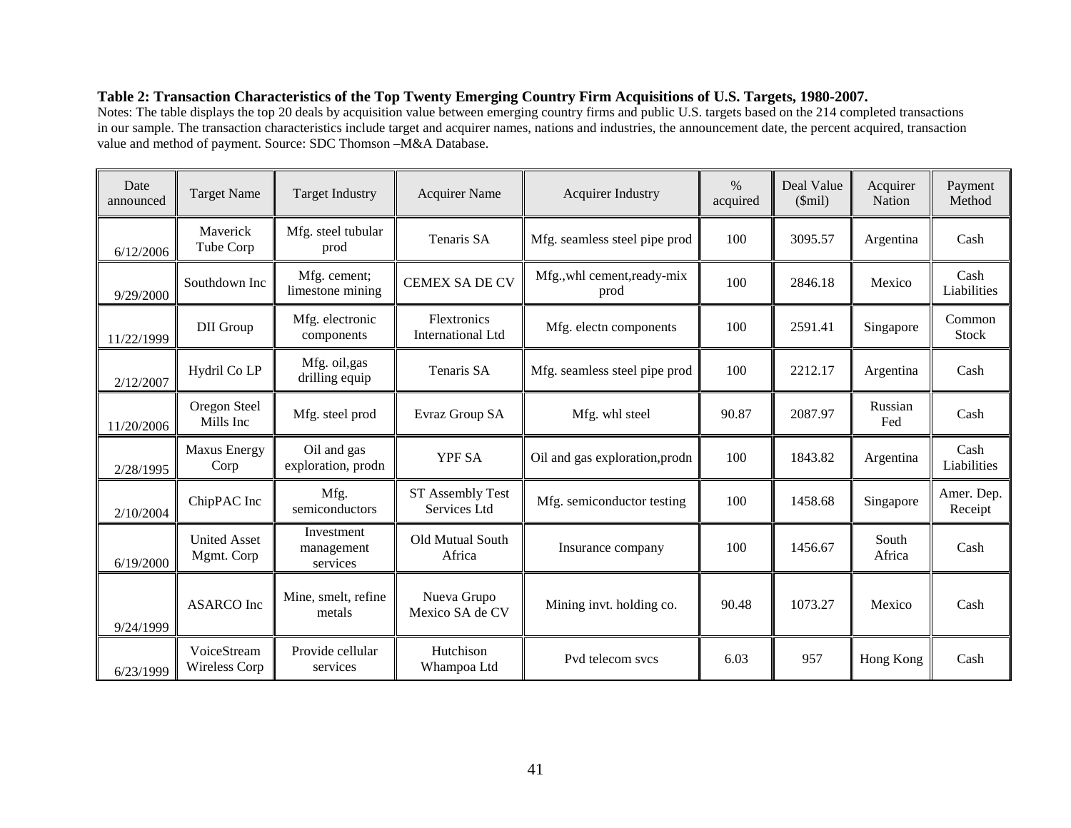**Table 2: Transaction Characteristics of the Top Twenty Emerging Country Firm Acquisitions of U.S. Targets, 1980-2007.**

Notes: The table displays the top 20 deals by acquisition value between emerging country firms and public U.S. targets based on the 214 completed transactions in our sample. The transaction characteristics include target and acquirer names, nations and industries, the announcement date, the percent acquired, transaction value and method of payment. Source: SDC Thomson –M&A Database.

| Date announced | Target Name | Target Industry | Acquirer Name | Acquirer Industry | % acquired | Deal Value ($mil) | Acquirer Nation | Payment Method |
|---|---|---|---|---|---|---|---|---|
| 6/12/2006 | Maverick Tube Corp | Mfg. steel tubular prod | Tenaris SA | Mfg. seamless steel pipe prod | 100 | 3095.57 | Argentina | Cash |
| 9/29/2000 | Southdown Inc | Mfg. cement; limestone mining | CEMEX SA DE CV | Mfg.,whl cement,ready-mix prod | 100 | 2846.18 | Mexico | Cash Liabilities |
| 11/22/1999 | DII Group | Mfg. electronic components | Flextronics International Ltd | Mfg. electn components | 100 | 2591.41 | Singapore | Common Stock |
| 2/12/2007 | Hydril Co LP | Mfg. oil,gas drilling equip | Tenaris SA | Mfg. seamless steel pipe prod | 100 | 2212.17 | Argentina | Cash |
| 11/20/2006 | Oregon Steel Mills Inc | Mfg. steel prod | Evraz Group SA | Mfg. whl steel | 90.87 | 2087.97 | Russian Fed | Cash |
| 2/28/1995 | Maxus Energy Corp | Oil and gas exploration, prodn | YPF SA | Oil and gas exploration,prodn | 100 | 1843.82 | Argentina | Cash Liabilities |
| 2/10/2004 | ChipPAC Inc | Mfg. semiconductors | ST Assembly Test Services Ltd | Mfg. semiconductor testing | 100 | 1458.68 | Singapore | Amer. Dep. Receipt |
| 6/19/2000 | United Asset Mgmt. Corp | Investment management services | Old Mutual South Africa | Insurance company | 100 | 1456.67 | South Africa | Cash |
| 9/24/1999 | ASARCO Inc | Mine, smelt, refine metals | Nueva Grupo Mexico SA de CV | Mining invt. holding co. | 90.48 | 1073.27 | Mexico | Cash |
| 6/23/1999 | VoiceStream Wireless Corp | Provide cellular services | Hutchison Whampoa Ltd | Pvd telecom svcs | 6.03 | 957 | Hong Kong | Cash |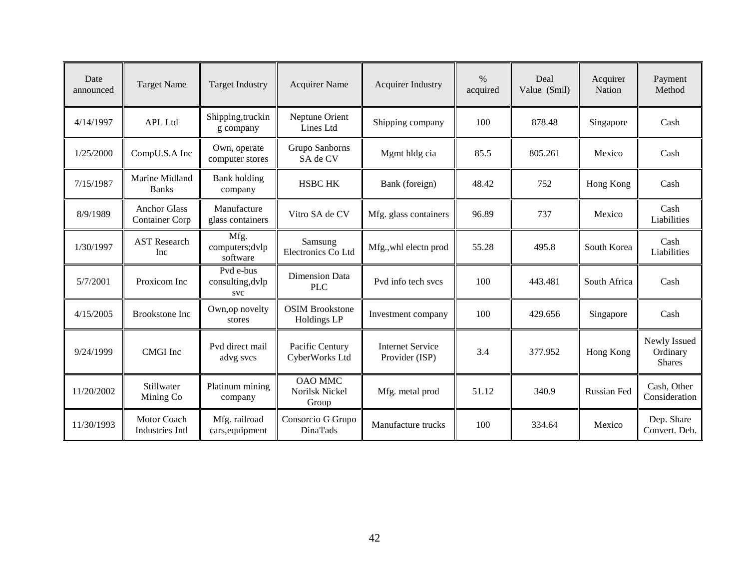| Date announced | Target Name | Target Industry | Acquirer Name | Acquirer Industry | % acquired | Deal Value ($mil) | Acquirer Nation | Payment Method |
|---|---|---|---|---|---|---|---|---|
| 4/14/1997 | APL Ltd | Shipping,trucking company | Neptune Orient Lines Ltd | Shipping company | 100 | 878.48 | Singapore | Cash |
| 1/25/2000 | CompU.S.A Inc | Own, operate computer stores | Grupo Sanborns SA de CV | Mgmt hldg cia | 85.5 | 805.261 | Mexico | Cash |
| 7/15/1987 | Marine Midland Banks | Bank holding company | HSBC HK | Bank (foreign) | 48.42 | 752 | Hong Kong | Cash |
| 8/9/1989 | Anchor Glass Container Corp | Manufacture glass containers | Vitro SA de CV | Mfg. glass containers | 96.89 | 737 | Mexico | Cash Liabilities |
| 1/30/1997 | AST Research Inc | Mfg. computers;dvlp software | Samsung Electronics Co Ltd | Mfg.,whl electn prod | 55.28 | 495.8 | South Korea | Cash Liabilities |
| 5/7/2001 | Proxicom Inc | Pvd e-bus consulting,dvlp svc | Dimension Data PLC | Pvd info tech svcs | 100 | 443.481 | South Africa | Cash |
| 4/15/2005 | Brookstone Inc | Own,op novelty stores | OSIM Brookstone Holdings LP | Investment company | 100 | 429.656 | Singapore | Cash |
| 9/24/1999 | CMGI Inc | Pvd direct mail advg svcs | Pacific Century CyberWorks Ltd | Internet Service Provider (ISP) | 3.4 | 377.952 | Hong Kong | Newly Issued Ordinary Shares |
| 11/20/2002 | Stillwater Mining Co | Platinum mining company | OAO MMC Norilsk Nickel Group | Mfg. metal prod | 51.12 | 340.9 | Russian Fed | Cash, Other Consideration |
| 11/30/1993 | Motor Coach Industries Intl | Mfg. railroad cars,equipment | Consorcio G Grupo Dina'l'ads | Manufacture trucks | 100 | 334.64 | Mexico | Dep. Share Convert. Deb. |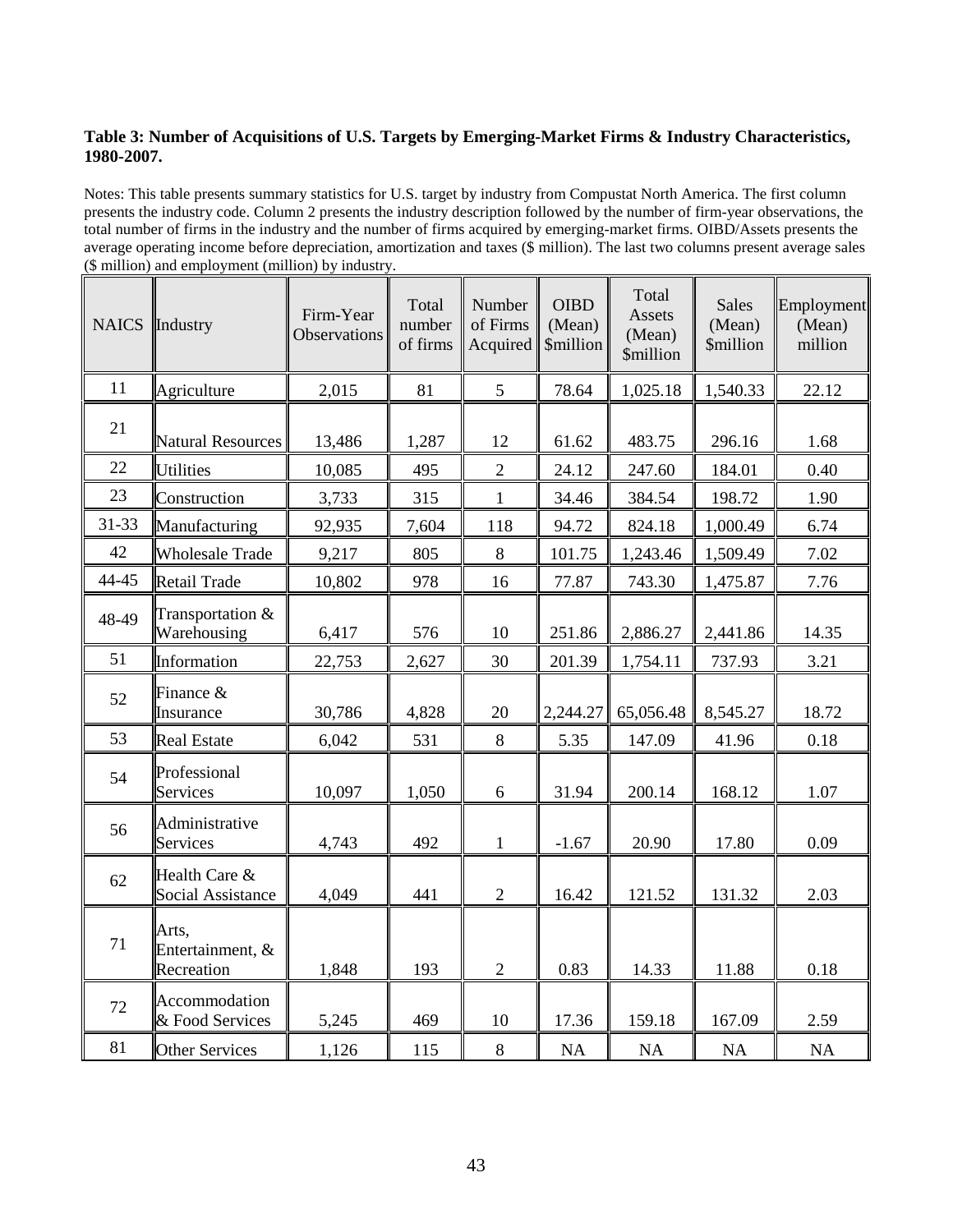**Table 3: Number of Acquisitions of U.S. Targets by Emerging-Market Firms & Industry Characteristics, 1980-2007.**

Notes: This table presents summary statistics for U.S. target by industry from Compustat North America. The first column presents the industry code. Column 2 presents the industry description followed by the number of firm-year observations, the total number of firms in the industry and the number of firms acquired by emerging-market firms. OIBD/Assets presents the average operating income before depreciation, amortization and taxes ($ million). The last two columns present average sales ($ million) and employment (million) by industry.

| NAICS | Industry | Firm-Year Observations | Total number of firms | Number of Firms Acquired | OIBD (Mean) $million | Total Assets (Mean) $million | Sales (Mean) $million | Employment (Mean) million |
|---|---|---|---|---|---|---|---|---|
| 11 | Agriculture | 2,015 | 81 | 5 | 78.64 | 1,025.18 | 1,540.33 | 22.12 |
| 21 | Natural Resources | 13,486 | 1,287 | 12 | 61.62 | 483.75 | 296.16 | 1.68 |
| 22 | Utilities | 10,085 | 495 | 2 | 24.12 | 247.60 | 184.01 | 0.40 |
| 23 | Construction | 3,733 | 315 | 1 | 34.46 | 384.54 | 198.72 | 1.90 |
| 31-33 | Manufacturing | 92,935 | 7,604 | 118 | 94.72 | 824.18 | 1,000.49 | 6.74 |
| 42 | Wholesale Trade | 9,217 | 805 | 8 | 101.75 | 1,243.46 | 1,509.49 | 7.02 |
| 44-45 | Retail Trade | 10,802 | 978 | 16 | 77.87 | 743.30 | 1,475.87 | 7.76 |
| 48-49 | Transportation & Warehousing | 6,417 | 576 | 10 | 251.86 | 2,886.27 | 2,441.86 | 14.35 |
| 51 | Information | 22,753 | 2,627 | 30 | 201.39 | 1,754.11 | 737.93 | 3.21 |
| 52 | Finance & Insurance | 30,786 | 4,828 | 20 | 2,244.27 | 65,056.48 | 8,545.27 | 18.72 |
| 53 | Real Estate | 6,042 | 531 | 8 | 5.35 | 147.09 | 41.96 | 0.18 |
| 54 | Professional Services | 10,097 | 1,050 | 6 | 31.94 | 200.14 | 168.12 | 1.07 |
| 56 | Administrative Services | 4,743 | 492 | 1 | -1.67 | 20.90 | 17.80 | 0.09 |
| 62 | Health Care & Social Assistance | 4,049 | 441 | 2 | 16.42 | 121.52 | 131.32 | 2.03 |
| 71 | Arts, Entertainment, & Recreation | 1,848 | 193 | 2 | 0.83 | 14.33 | 11.88 | 0.18 |
| 72 | Accommodation & Food Services | 5,245 | 469 | 10 | 17.36 | 159.18 | 167.09 | 2.59 |
| 81 | Other Services | 1,126 | 115 | 8 | NA | NA | NA | NA |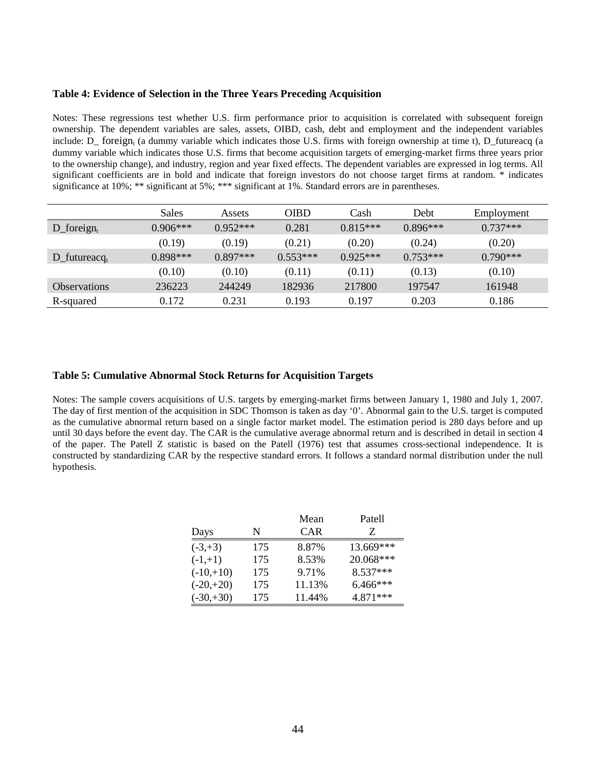**Table 4: Evidence of Selection in the Three Years Preceding Acquisition**

Notes: These regressions test whether U.S. firm performance prior to acquisition is correlated with subsequent foreign ownership. The dependent variables are sales, assets, OIBD, cash, debt and employment and the independent variables include: $D\_foreign_t$ (a dummy variable which indicates those U.S. firms with foreign ownership at time t), D_futureacq (a dummy variable which indicates those U.S. firms that become acquisition targets of emerging-market firms three years prior to the ownership change), and industry, region and year fixed effects. The dependent variables are expressed in log terms. All significant coefficients are in bold and indicate that foreign investors do not choose target firms at random. * indicates significance at 10%; ** significant at 5%; *** significant at 1%. Standard errors are in parentheses.

| | Sales | Assets | OIBD | Cash | Debt | Employment |
|---|---|---|---|---|---|---|
| $D\_foreign_t$ | 0.906*** | 0.952*** | 0.281 | 0.815*** | 0.896*** | 0.737*** |
| | (0.19) | (0.19) | (0.21) | (0.20) | (0.24) | (0.20) |
| $D\_futureacq_t$ | 0.898*** | 0.897*** | 0.553*** | 0.925*** | 0.753*** | 0.790*** |
| | (0.10) | (0.10) | (0.11) | (0.11) | (0.13) | (0.10) |
| Observations | 236223 | 244249 | 182936 | 217800 | 197547 | 161948 |
| R-squared | 0.172 | 0.231 | 0.193 | 0.197 | 0.203 | 0.186 |

**Table 5: Cumulative Abnormal Stock Returns for Acquisition Targets**

Notes: The sample covers acquisitions of U.S. targets by emerging-market firms between January 1, 1980 and July 1, 2007. The day of first mention of the acquisition in SDC Thomson is taken as day '0'. Abnormal gain to the U.S. target is computed as the cumulative abnormal return based on a single factor market model. The estimation period is 280 days before and up until 30 days before the event day. The CAR is the cumulative average abnormal return and is described in detail in section 4 of the paper. The Patell Z statistic is based on the Patell (1976) test that assumes cross-sectional independence. It is constructed by standardizing CAR by the respective standard errors. It follows a standard normal distribution under the null hypothesis.

| Days | N | Mean CAR | Patell Z |
|---|---|---|---|
| (-3,+3) | 175 | 8.87% | 13.669*** |
| (-1,+1) | 175 | 8.53% | 20.068*** |
| (-10,+10) | 175 | 9.71% | 8.537*** |
| (-20,+20) | 175 | 11.13% | 6.466*** |
| (-30,+30) | 175 | 11.44% | 4.871*** |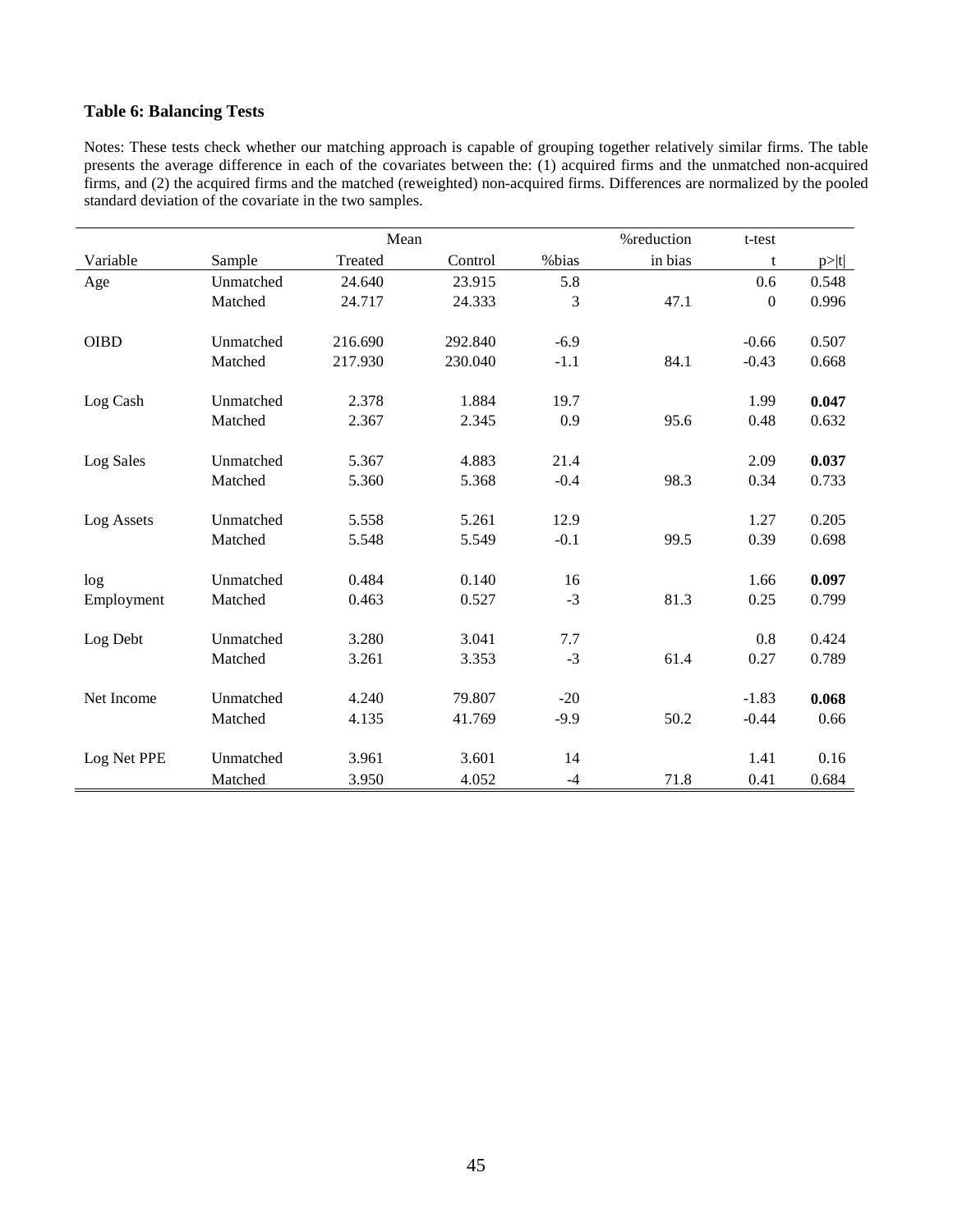**Table 6: Balancing Tests**

Notes: These tests check whether our matching approach is capable of grouping together relatively similar firms. The table presents the average difference in each of the covariates between the: (1) acquired firms and the unmatched non-acquired firms, and (2) the acquired firms and the matched (reweighted) non-acquired firms. Differences are normalized by the pooled standard deviation of the covariate in the two samples.

| | | Mean | | | %reduction | t-test | |
|---|---|---|---|---|---|---|---|
| Variable | Sample | Treated | Control | %bias | in bias | t | p>\|t\| |
| Age | Unmatched | 24.640 | 23.915 | 5.8 | | 0.6 | 0.548 |
| | Matched | 24.717 | 24.333 | 3 | 47.1 | 0 | 0.996 |
| OIBD | Unmatched | 216.690 | 292.840 | -6.9 | | -0.66 | 0.507 |
| | Matched | 217.930 | 230.040 | -1.1 | 84.1 | -0.43 | 0.668 |
| Log Cash | Unmatched | 2.378 | 1.884 | 19.7 | | 1.99 | **0.047** |
| | Matched | 2.367 | 2.345 | 0.9 | 95.6 | 0.48 | 0.632 |
| Log Sales | Unmatched | 5.367 | 4.883 | 21.4 | | 2.09 | **0.037** |
| | Matched | 5.360 | 5.368 | -0.4 | 98.3 | 0.34 | 0.733 |
| Log Assets | Unmatched | 5.558 | 5.261 | 12.9 | | 1.27 | 0.205 |
| | Matched | 5.548 | 5.549 | -0.1 | 99.5 | 0.39 | 0.698 |
| log Employment | Unmatched | 0.484 | 0.140 | 16 | | 1.66 | **0.097** |
| | Matched | 0.463 | 0.527 | -3 | 81.3 | 0.25 | 0.799 |
| Log Debt | Unmatched | 3.280 | 3.041 | 7.7 | | 0.8 | 0.424 |
| | Matched | 3.261 | 3.353 | -3 | 61.4 | 0.27 | 0.789 |
| Net Income | Unmatched | 4.240 | 79.807 | -20 | | -1.83 | **0.068** |
| | Matched | 4.135 | 41.769 | -9.9 | 50.2 | -0.44 | 0.66 |
| Log Net PPE | Unmatched | 3.961 | 3.601 | 14 | | 1.41 | 0.16 |
| | Matched | 3.950 | 4.052 | -4 | 71.8 | 0.41 | 0.684 |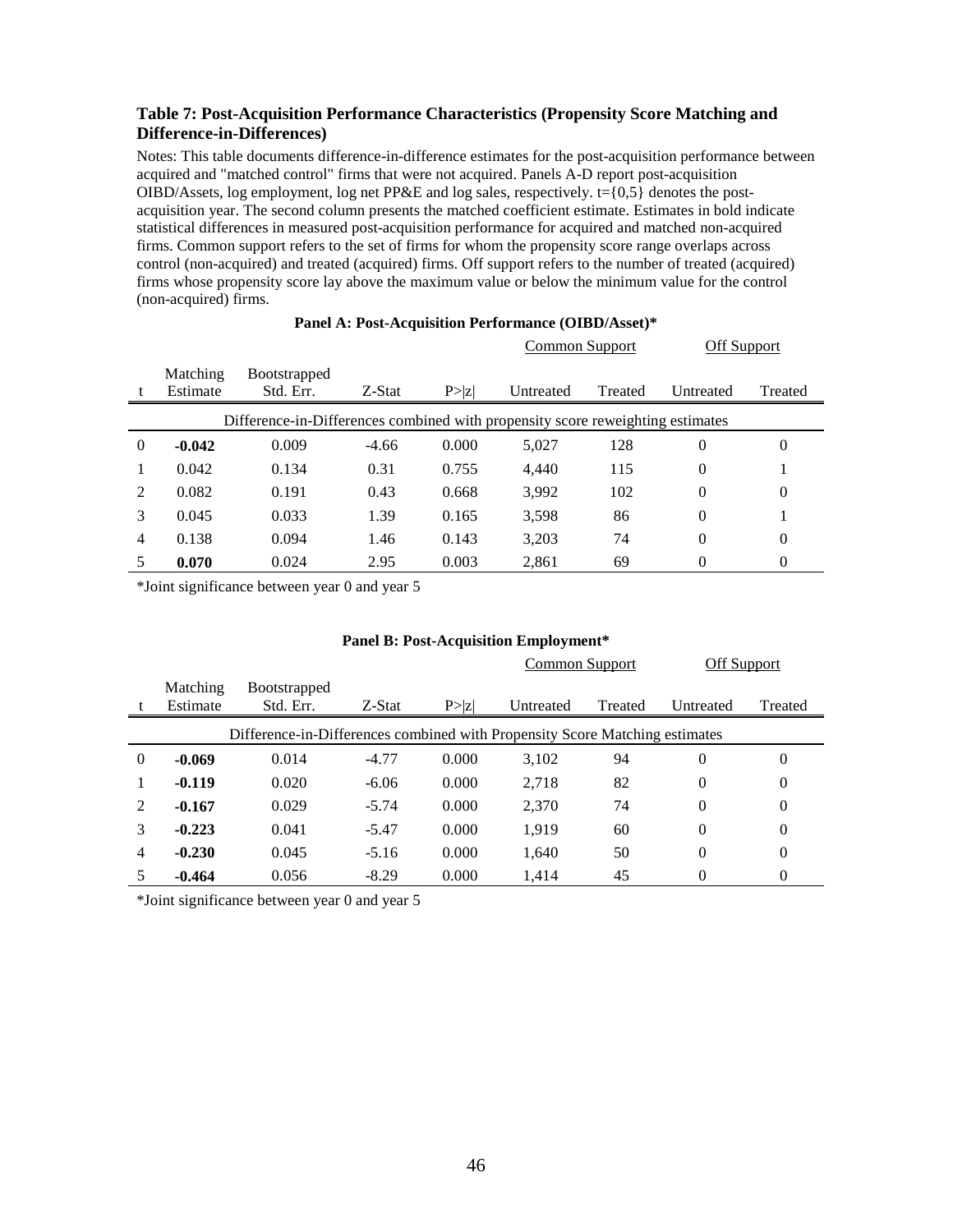### Table 7: Post-Acquisition Performance Characteristics (Propensity Score Matching and Difference-in-Differences)

Notes: This table documents difference-in-difference estimates for the post-acquisition performance between acquired and "matched control" firms that were not acquired. Panels A-D report post-acquisition OIBD/Assets, log employment, log net PP&E and log sales, respectively. t={0,5} denotes the post-acquisition year. The second column presents the matched coefficient estimate. Estimates in bold indicate statistical differences in measured post-acquisition performance for acquired and matched non-acquired firms. Common support refers to the set of firms for whom the propensity score range overlaps across control (non-acquired) and treated (acquired) firms. Off support refers to the number of treated (acquired) firms whose propensity score lay above the maximum value or below the minimum value for the control (non-acquired) firms.

**Panel A: Post-Acquisition Performance (OIBD/Asset)***

| | | | | | Common Support | | Off Support | |
|---|---|---|---|---|---|---|---|---|
| t | Matching Estimate | Bootstrapped Std. Err. | Z-Stat | P>\|z\| | Untreated | Treated | Untreated | Treated |
| Difference-in-Differences combined with propensity score reweighting estimates | | | | | | | | |
| 0 | **-0.042** | 0.009 | -4.66 | 0.000 | 5,027 | 128 | 0 | 0 |
| 1 | 0.042 | 0.134 | 0.31 | 0.755 | 4,440 | 115 | 0 | 1 |
| 2 | 0.082 | 0.191 | 0.43 | 0.668 | 3,992 | 102 | 0 | 0 |
| 3 | 0.045 | 0.033 | 1.39 | 0.165 | 3,598 | 86 | 0 | 1 |
| 4 | 0.138 | 0.094 | 1.46 | 0.143 | 3,203 | 74 | 0 | 0 |
| 5 | **0.070** | 0.024 | 2.95 | 0.003 | 2,861 | 69 | 0 | 0 |

*Joint significance between year 0 and year 5

**Panel B: Post-Acquisition Employment***

| | | | | | Common Support | | Off Support | |
|---|---|---|---|---|---|---|---|---|
| t | Matching Estimate | Bootstrapped Std. Err. | Z-Stat | P>\|z\| | Untreated | Treated | Untreated | Treated |
| Difference-in-Differences combined with Propensity Score Matching estimates | | | | | | | | |
| 0 | **-0.069** | 0.014 | -4.77 | 0.000 | 3,102 | 94 | 0 | 0 |
| 1 | **-0.119** | 0.020 | -6.06 | 0.000 | 2,718 | 82 | 0 | 0 |
| 2 | **-0.167** | 0.029 | -5.74 | 0.000 | 2,370 | 74 | 0 | 0 |
| 3 | **-0.223** | 0.041 | -5.47 | 0.000 | 1,919 | 60 | 0 | 0 |
| 4 | **-0.230** | 0.045 | -5.16 | 0.000 | 1,640 | 50 | 0 | 0 |
| 5 | **-0.464** | 0.056 | -8.29 | 0.000 | 1,414 | 45 | 0 | 0 |

*Joint significance between year 0 and year 5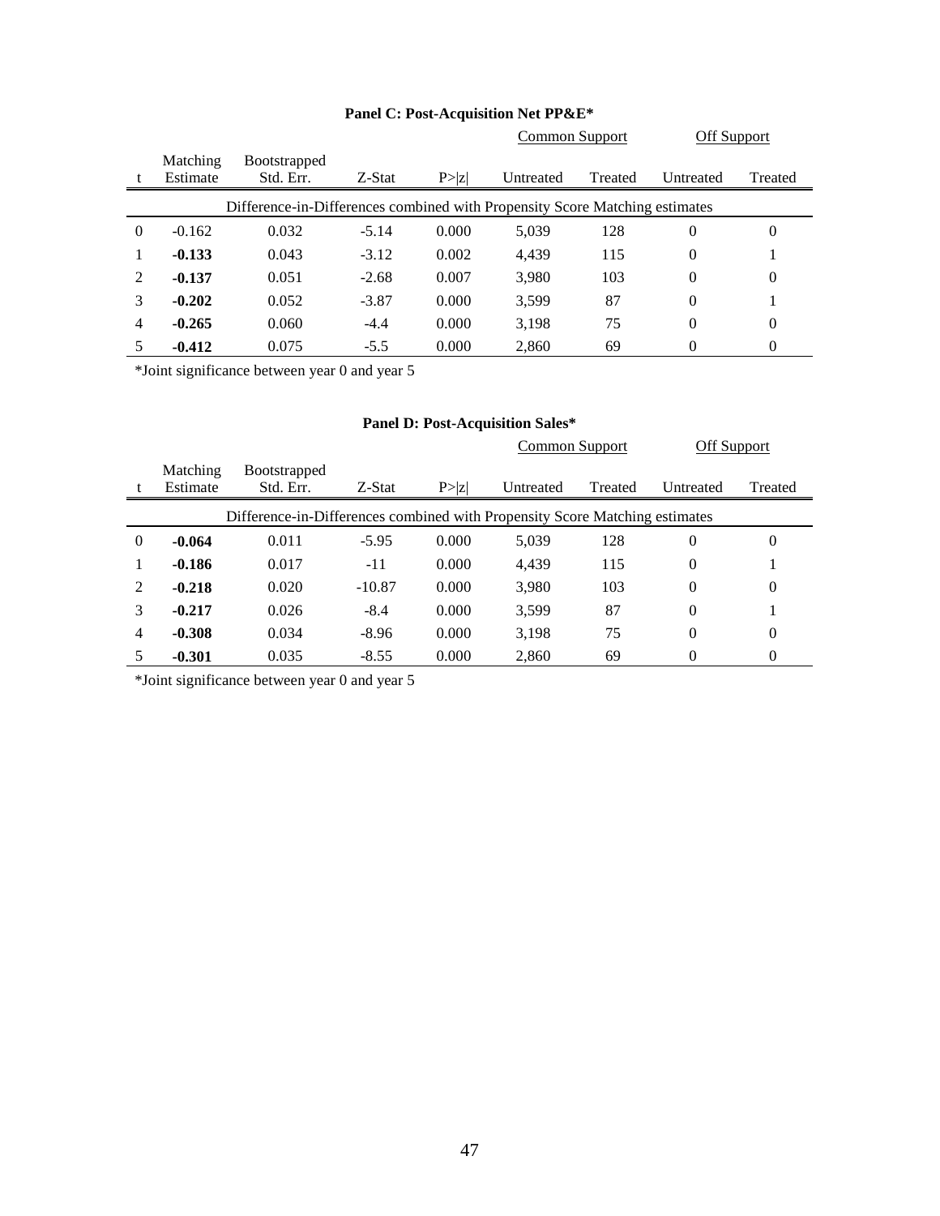### Panel C: Post-Acquisition Net PP&E*

| | | | | | Common Support | | Off Support | |
|---|---|---|---|---|---|---|---|---|
| t | Matching Estimate | Bootstrapped Std. Err. | Z-Stat | P>\|z\| | Untreated | Treated | Untreated | Treated |
| Difference-in-Differences combined with Propensity Score Matching estimates | | | | | | | | |
| 0 | -0.162 | 0.032 | -5.14 | 0.000 | 5,039 | 128 | 0 | 0 |
| 1 | **-0.133** | 0.043 | -3.12 | 0.002 | 4,439 | 115 | 0 | 1 |
| 2 | **-0.137** | 0.051 | -2.68 | 0.007 | 3,980 | 103 | 0 | 0 |
| 3 | **-0.202** | 0.052 | -3.87 | 0.000 | 3,599 | 87 | 0 | 1 |
| 4 | **-0.265** | 0.060 | -4.4 | 0.000 | 3,198 | 75 | 0 | 0 |
| 5 | **-0.412** | 0.075 | -5.5 | 0.000 | 2,860 | 69 | 0 | 0 |

*Joint significance between year 0 and year 5

### Panel D: Post-Acquisition Sales*

| | | | | | Common Support | | Off Support | |
|---|---|---|---|---|---|---|---|---|
| t | Matching Estimate | Bootstrapped Std. Err. | Z-Stat | P>\|z\| | Untreated | Treated | Untreated | Treated |
| Difference-in-Differences combined with Propensity Score Matching estimates | | | | | | | | |
| 0 | **-0.064** | 0.011 | -5.95 | 0.000 | 5,039 | 128 | 0 | 0 |
| 1 | **-0.186** | 0.017 | -11 | 0.000 | 4,439 | 115 | 0 | 1 |
| 2 | **-0.218** | 0.020 | -10.87 | 0.000 | 3,980 | 103 | 0 | 0 |
| 3 | **-0.217** | 0.026 | -8.4 | 0.000 | 3,599 | 87 | 0 | 1 |
| 4 | **-0.308** | 0.034 | -8.96 | 0.000 | 3,198 | 75 | 0 | 0 |
| 5 | **-0.301** | 0.035 | -8.55 | 0.000 | 2,860 | 69 | 0 | 0 |

*Joint significance between year 0 and year 5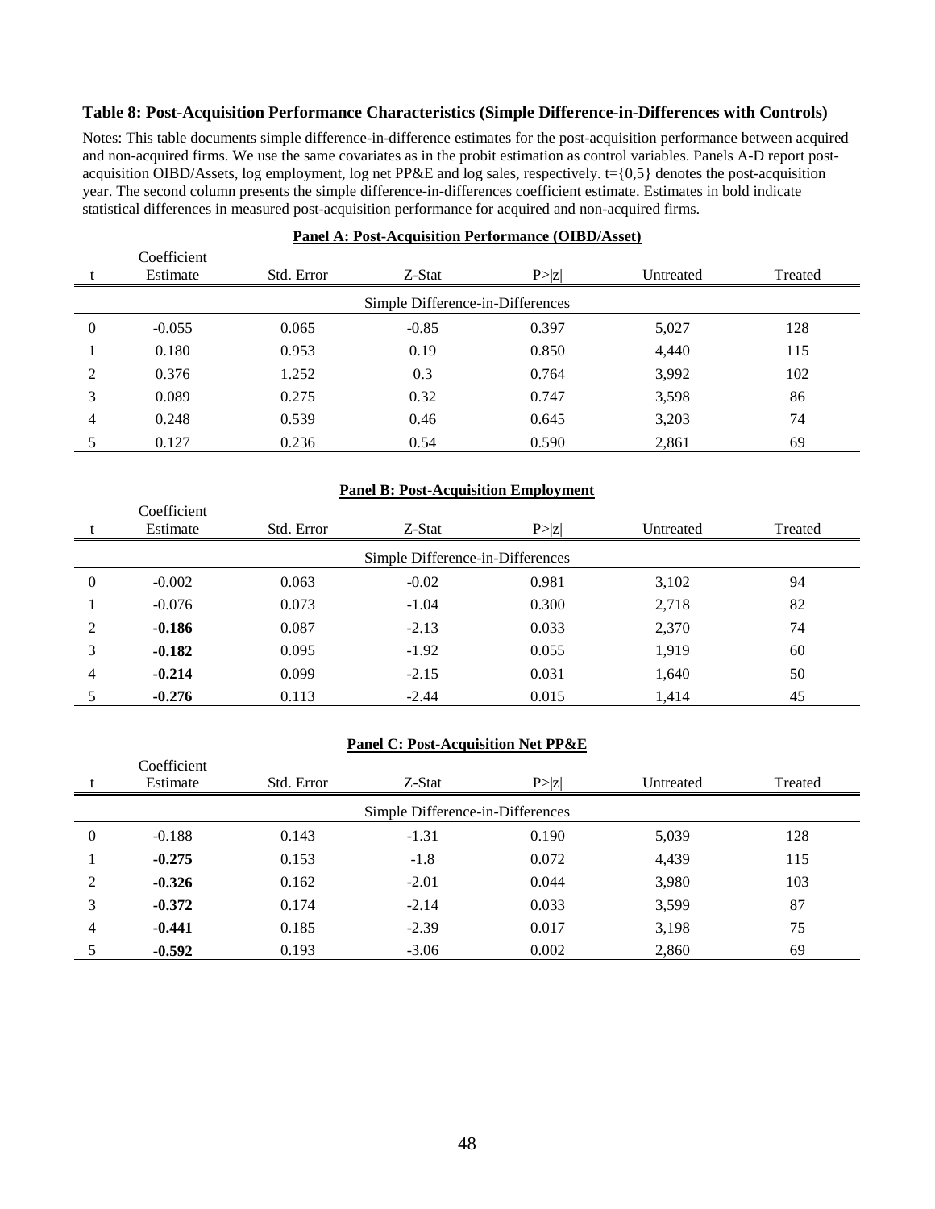**Table 8: Post-Acquisition Performance Characteristics (Simple Difference-in-Differences with Controls)**

Notes: This table documents simple difference-in-difference estimates for the post-acquisition performance between acquired and non-acquired firms. We use the same covariates as in the probit estimation as control variables. Panels A-D report post-acquisition OIBD/Assets, log employment, log net PP&E and log sales, respectively. t={0,5} denotes the post-acquisition year. The second column presents the simple difference-in-differences coefficient estimate. Estimates in bold indicate statistical differences in measured post-acquisition performance for acquired and non-acquired firms.

**Panel A: Post-Acquisition Performance (OIBD/Asset)**

| t | Coefficient Estimate | Std. Error | Z-Stat | P>\|z\| | Untreated | Treated |
|---|---|---|---|---|---|---|
| | | | Simple Difference-in-Differences | | | |
| 0 | -0.055 | 0.065 | -0.85 | 0.397 | 5,027 | 128 |
| 1 | 0.180 | 0.953 | 0.19 | 0.850 | 4,440 | 115 |
| 2 | 0.376 | 1.252 | 0.3 | 0.764 | 3,992 | 102 |
| 3 | 0.089 | 0.275 | 0.32 | 0.747 | 3,598 | 86 |
| 4 | 0.248 | 0.539 | 0.46 | 0.645 | 3,203 | 74 |
| 5 | 0.127 | 0.236 | 0.54 | 0.590 | 2,861 | 69 |

**Panel B: Post-Acquisition Employment**

| t | Coefficient Estimate | Std. Error | Z-Stat | P>\|z\| | Untreated | Treated |
|---|---|---|---|---|---|---|
| | | | Simple Difference-in-Differences | | | |
| 0 | -0.002 | 0.063 | -0.02 | 0.981 | 3,102 | 94 |
| 1 | -0.076 | 0.073 | -1.04 | 0.300 | 2,718 | 82 |
| 2 | **-0.186** | 0.087 | -2.13 | 0.033 | 2,370 | 74 |
| 3 | **-0.182** | 0.095 | -1.92 | 0.055 | 1,919 | 60 |
| 4 | **-0.214** | 0.099 | -2.15 | 0.031 | 1,640 | 50 |
| 5 | **-0.276** | 0.113 | -2.44 | 0.015 | 1,414 | 45 |

**Panel C: Post-Acquisition Net PP&E**

| t | Coefficient Estimate | Std. Error | Z-Stat | P>\|z\| | Untreated | Treated |
|---|---|---|---|---|---|---|
| | | | Simple Difference-in-Differences | | | |
| 0 | -0.188 | 0.143 | -1.31 | 0.190 | 5,039 | 128 |
| 1 | **-0.275** | 0.153 | -1.8 | 0.072 | 4,439 | 115 |
| 2 | **-0.326** | 0.162 | -2.01 | 0.044 | 3,980 | 103 |
| 3 | **-0.372** | 0.174 | -2.14 | 0.033 | 3,599 | 87 |
| 4 | **-0.441** | 0.185 | -2.39 | 0.017 | 3,198 | 75 |
| 5 | **-0.592** | 0.193 | -3.06 | 0.002 | 2,860 | 69 |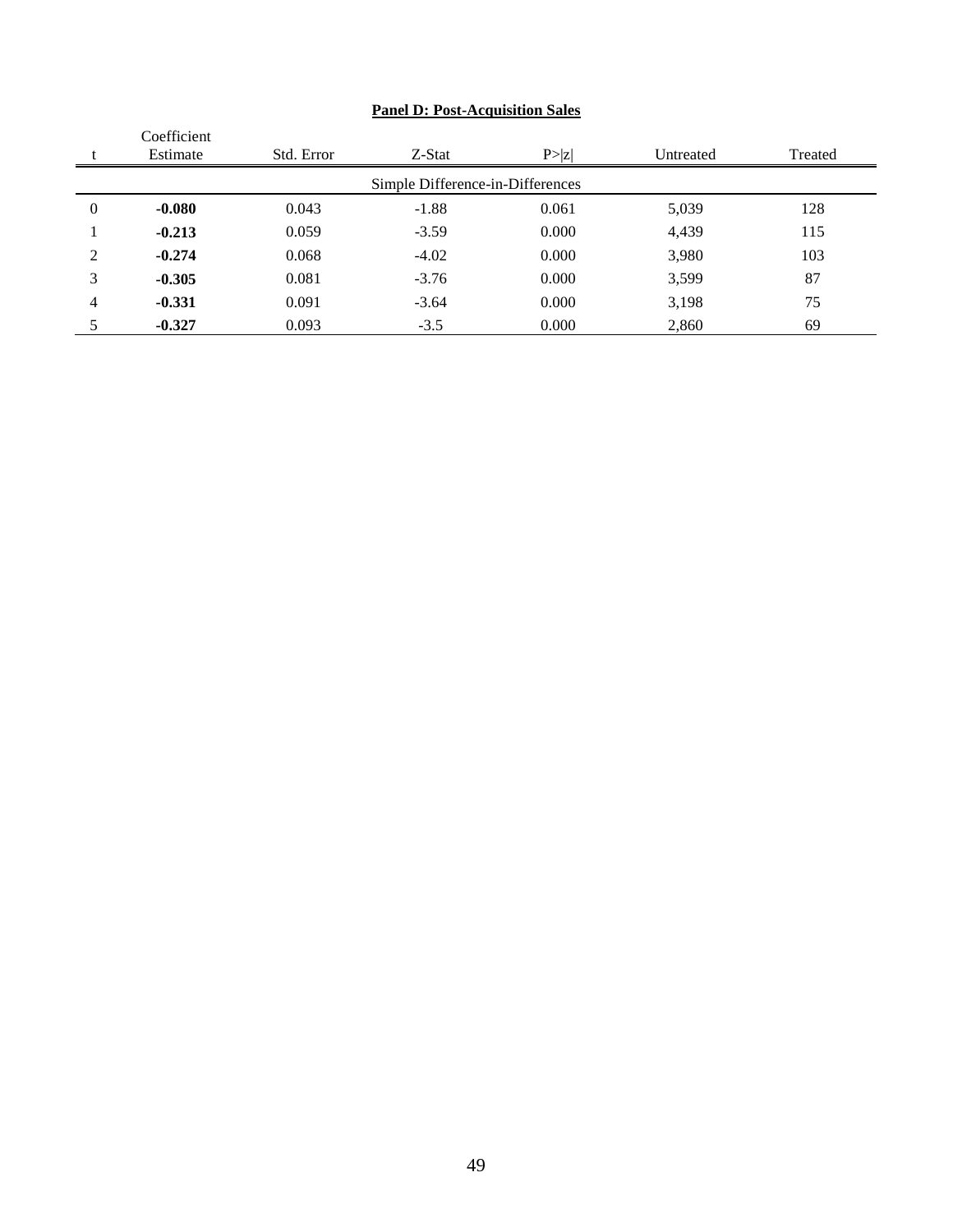**Panel D: Post-Acquisition Sales**

| t | Coefficient Estimate | Std. Error | Z-Stat | P>\|z\| | Untreated | Treated |
|---|---|---|---|---|---|---|
| | | | Simple Difference-in-Differences | | | |
| 0 | **-0.080** | 0.043 | -1.88 | 0.061 | 5,039 | 128 |
| 1 | **-0.213** | 0.059 | -3.59 | 0.000 | 4,439 | 115 |
| 2 | **-0.274** | 0.068 | -4.02 | 0.000 | 3,980 | 103 |
| 3 | **-0.305** | 0.081 | -3.76 | 0.000 | 3,599 | 87 |
| 4 | **-0.331** | 0.091 | -3.64 | 0.000 | 3,198 | 75 |
| 5 | **-0.327** | 0.093 | -3.5 | 0.000 | 2,860 | 69 |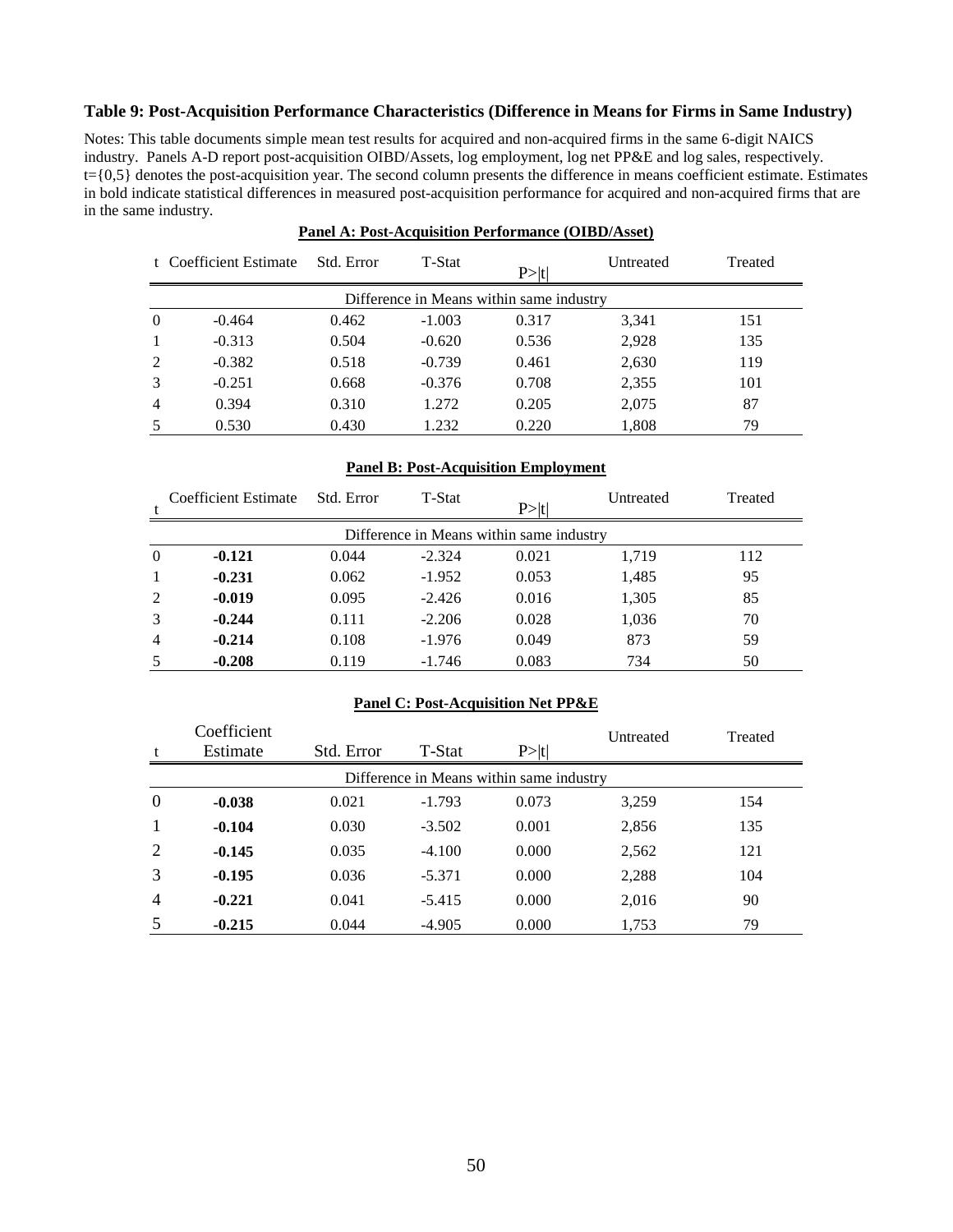**Table 9: Post-Acquisition Performance Characteristics (Difference in Means for Firms in Same Industry)**

Notes: This table documents simple mean test results for acquired and non-acquired firms in the same 6-digit NAICS industry. Panels A-D report post-acquisition OIBD/Assets, log employment, log net PP&E and log sales, respectively. t={0,5} denotes the post-acquisition year. The second column presents the difference in means coefficient estimate. Estimates in bold indicate statistical differences in measured post-acquisition performance for acquired and non-acquired firms that are in the same industry.

**Panel A: Post-Acquisition Performance (OIBD/Asset)**

| t | Coefficient Estimate | Std. Error | T-Stat | P>\|t\| | Untreated | Treated |
|---|---|---|---|---|---|---|
| | | | Difference in Means within same industry | | | |
| 0 | -0.464 | 0.462 | -1.003 | 0.317 | 3,341 | 151 |
| 1 | -0.313 | 0.504 | -0.620 | 0.536 | 2,928 | 135 |
| 2 | -0.382 | 0.518 | -0.739 | 0.461 | 2,630 | 119 |
| 3 | -0.251 | 0.668 | -0.376 | 0.708 | 2,355 | 101 |
| 4 | 0.394 | 0.310 | 1.272 | 0.205 | 2,075 | 87 |
| 5 | 0.530 | 0.430 | 1.232 | 0.220 | 1,808 | 79 |

**Panel B: Post-Acquisition Employment**

| t | Coefficient Estimate | Std. Error | T-Stat | P>\|t\| | Untreated | Treated |
|---|---|---|---|---|---|---|
| | | | Difference in Means within same industry | | | |
| 0 | **-0.121** | 0.044 | -2.324 | 0.021 | 1,719 | 112 |
| 1 | **-0.231** | 0.062 | -1.952 | 0.053 | 1,485 | 95 |
| 2 | **-0.019** | 0.095 | -2.426 | 0.016 | 1,305 | 85 |
| 3 | **-0.244** | 0.111 | -2.206 | 0.028 | 1,036 | 70 |
| 4 | **-0.214** | 0.108 | -1.976 | 0.049 | 873 | 59 |
| 5 | **-0.208** | 0.119 | -1.746 | 0.083 | 734 | 50 |

**Panel C: Post-Acquisition Net PP&E**

| t | Coefficient Estimate | Std. Error | T-Stat | P>\|t\| | Untreated | Treated |
|---|---|---|---|---|---|---|
| | | | Difference in Means within same industry | | | |
| 0 | **-0.038** | 0.021 | -1.793 | 0.073 | 3,259 | 154 |
| 1 | **-0.104** | 0.030 | -3.502 | 0.001 | 2,856 | 135 |
| 2 | **-0.145** | 0.035 | -4.100 | 0.000 | 2,562 | 121 |
| 3 | **-0.195** | 0.036 | -5.371 | 0.000 | 2,288 | 104 |
| 4 | **-0.221** | 0.041 | -5.415 | 0.000 | 2,016 | 90 |
| 5 | **-0.215** | 0.044 | -4.905 | 0.000 | 1,753 | 79 |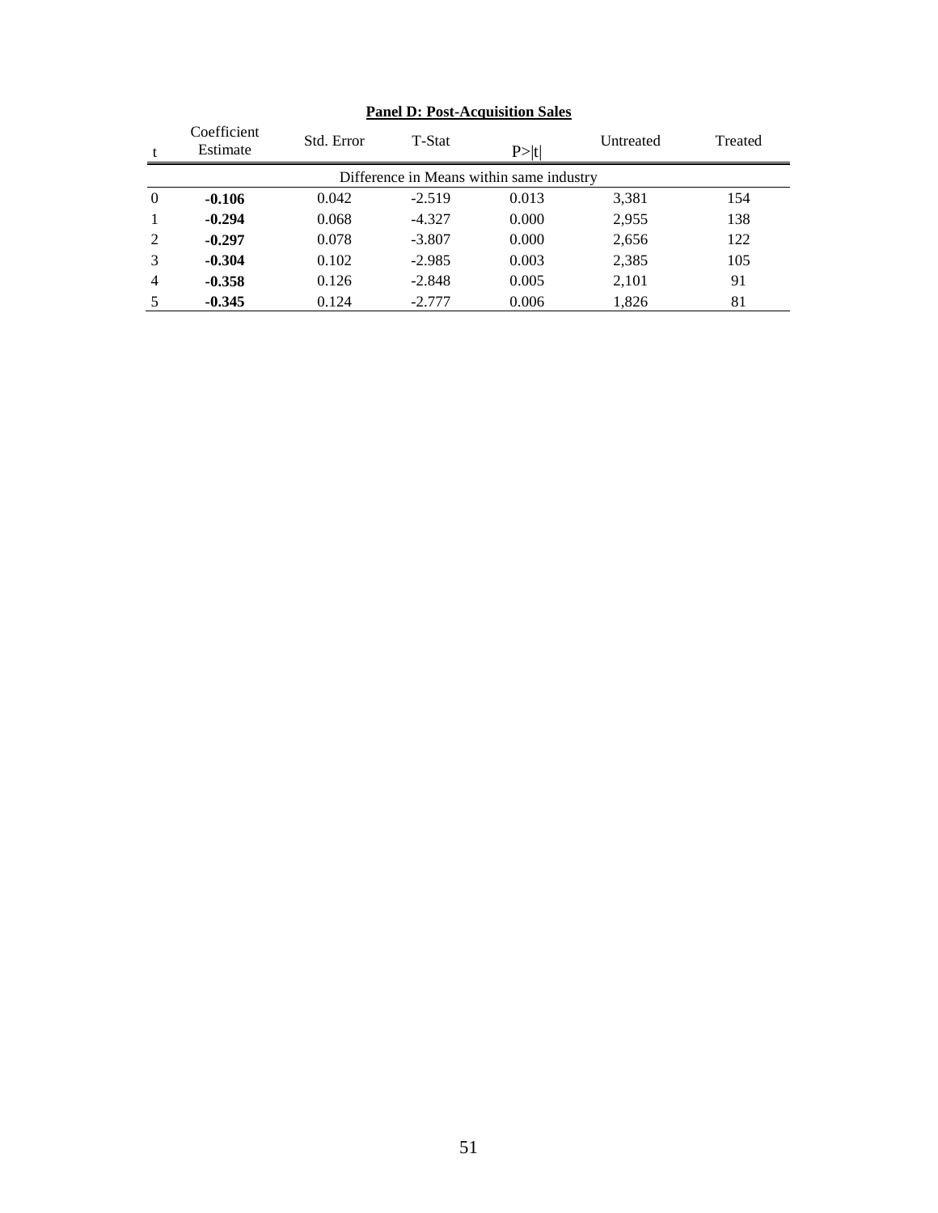**Panel D: Post-Acquisition Sales**

| t | Coefficient Estimate | Std. Error | T-Stat | P>\|t\| | Untreated | Treated |
|---|---|---|---|---|---|---|
| | | | Difference in Means within same industry | | | |
| 0 | **-0.106** | 0.042 | -2.519 | 0.013 | 3,381 | 154 |
| 1 | **-0.294** | 0.068 | -4.327 | 0.000 | 2,955 | 138 |
| 2 | **-0.297** | 0.078 | -3.807 | 0.000 | 2,656 | 122 |
| 3 | **-0.304** | 0.102 | -2.985 | 0.003 | 2,385 | 105 |
| 4 | **-0.358** | 0.126 | -2.848 | 0.005 | 2,101 | 91 |
| 5 | **-0.345** | 0.124 | -2.777 | 0.006 | 1,826 | 81 |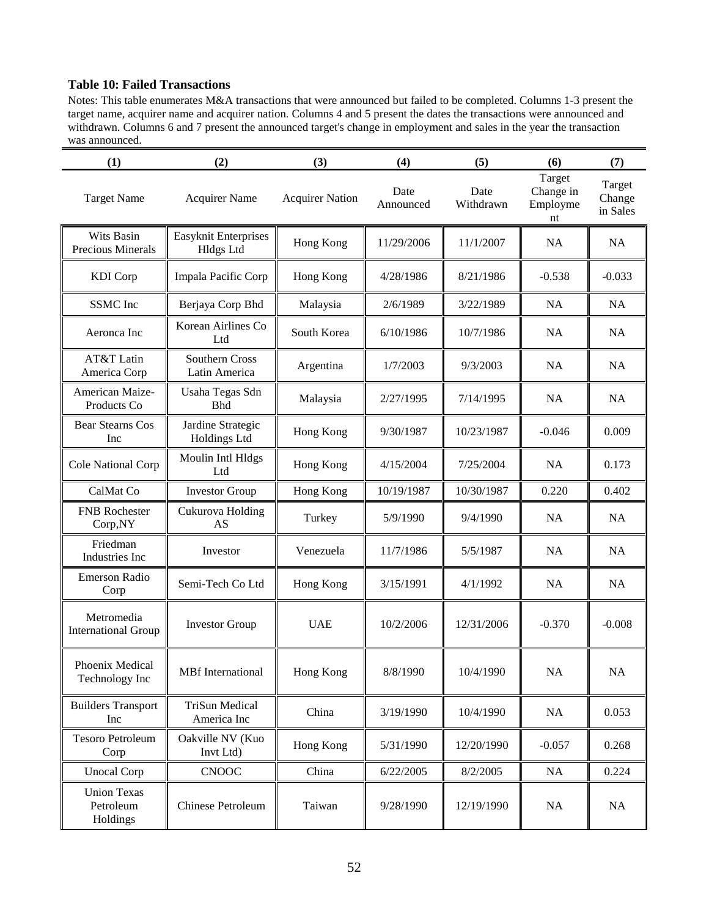**Table 10: Failed Transactions**

Notes: This table enumerates M&A transactions that were announced but failed to be completed. Columns 1-3 present the target name, acquirer name and acquirer nation. Columns 4 and 5 present the dates the transactions were announced and withdrawn. Columns 6 and 7 present the announced target's change in employment and sales in the year the transaction was announced.

| (1) | (2) | (3) | (4) | (5) | (6) | (7) |
|---|---|---|---|---|---|---|
| Target Name | Acquirer Name | Acquirer Nation | Date Announced | Date Withdrawn | Target Change in Employment | Target Change in Sales |
| Wits Basin Precious Minerals | Easyknit Enterprises Hldgs Ltd | Hong Kong | 11/29/2006 | 11/1/2007 | NA | NA |
| KDI Corp | Impala Pacific Corp | Hong Kong | 4/28/1986 | 8/21/1986 | -0.538 | -0.033 |
| SSMC Inc | Berjaya Corp Bhd | Malaysia | 2/6/1989 | 3/22/1989 | NA | NA |
| Aeronca Inc | Korean Airlines Co Ltd | South Korea | 6/10/1986 | 10/7/1986 | NA | NA |
| AT&T Latin America Corp | Southern Cross Latin America | Argentina | 1/7/2003 | 9/3/2003 | NA | NA |
| American Maize-Products Co | Usaha Tegas Sdn Bhd | Malaysia | 2/27/1995 | 7/14/1995 | NA | NA |
| Bear Stearns Cos Inc | Jardine Strategic Holdings Ltd | Hong Kong | 9/30/1987 | 10/23/1987 | -0.046 | 0.009 |
| Cole National Corp | Moulin Intl Hldgs Ltd | Hong Kong | 4/15/2004 | 7/25/2004 | NA | 0.173 |
| CalMat Co | Investor Group | Hong Kong | 10/19/1987 | 10/30/1987 | 0.220 | 0.402 |
| FNB Rochester Corp,NY | Cukurova Holding AS | Turkey | 5/9/1990 | 9/4/1990 | NA | NA |
| Friedman Industries Inc | Investor | Venezuela | 11/7/1986 | 5/5/1987 | NA | NA |
| Emerson Radio Corp | Semi-Tech Co Ltd | Hong Kong | 3/15/1991 | 4/1/1992 | NA | NA |
| Metromedia International Group | Investor Group | UAE | 10/2/2006 | 12/31/2006 | -0.370 | -0.008 |
| Phoenix Medical Technology Inc | MBf International | Hong Kong | 8/8/1990 | 10/4/1990 | NA | NA |
| Builders Transport Inc | TriSun Medical America Inc | China | 3/19/1990 | 10/4/1990 | NA | 0.053 |
| Tesoro Petroleum Corp | Oakville NV (Kuo Invt Ltd) | Hong Kong | 5/31/1990 | 12/20/1990 | -0.057 | 0.268 |
| Unocal Corp | CNOOC | China | 6/22/2005 | 8/2/2005 | NA | 0.224 |
| Union Texas Petroleum Holdings | Chinese Petroleum | Taiwan | 9/28/1990 | 12/19/1990 | NA | NA |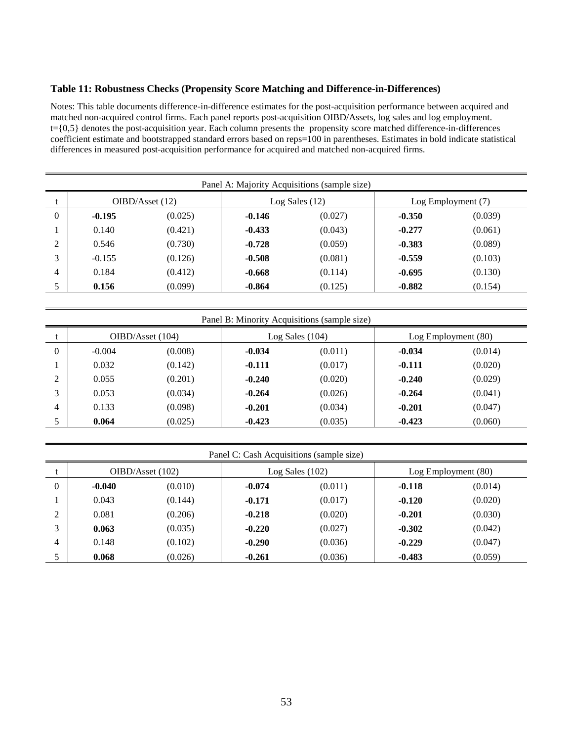**Table 11: Robustness Checks (Propensity Score Matching and Difference-in-Differences)**

Notes: This table documents difference-in-difference estimates for the post-acquisition performance between acquired and matched non-acquired control firms. Each panel reports post-acquisition OIBD/Assets, log sales and log employment. t={0,5} denotes the post-acquisition year. Each column presents the propensity score matched difference-in-differences coefficient estimate and bootstrapped standard errors based on reps=100 in parentheses. Estimates in bold indicate statistical differences in measured post-acquisition performance for acquired and matched non-acquired firms.

| Panel A: Majority Acquisitions (sample size) | | | | | | |
|---|---|---|---|---|---|---|
| t | OIBD/Asset (12) | | Log Sales (12) | | Log Employment (7) | |
| 0 | **-0.195** | (0.025) | **-0.146** | (0.027) | **-0.350** | (0.039) |
| 1 | 0.140 | (0.421) | **-0.433** | (0.043) | **-0.277** | (0.061) |
| 2 | 0.546 | (0.730) | **-0.728** | (0.059) | **-0.383** | (0.089) |
| 3 | -0.155 | (0.126) | **-0.508** | (0.081) | **-0.559** | (0.103) |
| 4 | 0.184 | (0.412) | **-0.668** | (0.114) | **-0.695** | (0.130) |
| 5 | **0.156** | (0.099) | **-0.864** | (0.125) | **-0.882** | (0.154) |

| Panel B: Minority Acquisitions (sample size) | | | | | | |
|---|---|---|---|---|---|---|
| t | OIBD/Asset (104) | | Log Sales (104) | | Log Employment (80) | |
| 0 | -0.004 | (0.008) | **-0.034** | (0.011) | **-0.034** | (0.014) |
| 1 | 0.032 | (0.142) | **-0.111** | (0.017) | **-0.111** | (0.020) |
| 2 | 0.055 | (0.201) | **-0.240** | (0.020) | **-0.240** | (0.029) |
| 3 | 0.053 | (0.034) | **-0.264** | (0.026) | **-0.264** | (0.041) |
| 4 | 0.133 | (0.098) | **-0.201** | (0.034) | **-0.201** | (0.047) |
| 5 | **0.064** | (0.025) | **-0.423** | (0.035) | **-0.423** | (0.060) |

| Panel C: Cash Acquisitions (sample size) | | | | | | |
|---|---|---|---|---|---|---|
| t | OIBD/Asset (102) | | Log Sales (102) | | Log Employment (80) | |
| 0 | **-0.040** | (0.010) | **-0.074** | (0.011) | **-0.118** | (0.014) |
| 1 | 0.043 | (0.144) | **-0.171** | (0.017) | **-0.120** | (0.020) |
| 2 | 0.081 | (0.206) | **-0.218** | (0.020) | **-0.201** | (0.030) |
| 3 | **0.063** | (0.035) | **-0.220** | (0.027) | **-0.302** | (0.042) |
| 4 | 0.148 | (0.102) | **-0.290** | (0.036) | **-0.229** | (0.047) |
| 5 | **0.068** | (0.026) | **-0.261** | (0.036) | **-0.483** | (0.059) |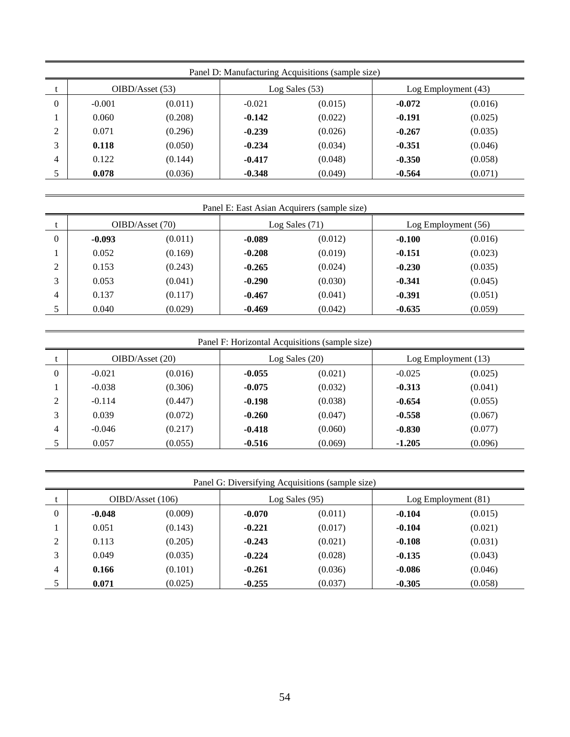| Panel D: Manufacturing Acquisitions (sample size) | | | | | | |
|---|---|---|---|---|---|---|
| t | OIBD/Asset (53) | | Log Sales (53) | | Log Employment (43) | |
| 0 | -0.001 | (0.011) | -0.021 | (0.015) | **-0.072** | (0.016) |
| 1 | 0.060 | (0.208) | **-0.142** | (0.022) | **-0.191** | (0.025) |
| 2 | 0.071 | (0.296) | **-0.239** | (0.026) | **-0.267** | (0.035) |
| 3 | **0.118** | (0.050) | **-0.234** | (0.034) | **-0.351** | (0.046) |
| 4 | 0.122 | (0.144) | **-0.417** | (0.048) | **-0.350** | (0.058) |
| 5 | **0.078** | (0.036) | **-0.348** | (0.049) | **-0.564** | (0.071) |

| Panel E: East Asian Acquirers (sample size) | | | | | | |
|---|---|---|---|---|---|---|
| t | OIBD/Asset (70) | | Log Sales (71) | | Log Employment (56) | |
| 0 | **-0.093** | (0.011) | **-0.089** | (0.012) | **-0.100** | (0.016) |
| 1 | 0.052 | (0.169) | **-0.208** | (0.019) | **-0.151** | (0.023) |
| 2 | 0.153 | (0.243) | **-0.265** | (0.024) | **-0.230** | (0.035) |
| 3 | 0.053 | (0.041) | **-0.290** | (0.030) | **-0.341** | (0.045) |
| 4 | 0.137 | (0.117) | **-0.467** | (0.041) | **-0.391** | (0.051) |
| 5 | 0.040 | (0.029) | **-0.469** | (0.042) | **-0.635** | (0.059) |

| Panel F: Horizontal Acquisitions (sample size) | | | | | | |
|---|---|---|---|---|---|---|
| t | OIBD/Asset (20) | | Log Sales (20) | | Log Employment (13) | |
| 0 | -0.021 | (0.016) | **-0.055** | (0.021) | -0.025 | (0.025) |
| 1 | -0.038 | (0.306) | **-0.075** | (0.032) | **-0.313** | (0.041) |
| 2 | -0.114 | (0.447) | **-0.198** | (0.038) | **-0.654** | (0.055) |
| 3 | 0.039 | (0.072) | **-0.260** | (0.047) | **-0.558** | (0.067) |
| 4 | -0.046 | (0.217) | **-0.418** | (0.060) | **-0.830** | (0.077) |
| 5 | 0.057 | (0.055) | **-0.516** | (0.069) | **-1.205** | (0.096) |

| Panel G: Diversifying Acquisitions (sample size) | | | | | | |
|---|---|---|---|---|---|---|
| t | OIBD/Asset (106) | | Log Sales (95) | | Log Employment (81) | |
| 0 | **-0.048** | (0.009) | **-0.070** | (0.011) | **-0.104** | (0.015) |
| 1 | 0.051 | (0.143) | **-0.221** | (0.017) | **-0.104** | (0.021) |
| 2 | 0.113 | (0.205) | **-0.243** | (0.021) | **-0.108** | (0.031) |
| 3 | 0.049 | (0.035) | **-0.224** | (0.028) | **-0.135** | (0.043) |
| 4 | **0.166** | (0.101) | **-0.261** | (0.036) | **-0.086** | (0.046) |
| 5 | **0.071** | (0.025) | **-0.255** | (0.037) | **-0.305** | (0.058) |